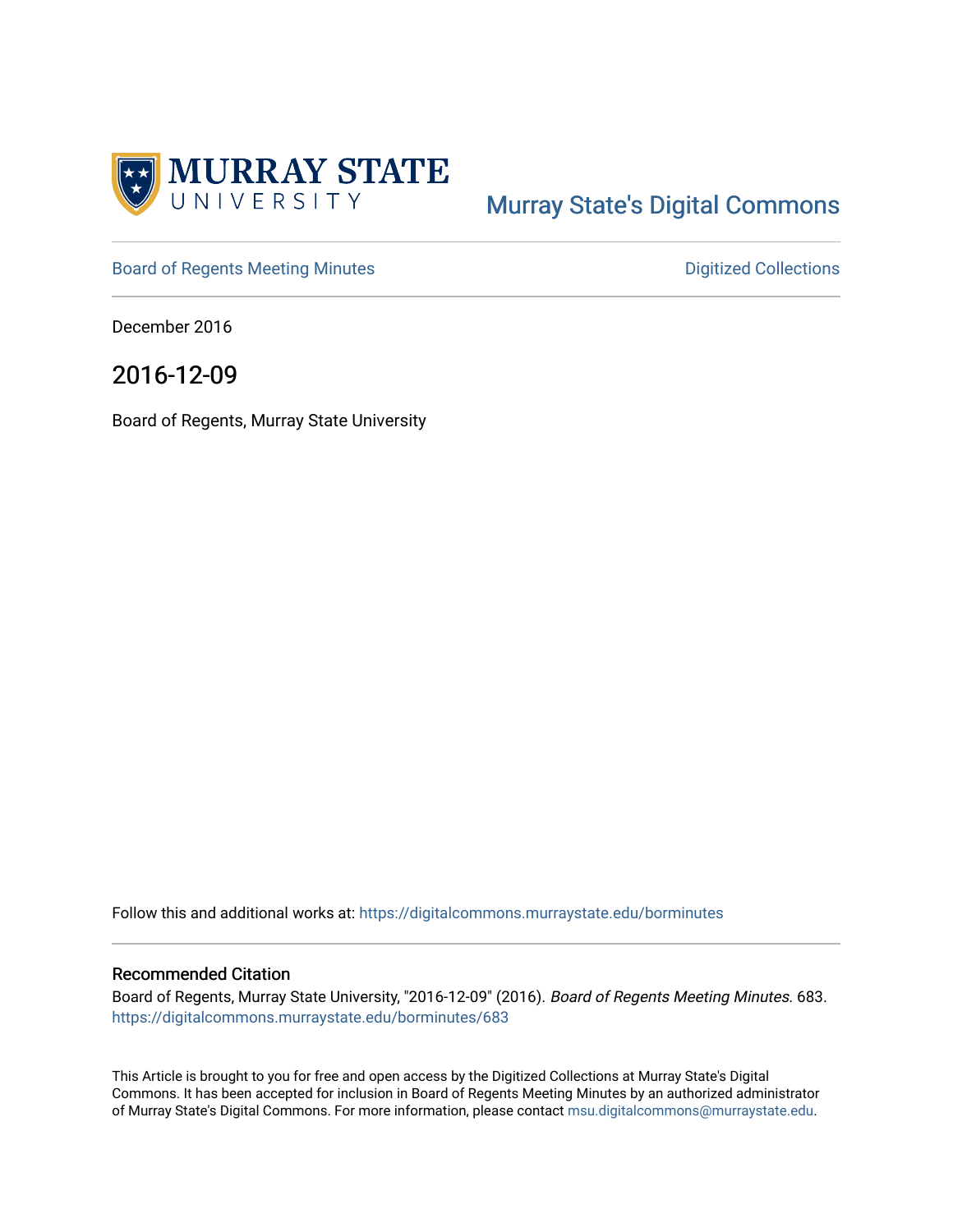MURRAY STATE UNIVERSITY

Murray State's Digital Commons

Board of Regents Meeting Minutes

Digitized Collections

December 2016

# 2016-12-09

Board of Regents, Murray State University

Follow this and additional works at: https://digitalcommons.murraystate.edu/borminutes

## Recommended Citation

Board of Regents, Murray State University, "2016-12-09" (2016). *Board of Regents Meeting Minutes*. 683. https://digitalcommons.murraystate.edu/borminutes/683

This Article is brought to you for free and open access by the Digitized Collections at Murray State's Digital Commons. It has been accepted for inclusion in Board of Regents Meeting Minutes by an authorized administrator of Murray State's Digital Commons. For more information, please contact msu.digitalcommons@murraystate.edu.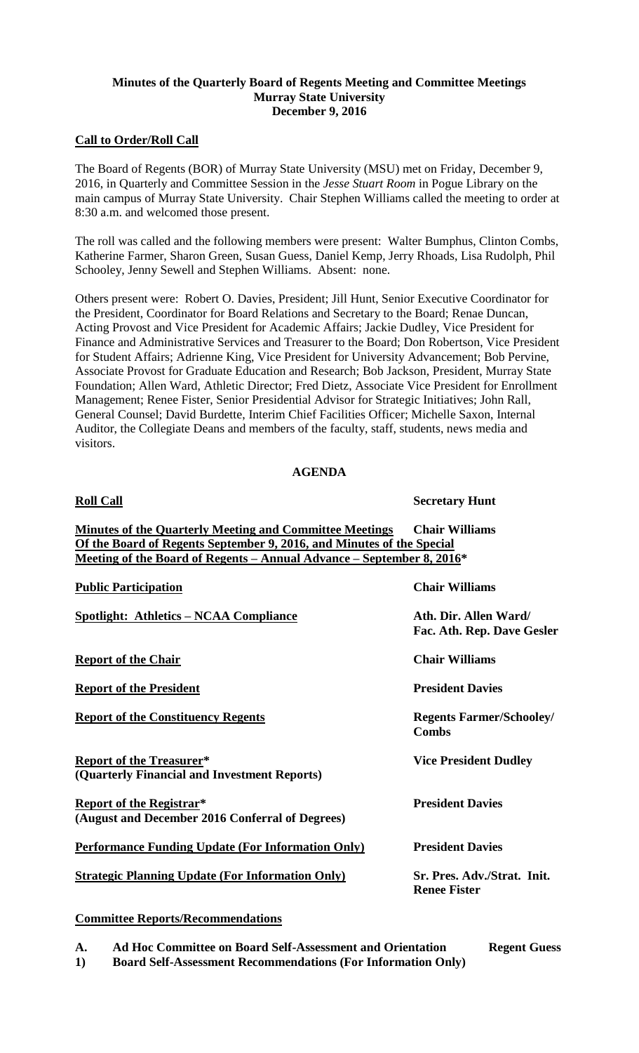**Minutes of the Quarterly Board of Regents Meeting and Committee Meetings**
**Murray State University**
**December 9, 2016**

**Call to Order/Roll Call**

The Board of Regents (BOR) of Murray State University (MSU) met on Friday, December 9, 2016, in Quarterly and Committee Session in the *Jesse Stuart Room* in Pogue Library on the main campus of Murray State University. Chair Stephen Williams called the meeting to order at 8:30 a.m. and welcomed those present.

The roll was called and the following members were present: Walter Bumphus, Clinton Combs, Katherine Farmer, Sharon Green, Susan Guess, Daniel Kemp, Jerry Rhoads, Lisa Rudolph, Phil Schooley, Jenny Sewell and Stephen Williams. Absent: none.

Others present were: Robert O. Davies, President; Jill Hunt, Senior Executive Coordinator for the President, Coordinator for Board Relations and Secretary to the Board; Renae Duncan, Acting Provost and Vice President for Academic Affairs; Jackie Dudley, Vice President for Finance and Administrative Services and Treasurer to the Board; Don Robertson, Vice President for Student Affairs; Adrienne King, Vice President for University Advancement; Bob Pervine, Associate Provost for Graduate Education and Research; Bob Jackson, President, Murray State Foundation; Allen Ward, Athletic Director; Fred Dietz, Associate Vice President for Enrollment Management; Renee Fister, Senior Presidential Advisor for Strategic Initiatives; John Rall, General Counsel; David Burdette, Interim Chief Facilities Officer; Michelle Saxon, Internal Auditor, the Collegiate Deans and members of the faculty, staff, students, news media and visitors.

**AGENDA**

| | |
|---|---|
| **Roll Call** | **Secretary Hunt** |
| **Minutes of the Quarterly Meeting and Committee Meetings Of the Board of Regents September 9, 2016, and Minutes of the Special Meeting of the Board of Regents – Annual Advance – September 8, 2016*** | **Chair Williams** |
| **Public Participation** | **Chair Williams** |
| **Spotlight: Athletics – NCAA Compliance** | **Ath. Dir. Allen Ward/ Fac. Ath. Rep. Dave Gesler** |
| **Report of the Chair** | **Chair Williams** |
| **Report of the President** | **President Davies** |
| **Report of the Constituency Regents** | **Regents Farmer/Schooley/ Combs** |
| **Report of the Treasurer* (Quarterly Financial and Investment Reports)** | **Vice President Dudley** |
| **Report of the Registrar* (August and December 2016 Conferral of Degrees)** | **President Davies** |
| **Performance Funding Update (For Information Only)** | **President Davies** |
| **Strategic Planning Update (For Information Only)** | **Sr. Pres. Adv./Strat. Init. Renee Fister** |

**Committee Reports/Recommendations**

**A. Ad Hoc Committee on Board Self-Assessment and Orientation** — **Regent Guess**

**1) Board Self-Assessment Recommendations (For Information Only)**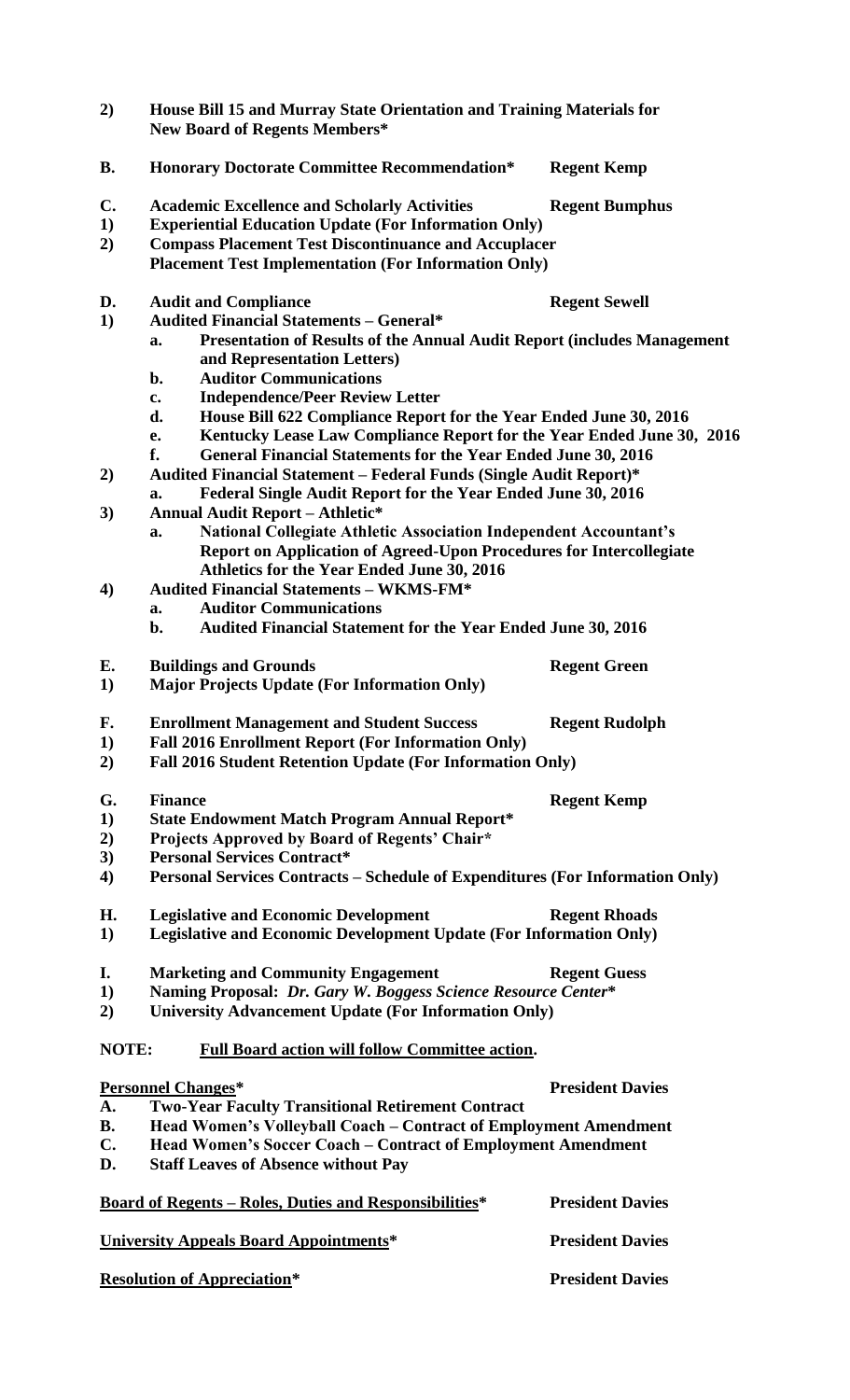**2) House Bill 15 and Murray State Orientation and Training Materials for New Board of Regents Members***

**B. Honorary Doctorate Committee Recommendation*** **Regent Kemp**

**C. Academic Excellence and Scholarly Activities** **Regent Bumphus**

**1) Experiential Education Update (For Information Only)**

**2) Compass Placement Test Discontinuance and Accuplacer Placement Test Implementation (For Information Only)**

**D. Audit and Compliance** **Regent Sewell**

**1) Audited Financial Statements – General***

- **a. Presentation of Results of the Annual Audit Report (includes Management and Representation Letters)**
- **b. Auditor Communications**
- **c. Independence/Peer Review Letter**
- **d. House Bill 622 Compliance Report for the Year Ended June 30, 2016**
- **e. Kentucky Lease Law Compliance Report for the Year Ended June 30, 2016**
- **f. General Financial Statements for the Year Ended June 30, 2016**

**2) Audited Financial Statement – Federal Funds (Single Audit Report)***

- **a. Federal Single Audit Report for the Year Ended June 30, 2016**

**3) Annual Audit Report – Athletic***

- **a. National Collegiate Athletic Association Independent Accountant's Report on Application of Agreed-Upon Procedures for Intercollegiate Athletics for the Year Ended June 30, 2016**

**4) Audited Financial Statements – WKMS-FM***

- **a. Auditor Communications**
- **b. Audited Financial Statement for the Year Ended June 30, 2016**

**E. Buildings and Grounds** **Regent Green**

**1) Major Projects Update (For Information Only)**

**F. Enrollment Management and Student Success** **Regent Rudolph**

**1) Fall 2016 Enrollment Report (For Information Only)**

**2) Fall 2016 Student Retention Update (For Information Only)**

**G. Finance** **Regent Kemp**

**1) State Endowment Match Program Annual Report***

**2) Projects Approved by Board of Regents' Chair***

**3) Personal Services Contract***

**4) Personal Services Contracts – Schedule of Expenditures (For Information Only)**

**H. Legislative and Economic Development** **Regent Rhoads**

**1) Legislative and Economic Development Update (For Information Only)**

**I. Marketing and Community Engagement** **Regent Guess**

**1) Naming Proposal: *Dr. Gary W. Boggess Science Resource Center****

**2) University Advancement Update (For Information Only)**

**NOTE: <u>Full Board action will follow Committee action</u>.**

**<u>Personnel Changes</u>*** **President Davies**

**A. Two-Year Faculty Transitional Retirement Contract**

**B. Head Women's Volleyball Coach – Contract of Employment Amendment**

**C. Head Women's Soccer Coach – Contract of Employment Amendment**

**D. Staff Leaves of Absence without Pay**

**<u>Board of Regents – Roles, Duties and Responsibilities</u>*** **President Davies**

**<u>University Appeals Board Appointments</u>*** **President Davies**

**<u>Resolution of Appreciation</u>*** **President Davies**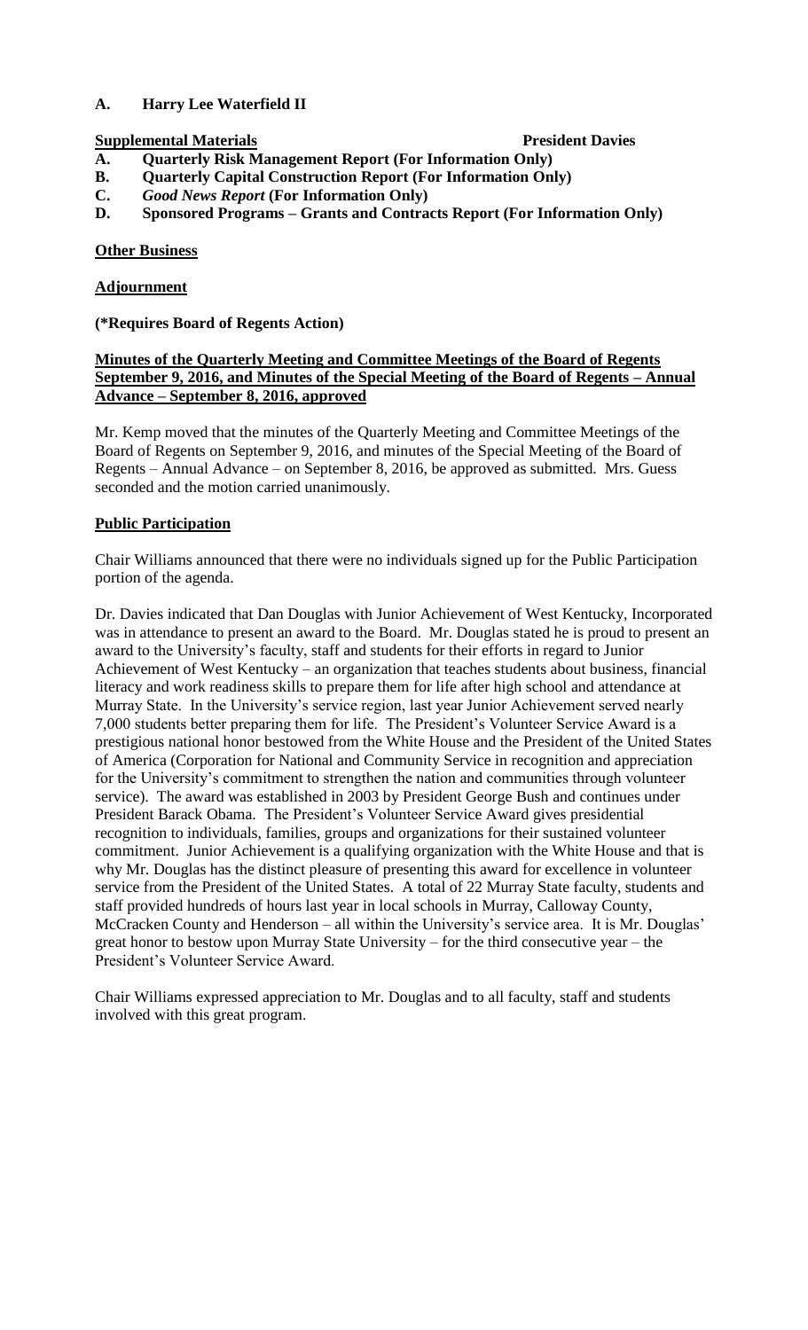**A. Harry Lee Waterfield II**

**Supplemental Materials** **President Davies**

**A. Quarterly Risk Management Report (For Information Only)**
**B. Quarterly Capital Construction Report (For Information Only)**
**C. *Good News Report* (For Information Only)**
**D. Sponsored Programs – Grants and Contracts Report (For Information Only)**

**Other Business**

**Adjournment**

**(*Requires Board of Regents Action)**

**Minutes of the Quarterly Meeting and Committee Meetings of the Board of Regents September 9, 2016, and Minutes of the Special Meeting of the Board of Regents – Annual Advance – September 8, 2016, approved**

Mr. Kemp moved that the minutes of the Quarterly Meeting and Committee Meetings of the Board of Regents on September 9, 2016, and minutes of the Special Meeting of the Board of Regents – Annual Advance – on September 8, 2016, be approved as submitted. Mrs. Guess seconded and the motion carried unanimously.

**Public Participation**

Chair Williams announced that there were no individuals signed up for the Public Participation portion of the agenda.

Dr. Davies indicated that Dan Douglas with Junior Achievement of West Kentucky, Incorporated was in attendance to present an award to the Board. Mr. Douglas stated he is proud to present an award to the University's faculty, staff and students for their efforts in regard to Junior Achievement of West Kentucky – an organization that teaches students about business, financial literacy and work readiness skills to prepare them for life after high school and attendance at Murray State. In the University's service region, last year Junior Achievement served nearly 7,000 students better preparing them for life. The President's Volunteer Service Award is a prestigious national honor bestowed from the White House and the President of the United States of America (Corporation for National and Community Service in recognition and appreciation for the University's commitment to strengthen the nation and communities through volunteer service). The award was established in 2003 by President George Bush and continues under President Barack Obama. The President's Volunteer Service Award gives presidential recognition to individuals, families, groups and organizations for their sustained volunteer commitment. Junior Achievement is a qualifying organization with the White House and that is why Mr. Douglas has the distinct pleasure of presenting this award for excellence in volunteer service from the President of the United States. A total of 22 Murray State faculty, students and staff provided hundreds of hours last year in local schools in Murray, Calloway County, McCracken County and Henderson – all within the University's service area. It is Mr. Douglas' great honor to bestow upon Murray State University – for the third consecutive year – the President's Volunteer Service Award.

Chair Williams expressed appreciation to Mr. Douglas and to all faculty, staff and students involved with this great program.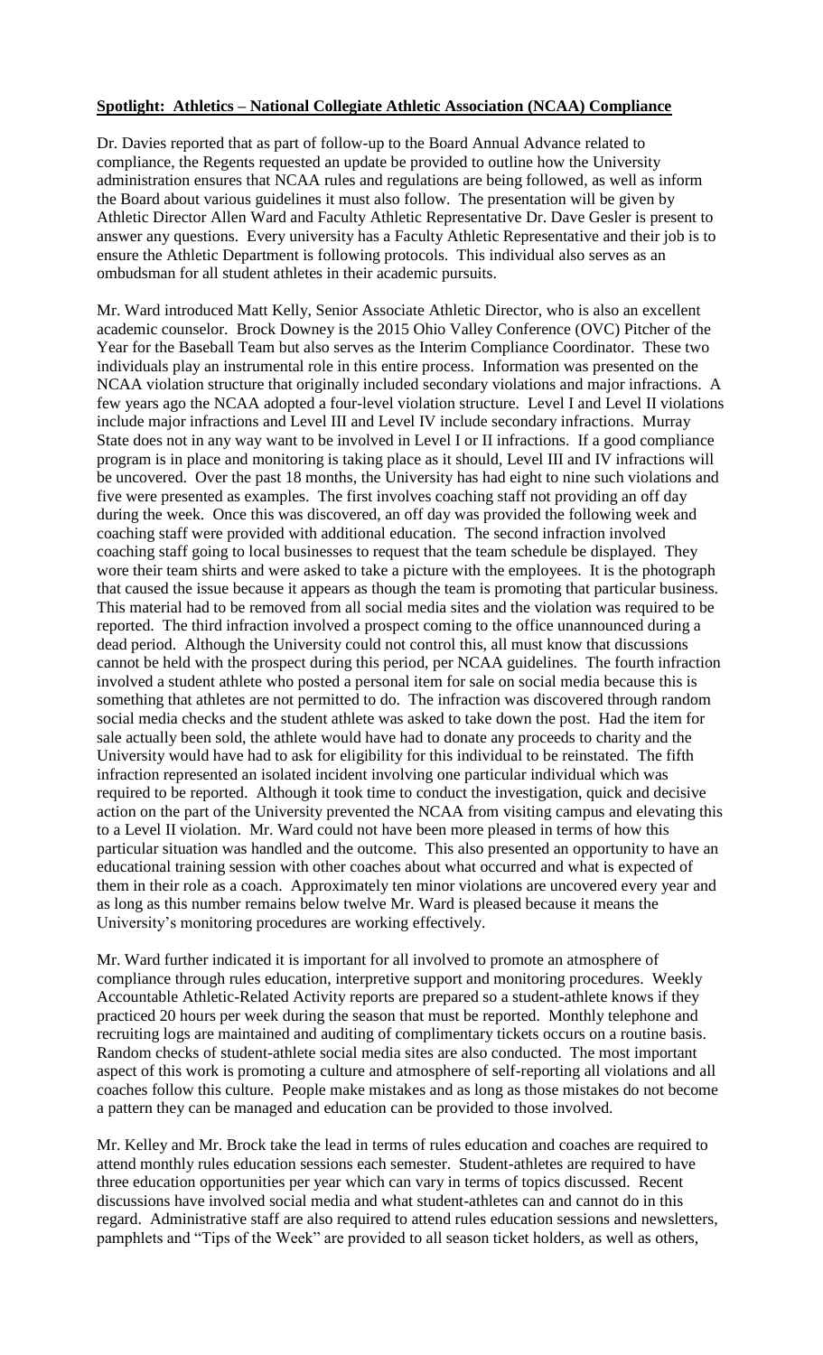**Spotlight: Athletics – National Collegiate Athletic Association (NCAA) Compliance**

Dr. Davies reported that as part of follow-up to the Board Annual Advance related to compliance, the Regents requested an update be provided to outline how the University administration ensures that NCAA rules and regulations are being followed, as well as inform the Board about various guidelines it must also follow. The presentation will be given by Athletic Director Allen Ward and Faculty Athletic Representative Dr. Dave Gesler is present to answer any questions. Every university has a Faculty Athletic Representative and their job is to ensure the Athletic Department is following protocols. This individual also serves as an ombudsman for all student athletes in their academic pursuits.

Mr. Ward introduced Matt Kelly, Senior Associate Athletic Director, who is also an excellent academic counselor. Brock Downey is the 2015 Ohio Valley Conference (OVC) Pitcher of the Year for the Baseball Team but also serves as the Interim Compliance Coordinator. These two individuals play an instrumental role in this entire process. Information was presented on the NCAA violation structure that originally included secondary violations and major infractions. A few years ago the NCAA adopted a four-level violation structure. Level I and Level II violations include major infractions and Level III and Level IV include secondary infractions. Murray State does not in any way want to be involved in Level I or II infractions. If a good compliance program is in place and monitoring is taking place as it should, Level III and IV infractions will be uncovered. Over the past 18 months, the University has had eight to nine such violations and five were presented as examples. The first involves coaching staff not providing an off day during the week. Once this was discovered, an off day was provided the following week and coaching staff were provided with additional education. The second infraction involved coaching staff going to local businesses to request that the team schedule be displayed. They wore their team shirts and were asked to take a picture with the employees. It is the photograph that caused the issue because it appears as though the team is promoting that particular business. This material had to be removed from all social media sites and the violation was required to be reported. The third infraction involved a prospect coming to the office unannounced during a dead period. Although the University could not control this, all must know that discussions cannot be held with the prospect during this period, per NCAA guidelines. The fourth infraction involved a student athlete who posted a personal item for sale on social media because this is something that athletes are not permitted to do. The infraction was discovered through random social media checks and the student athlete was asked to take down the post. Had the item for sale actually been sold, the athlete would have had to donate any proceeds to charity and the University would have had to ask for eligibility for this individual to be reinstated. The fifth infraction represented an isolated incident involving one particular individual which was required to be reported. Although it took time to conduct the investigation, quick and decisive action on the part of the University prevented the NCAA from visiting campus and elevating this to a Level II violation. Mr. Ward could not have been more pleased in terms of how this particular situation was handled and the outcome. This also presented an opportunity to have an educational training session with other coaches about what occurred and what is expected of them in their role as a coach. Approximately ten minor violations are uncovered every year and as long as this number remains below twelve Mr. Ward is pleased because it means the University's monitoring procedures are working effectively.

Mr. Ward further indicated it is important for all involved to promote an atmosphere of compliance through rules education, interpretive support and monitoring procedures. Weekly Accountable Athletic-Related Activity reports are prepared so a student-athlete knows if they practiced 20 hours per week during the season that must be reported. Monthly telephone and recruiting logs are maintained and auditing of complimentary tickets occurs on a routine basis. Random checks of student-athlete social media sites are also conducted. The most important aspect of this work is promoting a culture and atmosphere of self-reporting all violations and all coaches follow this culture. People make mistakes and as long as those mistakes do not become a pattern they can be managed and education can be provided to those involved.

Mr. Kelley and Mr. Brock take the lead in terms of rules education and coaches are required to attend monthly rules education sessions each semester. Student-athletes are required to have three education opportunities per year which can vary in terms of topics discussed. Recent discussions have involved social media and what student-athletes can and cannot do in this regard. Administrative staff are also required to attend rules education sessions and newsletters, pamphlets and "Tips of the Week" are provided to all season ticket holders, as well as others,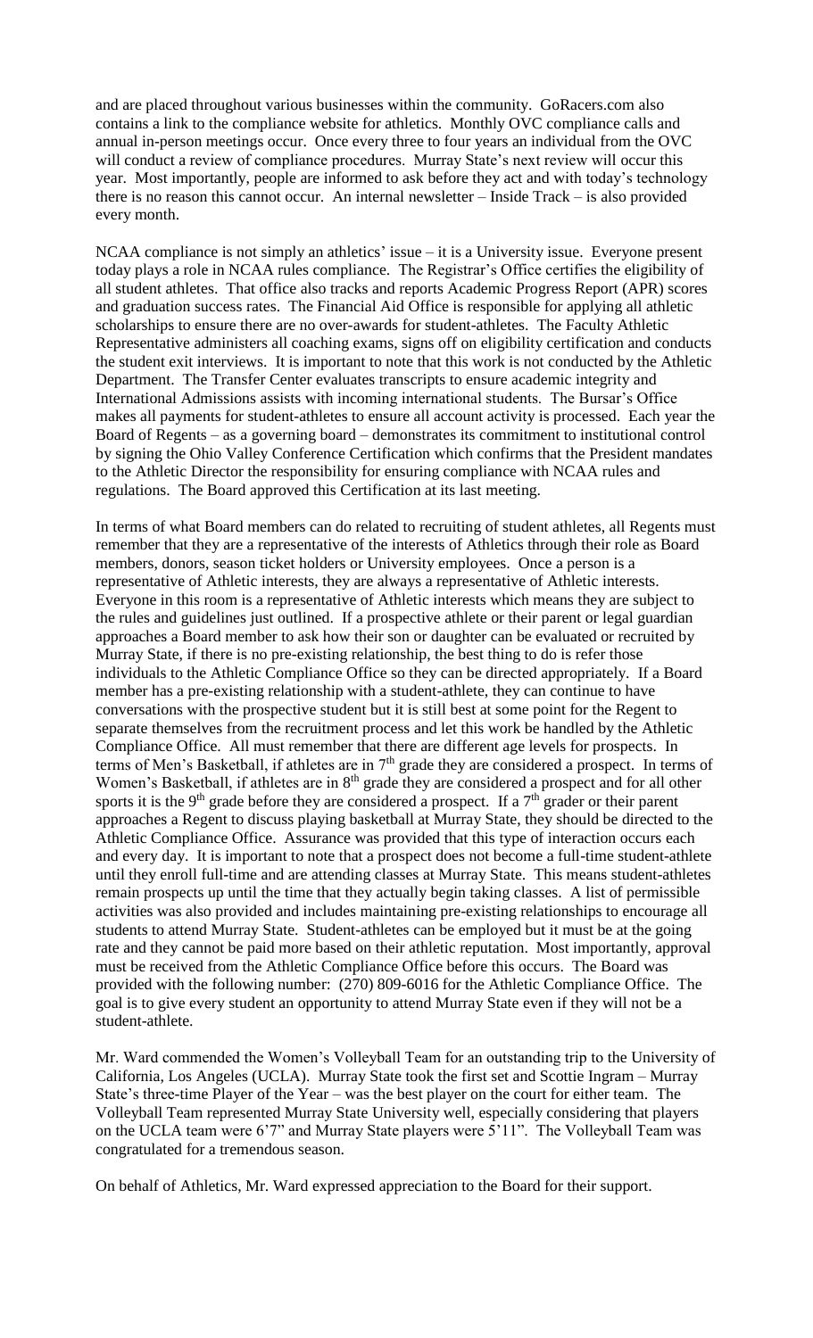and are placed throughout various businesses within the community. GoRacers.com also contains a link to the compliance website for athletics. Monthly OVC compliance calls and annual in-person meetings occur. Once every three to four years an individual from the OVC will conduct a review of compliance procedures. Murray State's next review will occur this year. Most importantly, people are informed to ask before they act and with today's technology there is no reason this cannot occur. An internal newsletter – Inside Track – is also provided every month.

NCAA compliance is not simply an athletics' issue – it is a University issue. Everyone present today plays a role in NCAA rules compliance. The Registrar's Office certifies the eligibility of all student athletes. That office also tracks and reports Academic Progress Report (APR) scores and graduation success rates. The Financial Aid Office is responsible for applying all athletic scholarships to ensure there are no over-awards for student-athletes. The Faculty Athletic Representative administers all coaching exams, signs off on eligibility certification and conducts the student exit interviews. It is important to note that this work is not conducted by the Athletic Department. The Transfer Center evaluates transcripts to ensure academic integrity and International Admissions assists with incoming international students. The Bursar's Office makes all payments for student-athletes to ensure all account activity is processed. Each year the Board of Regents – as a governing board – demonstrates its commitment to institutional control by signing the Ohio Valley Conference Certification which confirms that the President mandates to the Athletic Director the responsibility for ensuring compliance with NCAA rules and regulations. The Board approved this Certification at its last meeting.

In terms of what Board members can do related to recruiting of student athletes, all Regents must remember that they are a representative of the interests of Athletics through their role as Board members, donors, season ticket holders or University employees. Once a person is a representative of Athletic interests, they are always a representative of Athletic interests. Everyone in this room is a representative of Athletic interests which means they are subject to the rules and guidelines just outlined. If a prospective athlete or their parent or legal guardian approaches a Board member to ask how their son or daughter can be evaluated or recruited by Murray State, if there is no pre-existing relationship, the best thing to do is refer those individuals to the Athletic Compliance Office so they can be directed appropriately. If a Board member has a pre-existing relationship with a student-athlete, they can continue to have conversations with the prospective student but it is still best at some point for the Regent to separate themselves from the recruitment process and let this work be handled by the Athletic Compliance Office. All must remember that there are different age levels for prospects. In terms of Men's Basketball, if athletes are in 7th grade they are considered a prospect. In terms of Women's Basketball, if athletes are in 8th grade they are considered a prospect and for all other sports it is the 9th grade before they are considered a prospect. If a 7th grader or their parent approaches a Regent to discuss playing basketball at Murray State, they should be directed to the Athletic Compliance Office. Assurance was provided that this type of interaction occurs each and every day. It is important to note that a prospect does not become a full-time student-athlete until they enroll full-time and are attending classes at Murray State. This means student-athletes remain prospects up until the time that they actually begin taking classes. A list of permissible activities was also provided and includes maintaining pre-existing relationships to encourage all students to attend Murray State. Student-athletes can be employed but it must be at the going rate and they cannot be paid more based on their athletic reputation. Most importantly, approval must be received from the Athletic Compliance Office before this occurs. The Board was provided with the following number: (270) 809-6016 for the Athletic Compliance Office. The goal is to give every student an opportunity to attend Murray State even if they will not be a student-athlete.

Mr. Ward commended the Women's Volleyball Team for an outstanding trip to the University of California, Los Angeles (UCLA). Murray State took the first set and Scottie Ingram – Murray State's three-time Player of the Year – was the best player on the court for either team. The Volleyball Team represented Murray State University well, especially considering that players on the UCLA team were 6'7" and Murray State players were 5'11". The Volleyball Team was congratulated for a tremendous season.

On behalf of Athletics, Mr. Ward expressed appreciation to the Board for their support.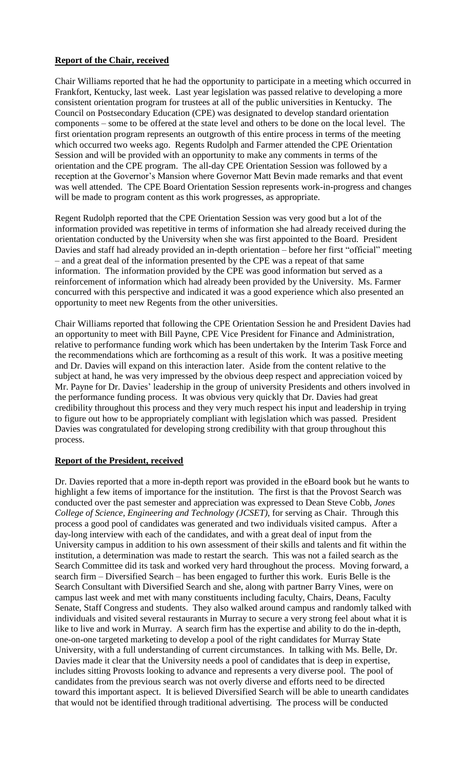**Report of the Chair, received**

Chair Williams reported that he had the opportunity to participate in a meeting which occurred in Frankfort, Kentucky, last week. Last year legislation was passed relative to developing a more consistent orientation program for trustees at all of the public universities in Kentucky. The Council on Postsecondary Education (CPE) was designated to develop standard orientation components – some to be offered at the state level and others to be done on the local level. The first orientation program represents an outgrowth of this entire process in terms of the meeting which occurred two weeks ago. Regents Rudolph and Farmer attended the CPE Orientation Session and will be provided with an opportunity to make any comments in terms of the orientation and the CPE program. The all-day CPE Orientation Session was followed by a reception at the Governor's Mansion where Governor Matt Bevin made remarks and that event was well attended. The CPE Board Orientation Session represents work-in-progress and changes will be made to program content as this work progresses, as appropriate.

Regent Rudolph reported that the CPE Orientation Session was very good but a lot of the information provided was repetitive in terms of information she had already received during the orientation conducted by the University when she was first appointed to the Board. President Davies and staff had already provided an in-depth orientation – before her first "official" meeting – and a great deal of the information presented by the CPE was a repeat of that same information. The information provided by the CPE was good information but served as a reinforcement of information which had already been provided by the University. Ms. Farmer concurred with this perspective and indicated it was a good experience which also presented an opportunity to meet new Regents from the other universities.

Chair Williams reported that following the CPE Orientation Session he and President Davies had an opportunity to meet with Bill Payne, CPE Vice President for Finance and Administration, relative to performance funding work which has been undertaken by the Interim Task Force and the recommendations which are forthcoming as a result of this work. It was a positive meeting and Dr. Davies will expand on this interaction later. Aside from the content relative to the subject at hand, he was very impressed by the obvious deep respect and appreciation voiced by Mr. Payne for Dr. Davies' leadership in the group of university Presidents and others involved in the performance funding process. It was obvious very quickly that Dr. Davies had great credibility throughout this process and they very much respect his input and leadership in trying to figure out how to be appropriately compliant with legislation which was passed. President Davies was congratulated for developing strong credibility with that group throughout this process.

**Report of the President, received**

Dr. Davies reported that a more in-depth report was provided in the eBoard book but he wants to highlight a few items of importance for the institution. The first is that the Provost Search was conducted over the past semester and appreciation was expressed to Dean Steve Cobb, *Jones College of Science, Engineering and Technology (JCSET)*, for serving as Chair. Through this process a good pool of candidates was generated and two individuals visited campus. After a day-long interview with each of the candidates, and with a great deal of input from the University campus in addition to his own assessment of their skills and talents and fit within the institution, a determination was made to restart the search. This was not a failed search as the Search Committee did its task and worked very hard throughout the process. Moving forward, a search firm – Diversified Search – has been engaged to further this work. Euris Belle is the Search Consultant with Diversified Search and she, along with partner Barry Vines, were on campus last week and met with many constituents including faculty, Chairs, Deans, Faculty Senate, Staff Congress and students. They also walked around campus and randomly talked with individuals and visited several restaurants in Murray to secure a very strong feel about what it is like to live and work in Murray. A search firm has the expertise and ability to do the in-depth, one-on-one targeted marketing to develop a pool of the right candidates for Murray State University, with a full understanding of current circumstances. In talking with Ms. Belle, Dr. Davies made it clear that the University needs a pool of candidates that is deep in expertise, includes sitting Provosts looking to advance and represents a very diverse pool. The pool of candidates from the previous search was not overly diverse and efforts need to be directed toward this important aspect. It is believed Diversified Search will be able to unearth candidates that would not be identified through traditional advertising. The process will be conducted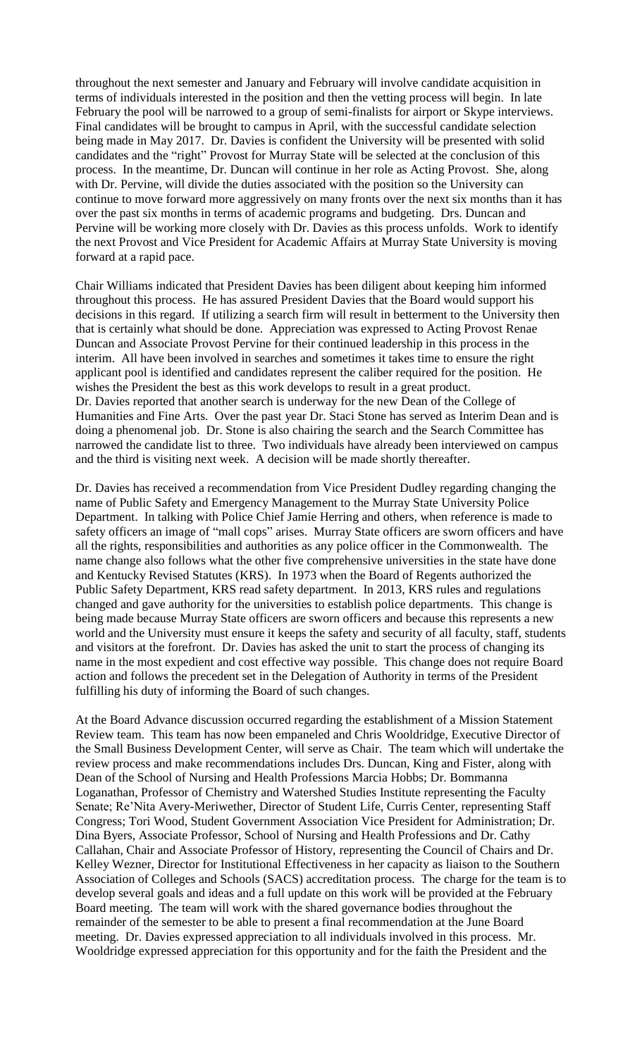throughout the next semester and January and February will involve candidate acquisition in terms of individuals interested in the position and then the vetting process will begin. In late February the pool will be narrowed to a group of semi-finalists for airport or Skype interviews. Final candidates will be brought to campus in April, with the successful candidate selection being made in May 2017. Dr. Davies is confident the University will be presented with solid candidates and the "right" Provost for Murray State will be selected at the conclusion of this process. In the meantime, Dr. Duncan will continue in her role as Acting Provost. She, along with Dr. Pervine, will divide the duties associated with the position so the University can continue to move forward more aggressively on many fronts over the next six months than it has over the past six months in terms of academic programs and budgeting. Drs. Duncan and Pervine will be working more closely with Dr. Davies as this process unfolds. Work to identify the next Provost and Vice President for Academic Affairs at Murray State University is moving forward at a rapid pace.

Chair Williams indicated that President Davies has been diligent about keeping him informed throughout this process. He has assured President Davies that the Board would support his decisions in this regard. If utilizing a search firm will result in betterment to the University then that is certainly what should be done. Appreciation was expressed to Acting Provost Renae Duncan and Associate Provost Pervine for their continued leadership in this process in the interim. All have been involved in searches and sometimes it takes time to ensure the right applicant pool is identified and candidates represent the caliber required for the position. He wishes the President the best as this work develops to result in a great product.
Dr. Davies reported that another search is underway for the new Dean of the College of Humanities and Fine Arts. Over the past year Dr. Staci Stone has served as Interim Dean and is doing a phenomenal job. Dr. Stone is also chairing the search and the Search Committee has narrowed the candidate list to three. Two individuals have already been interviewed on campus and the third is visiting next week. A decision will be made shortly thereafter.

Dr. Davies has received a recommendation from Vice President Dudley regarding changing the name of Public Safety and Emergency Management to the Murray State University Police Department. In talking with Police Chief Jamie Herring and others, when reference is made to safety officers an image of "mall cops" arises. Murray State officers are sworn officers and have all the rights, responsibilities and authorities as any police officer in the Commonwealth. The name change also follows what the other five comprehensive universities in the state have done and Kentucky Revised Statutes (KRS). In 1973 when the Board of Regents authorized the Public Safety Department, KRS read safety department. In 2013, KRS rules and regulations changed and gave authority for the universities to establish police departments. This change is being made because Murray State officers are sworn officers and because this represents a new world and the University must ensure it keeps the safety and security of all faculty, staff, students and visitors at the forefront. Dr. Davies has asked the unit to start the process of changing its name in the most expedient and cost effective way possible. This change does not require Board action and follows the precedent set in the Delegation of Authority in terms of the President fulfilling his duty of informing the Board of such changes.

At the Board Advance discussion occurred regarding the establishment of a Mission Statement Review team. This team has now been empaneled and Chris Wooldridge, Executive Director of the Small Business Development Center, will serve as Chair. The team which will undertake the review process and make recommendations includes Drs. Duncan, King and Fister, along with Dean of the School of Nursing and Health Professions Marcia Hobbs; Dr. Bommanna Loganathan, Professor of Chemistry and Watershed Studies Institute representing the Faculty Senate; Re'Nita Avery-Meriwether, Director of Student Life, Curris Center, representing Staff Congress; Tori Wood, Student Government Association Vice President for Administration; Dr. Dina Byers, Associate Professor, School of Nursing and Health Professions and Dr. Cathy Callahan, Chair and Associate Professor of History, representing the Council of Chairs and Dr. Kelley Wezner, Director for Institutional Effectiveness in her capacity as liaison to the Southern Association of Colleges and Schools (SACS) accreditation process. The charge for the team is to develop several goals and ideas and a full update on this work will be provided at the February Board meeting. The team will work with the shared governance bodies throughout the remainder of the semester to be able to present a final recommendation at the June Board meeting. Dr. Davies expressed appreciation to all individuals involved in this process. Mr. Wooldridge expressed appreciation for this opportunity and for the faith the President and the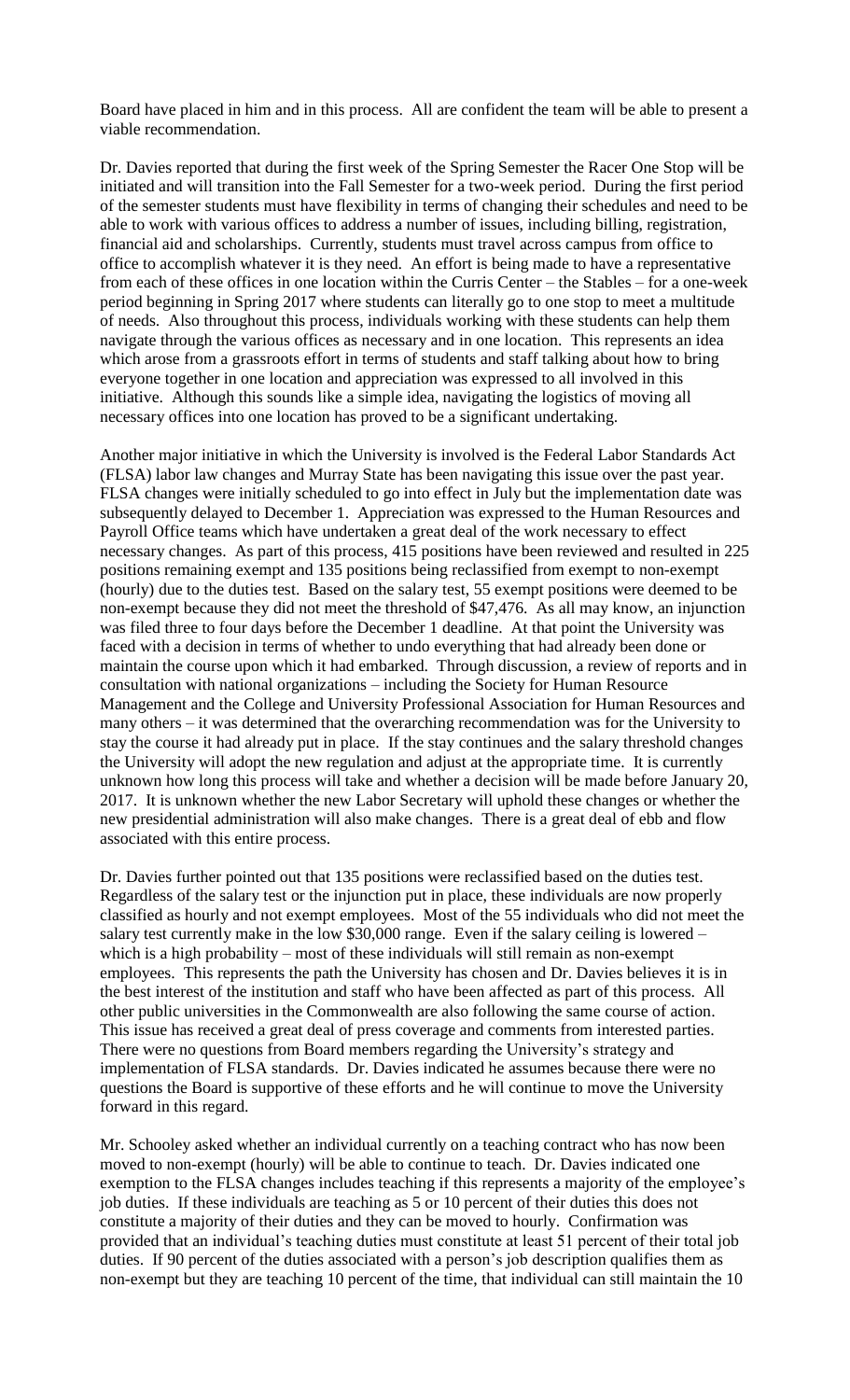Board have placed in him and in this process. All are confident the team will be able to present a viable recommendation.

Dr. Davies reported that during the first week of the Spring Semester the Racer One Stop will be initiated and will transition into the Fall Semester for a two-week period. During the first period of the semester students must have flexibility in terms of changing their schedules and need to be able to work with various offices to address a number of issues, including billing, registration, financial aid and scholarships. Currently, students must travel across campus from office to office to accomplish whatever it is they need. An effort is being made to have a representative from each of these offices in one location within the Curris Center – the Stables – for a one-week period beginning in Spring 2017 where students can literally go to one stop to meet a multitude of needs. Also throughout this process, individuals working with these students can help them navigate through the various offices as necessary and in one location. This represents an idea which arose from a grassroots effort in terms of students and staff talking about how to bring everyone together in one location and appreciation was expressed to all involved in this initiative. Although this sounds like a simple idea, navigating the logistics of moving all necessary offices into one location has proved to be a significant undertaking.

Another major initiative in which the University is involved is the Federal Labor Standards Act (FLSA) labor law changes and Murray State has been navigating this issue over the past year. FLSA changes were initially scheduled to go into effect in July but the implementation date was subsequently delayed to December 1. Appreciation was expressed to the Human Resources and Payroll Office teams which have undertaken a great deal of the work necessary to effect necessary changes. As part of this process, 415 positions have been reviewed and resulted in 225 positions remaining exempt and 135 positions being reclassified from exempt to non-exempt (hourly) due to the duties test. Based on the salary test, 55 exempt positions were deemed to be non-exempt because they did not meet the threshold of $47,476. As all may know, an injunction was filed three to four days before the December 1 deadline. At that point the University was faced with a decision in terms of whether to undo everything that had already been done or maintain the course upon which it had embarked. Through discussion, a review of reports and in consultation with national organizations – including the Society for Human Resource Management and the College and University Professional Association for Human Resources and many others – it was determined that the overarching recommendation was for the University to stay the course it had already put in place. If the stay continues and the salary threshold changes the University will adopt the new regulation and adjust at the appropriate time. It is currently unknown how long this process will take and whether a decision will be made before January 20, 2017. It is unknown whether the new Labor Secretary will uphold these changes or whether the new presidential administration will also make changes. There is a great deal of ebb and flow associated with this entire process.

Dr. Davies further pointed out that 135 positions were reclassified based on the duties test. Regardless of the salary test or the injunction put in place, these individuals are now properly classified as hourly and not exempt employees. Most of the 55 individuals who did not meet the salary test currently make in the low $30,000 range. Even if the salary ceiling is lowered – which is a high probability – most of these individuals will still remain as non-exempt employees. This represents the path the University has chosen and Dr. Davies believes it is in the best interest of the institution and staff who have been affected as part of this process. All other public universities in the Commonwealth are also following the same course of action. This issue has received a great deal of press coverage and comments from interested parties. There were no questions from Board members regarding the University's strategy and implementation of FLSA standards. Dr. Davies indicated he assumes because there were no questions the Board is supportive of these efforts and he will continue to move the University forward in this regard.

Mr. Schooley asked whether an individual currently on a teaching contract who has now been moved to non-exempt (hourly) will be able to continue to teach. Dr. Davies indicated one exemption to the FLSA changes includes teaching if this represents a majority of the employee's job duties. If these individuals are teaching as 5 or 10 percent of their duties this does not constitute a majority of their duties and they can be moved to hourly. Confirmation was provided that an individual's teaching duties must constitute at least 51 percent of their total job duties. If 90 percent of the duties associated with a person's job description qualifies them as non-exempt but they are teaching 10 percent of the time, that individual can still maintain the 10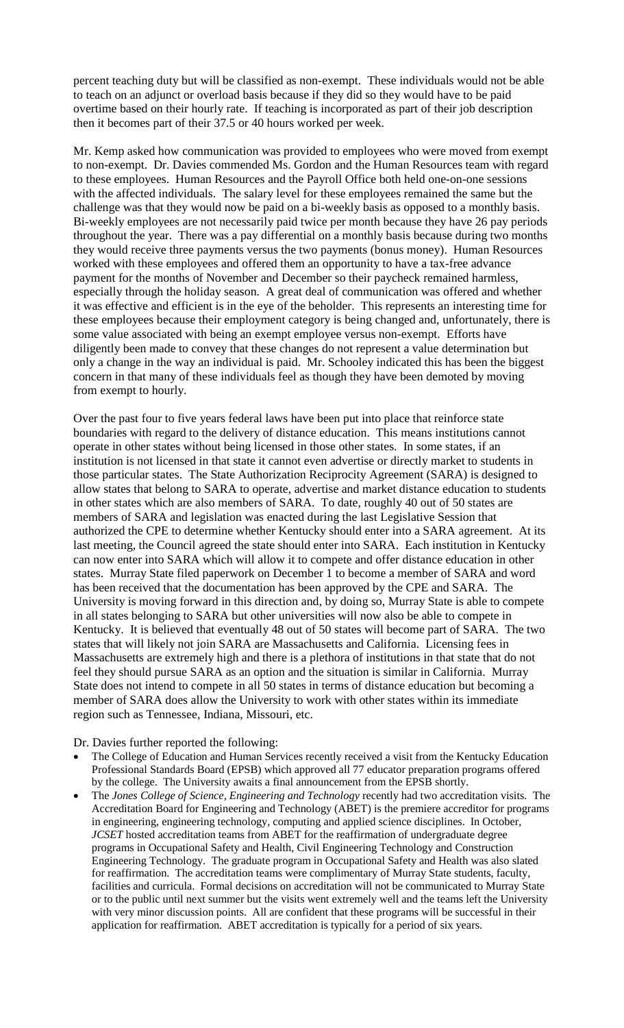percent teaching duty but will be classified as non-exempt. These individuals would not be able to teach on an adjunct or overload basis because if they did so they would have to be paid overtime based on their hourly rate. If teaching is incorporated as part of their job description then it becomes part of their 37.5 or 40 hours worked per week.

Mr. Kemp asked how communication was provided to employees who were moved from exempt to non-exempt. Dr. Davies commended Ms. Gordon and the Human Resources team with regard to these employees. Human Resources and the Payroll Office both held one-on-one sessions with the affected individuals. The salary level for these employees remained the same but the challenge was that they would now be paid on a bi-weekly basis as opposed to a monthly basis. Bi-weekly employees are not necessarily paid twice per month because they have 26 pay periods throughout the year. There was a pay differential on a monthly basis because during two months they would receive three payments versus the two payments (bonus money). Human Resources worked with these employees and offered them an opportunity to have a tax-free advance payment for the months of November and December so their paycheck remained harmless, especially through the holiday season. A great deal of communication was offered and whether it was effective and efficient is in the eye of the beholder. This represents an interesting time for these employees because their employment category is being changed and, unfortunately, there is some value associated with being an exempt employee versus non-exempt. Efforts have diligently been made to convey that these changes do not represent a value determination but only a change in the way an individual is paid. Mr. Schooley indicated this has been the biggest concern in that many of these individuals feel as though they have been demoted by moving from exempt to hourly.

Over the past four to five years federal laws have been put into place that reinforce state boundaries with regard to the delivery of distance education. This means institutions cannot operate in other states without being licensed in those other states. In some states, if an institution is not licensed in that state it cannot even advertise or directly market to students in those particular states. The State Authorization Reciprocity Agreement (SARA) is designed to allow states that belong to SARA to operate, advertise and market distance education to students in other states which are also members of SARA. To date, roughly 40 out of 50 states are members of SARA and legislation was enacted during the last Legislative Session that authorized the CPE to determine whether Kentucky should enter into a SARA agreement. At its last meeting, the Council agreed the state should enter into SARA. Each institution in Kentucky can now enter into SARA which will allow it to compete and offer distance education in other states. Murray State filed paperwork on December 1 to become a member of SARA and word has been received that the documentation has been approved by the CPE and SARA. The University is moving forward in this direction and, by doing so, Murray State is able to compete in all states belonging to SARA but other universities will now also be able to compete in Kentucky. It is believed that eventually 48 out of 50 states will become part of SARA. The two states that will likely not join SARA are Massachusetts and California. Licensing fees in Massachusetts are extremely high and there is a plethora of institutions in that state that do not feel they should pursue SARA as an option and the situation is similar in California. Murray State does not intend to compete in all 50 states in terms of distance education but becoming a member of SARA does allow the University to work with other states within its immediate region such as Tennessee, Indiana, Missouri, etc.

Dr. Davies further reported the following:

- The College of Education and Human Services recently received a visit from the Kentucky Education Professional Standards Board (EPSB) which approved all 77 educator preparation programs offered by the college. The University awaits a final announcement from the EPSB shortly.
- The *Jones College of Science, Engineering and Technology* recently had two accreditation visits. The Accreditation Board for Engineering and Technology (ABET) is the premiere accreditor for programs in engineering, engineering technology, computing and applied science disciplines. In October, *JCSET* hosted accreditation teams from ABET for the reaffirmation of undergraduate degree programs in Occupational Safety and Health, Civil Engineering Technology and Construction Engineering Technology. The graduate program in Occupational Safety and Health was also slated for reaffirmation. The accreditation teams were complimentary of Murray State students, faculty, facilities and curricula. Formal decisions on accreditation will not be communicated to Murray State or to the public until next summer but the visits went extremely well and the teams left the University with very minor discussion points. All are confident that these programs will be successful in their application for reaffirmation. ABET accreditation is typically for a period of six years.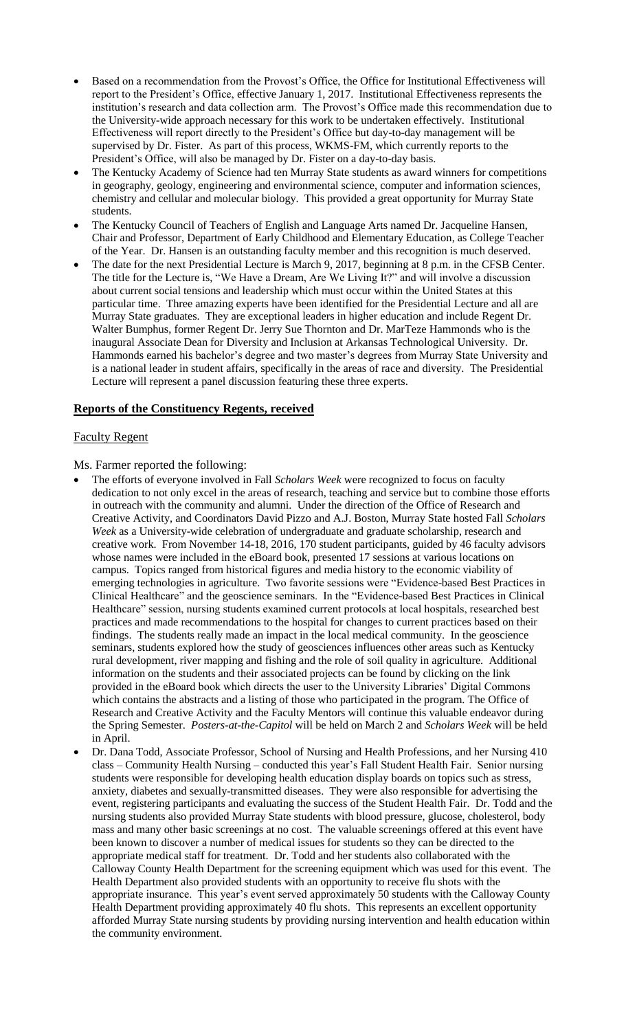- Based on a recommendation from the Provost's Office, the Office for Institutional Effectiveness will report to the President's Office, effective January 1, 2017. Institutional Effectiveness represents the institution's research and data collection arm. The Provost's Office made this recommendation due to the University-wide approach necessary for this work to be undertaken effectively. Institutional Effectiveness will report directly to the President's Office but day-to-day management will be supervised by Dr. Fister. As part of this process, WKMS-FM, which currently reports to the President's Office, will also be managed by Dr. Fister on a day-to-day basis.
- The Kentucky Academy of Science had ten Murray State students as award winners for competitions in geography, geology, engineering and environmental science, computer and information sciences, chemistry and cellular and molecular biology. This provided a great opportunity for Murray State students.
- The Kentucky Council of Teachers of English and Language Arts named Dr. Jacqueline Hansen, Chair and Professor, Department of Early Childhood and Elementary Education, as College Teacher of the Year. Dr. Hansen is an outstanding faculty member and this recognition is much deserved.
- The date for the next Presidential Lecture is March 9, 2017, beginning at 8 p.m. in the CFSB Center. The title for the Lecture is, "We Have a Dream, Are We Living It?" and will involve a discussion about current social tensions and leadership which must occur within the United States at this particular time. Three amazing experts have been identified for the Presidential Lecture and all are Murray State graduates. They are exceptional leaders in higher education and include Regent Dr. Walter Bumphus, former Regent Dr. Jerry Sue Thornton and Dr. MarTeze Hammonds who is the inaugural Associate Dean for Diversity and Inclusion at Arkansas Technological University. Dr. Hammonds earned his bachelor's degree and two master's degrees from Murray State University and is a national leader in student affairs, specifically in the areas of race and diversity. The Presidential Lecture will represent a panel discussion featuring these three experts.

## Reports of the Constituency Regents, received

### Faculty Regent

Ms. Farmer reported the following:

- The efforts of everyone involved in Fall *Scholars Week* were recognized to focus on faculty dedication to not only excel in the areas of research, teaching and service but to combine those efforts in outreach with the community and alumni. Under the direction of the Office of Research and Creative Activity, and Coordinators David Pizzo and A.J. Boston, Murray State hosted Fall *Scholars Week* as a University-wide celebration of undergraduate and graduate scholarship, research and creative work. From November 14-18, 2016, 170 student participants, guided by 46 faculty advisors whose names were included in the eBoard book, presented 17 sessions at various locations on campus. Topics ranged from historical figures and media history to the economic viability of emerging technologies in agriculture. Two favorite sessions were "Evidence-based Best Practices in Clinical Healthcare" and the geoscience seminars. In the "Evidence-based Best Practices in Clinical Healthcare" session, nursing students examined current protocols at local hospitals, researched best practices and made recommendations to the hospital for changes to current practices based on their findings. The students really made an impact in the local medical community. In the geoscience seminars, students explored how the study of geosciences influences other areas such as Kentucky rural development, river mapping and fishing and the role of soil quality in agriculture. Additional information on the students and their associated projects can be found by clicking on the link provided in the eBoard book which directs the user to the University Libraries' Digital Commons which contains the abstracts and a listing of those who participated in the program. The Office of Research and Creative Activity and the Faculty Mentors will continue this valuable endeavor during the Spring Semester. *Posters-at-the-Capitol* will be held on March 2 and *Scholars Week* will be held in April.
- Dr. Dana Todd, Associate Professor, School of Nursing and Health Professions, and her Nursing 410 class – Community Health Nursing – conducted this year's Fall Student Health Fair. Senior nursing students were responsible for developing health education display boards on topics such as stress, anxiety, diabetes and sexually-transmitted diseases. They were also responsible for advertising the event, registering participants and evaluating the success of the Student Health Fair. Dr. Todd and the nursing students also provided Murray State students with blood pressure, glucose, cholesterol, body mass and many other basic screenings at no cost. The valuable screenings offered at this event have been known to discover a number of medical issues for students so they can be directed to the appropriate medical staff for treatment. Dr. Todd and her students also collaborated with the Calloway County Health Department for the screening equipment which was used for this event. The Health Department also provided students with an opportunity to receive flu shots with the appropriate insurance. This year's event served approximately 50 students with the Calloway County Health Department providing approximately 40 flu shots. This represents an excellent opportunity afforded Murray State nursing students by providing nursing intervention and health education within the community environment.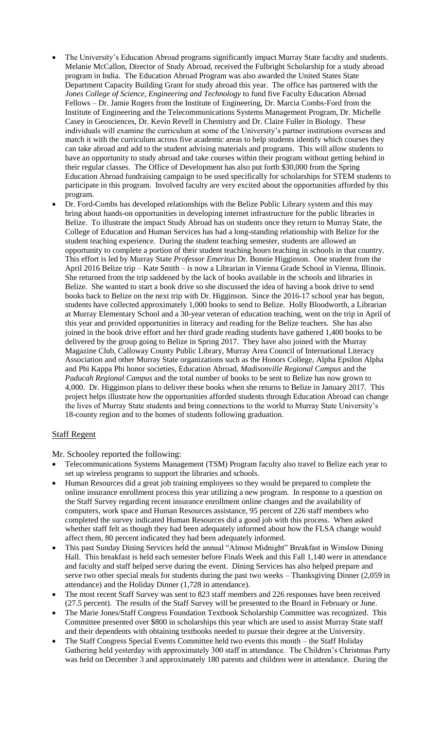- The University's Education Abroad programs significantly impact Murray State faculty and students. Melanie McCallon, Director of Study Abroad, received the Fulbright Scholarship for a study abroad program in India. The Education Abroad Program was also awarded the United States State Department Capacity Building Grant for study abroad this year. The office has partnered with the *Jones College of Science, Engineering and Technology* to fund five Faculty Education Abroad Fellows – Dr. Jamie Rogers from the Institute of Engineering, Dr. Marcia Combs-Ford from the Institute of Engineering and the Telecommunications Systems Management Program, Dr. Michelle Casey in Geosciences, Dr. Kevin Revell in Chemistry and Dr. Claire Fuller in Biology. These individuals will examine the curriculum at some of the University's partner institutions overseas and match it with the curriculum across five academic areas to help students identify which courses they can take abroad and add to the student advising materials and programs. This will allow students to have an opportunity to study abroad and take courses within their program without getting behind in their regular classes. The Office of Development has also put forth $30,000 from the Spring Education Abroad fundraising campaign to be used specifically for scholarships for STEM students to participate in this program. Involved faculty are very excited about the opportunities afforded by this program.
- Dr. Ford-Combs has developed relationships with the Belize Public Library system and this may bring about hands-on opportunities in developing internet infrastructure for the public libraries in Belize. To illustrate the impact Study Abroad has on students once they return to Murray State, the College of Education and Human Services has had a long-standing relationship with Belize for the student teaching experience. During the student teaching semester, students are allowed an opportunity to complete a portion of their student teaching hours teaching in schools in that country. This effort is led by Murray State *Professor Emeritus* Dr. Bonnie Higginson. One student from the April 2016 Belize trip – Kate Smith – is now a Librarian in Vienna Grade School in Vienna, Illinois. She returned from the trip saddened by the lack of books available in the schools and libraries in Belize. She wanted to start a book drive so she discussed the idea of having a book drive to send books back to Belize on the next trip with Dr. Higginson. Since the 2016-17 school year has begun, students have collected approximately 1,000 books to send to Belize. Holly Bloodworth, a Librarian at Murray Elementary School and a 30-year veteran of education teaching, went on the trip in April of this year and provided opportunities in literacy and reading for the Belize teachers. She has also joined in the book drive effort and her third grade reading students have gathered 1,400 books to be delivered by the group going to Belize in Spring 2017. They have also joined with the Murray Magazine Club, Calloway County Public Library, Murray Area Council of International Literacy Association and other Murray State organizations such as the Honors College, Alpha Epsilon Alpha and Phi Kappa Phi honor societies, Education Abroad, *Madisonville Regional Campus* and the *Paducah Regional Campus* and the total number of books to be sent to Belize has now grown to 4,000. Dr. Higginson plans to deliver these books when she returns to Belize in January 2017. This project helps illustrate how the opportunities afforded students through Education Abroad can change the lives of Murray State students and bring connections to the world to Murray State University's 18-county region and to the homes of students following graduation.

## Staff Regent

Mr. Schooley reported the following:

- Telecommunications Systems Management (TSM) Program faculty also travel to Belize each year to set up wireless programs to support the libraries and schools.
- Human Resources did a great job training employees so they would be prepared to complete the online insurance enrollment process this year utilizing a new program. In response to a question on the Staff Survey regarding recent insurance enrollment online changes and the availability of computers, work space and Human Resources assistance, 95 percent of 226 staff members who completed the survey indicated Human Resources did a good job with this process. When asked whether staff felt as though they had been adequately informed about how the FLSA change would affect them, 80 percent indicated they had been adequately informed.
- This past Sunday Dining Services held the annual "Almost Midnight" Breakfast in Winslow Dining Hall. This breakfast is held each semester before Finals Week and this Fall 1,140 were in attendance and faculty and staff helped serve during the event. Dining Services has also helped prepare and serve two other special meals for students during the past two weeks – Thanksgiving Dinner (2,059 in attendance) and the Holiday Dinner (1,728 in attendance).
- The most recent Staff Survey was sent to 823 staff members and 226 responses have been received (27.5 percent). The results of the Staff Survey will be presented to the Board in February or June.
- The Marie Jones/Staff Congress Foundation Textbook Scholarship Committee was recognized. This Committee presented over $800 in scholarships this year which are used to assist Murray State staff and their dependents with obtaining textbooks needed to pursue their degree at the University.
- The Staff Congress Special Events Committee held two events this month – the Staff Holiday Gathering held yesterday with approximately 300 staff in attendance. The Children's Christmas Party was held on December 3 and approximately 180 parents and children were in attendance. During the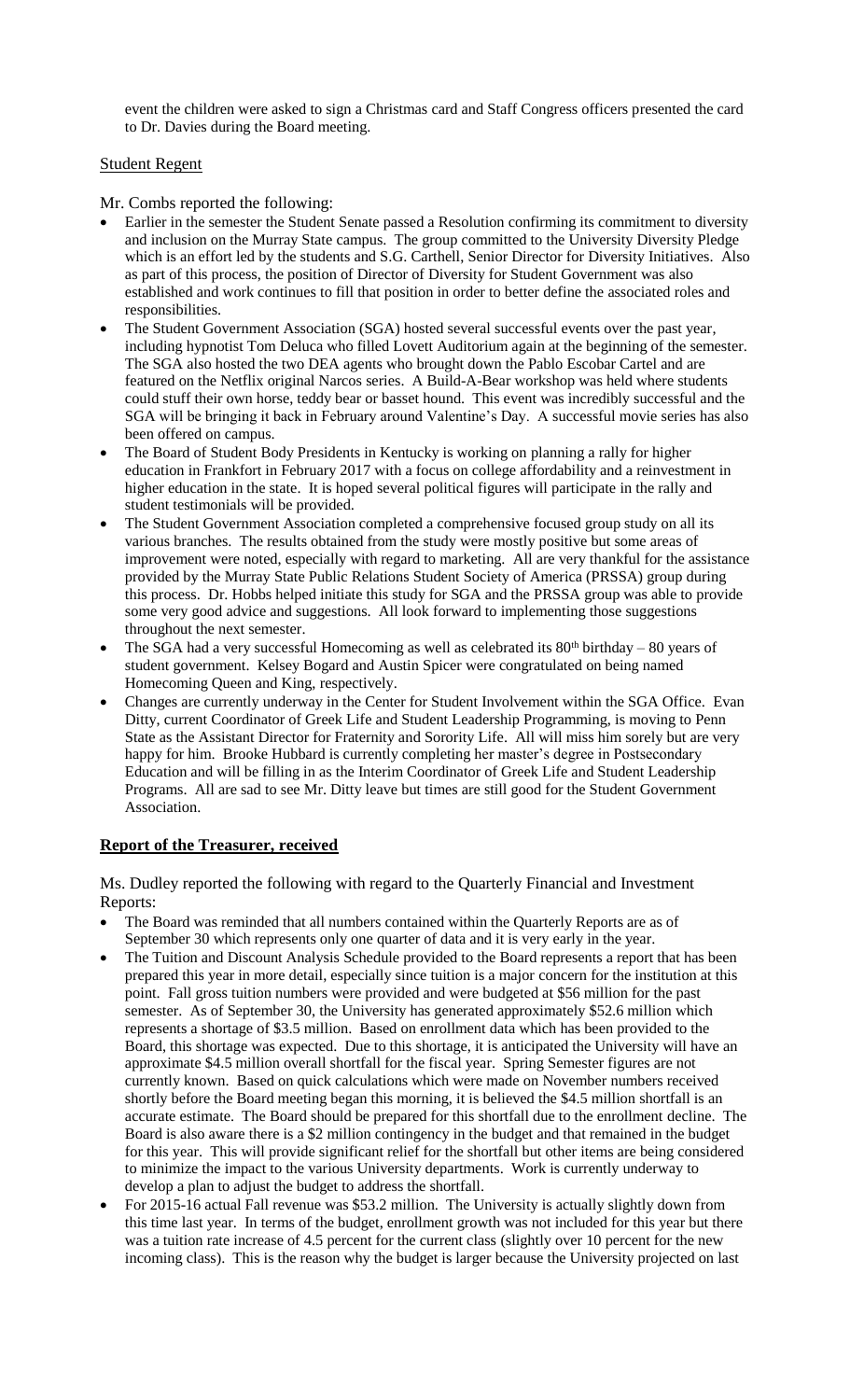event the children were asked to sign a Christmas card and Staff Congress officers presented the card to Dr. Davies during the Board meeting.

Student Regent

Mr. Combs reported the following:

- Earlier in the semester the Student Senate passed a Resolution confirming its commitment to diversity and inclusion on the Murray State campus. The group committed to the University Diversity Pledge which is an effort led by the students and S.G. Carthell, Senior Director for Diversity Initiatives. Also as part of this process, the position of Director of Diversity for Student Government was also established and work continues to fill that position in order to better define the associated roles and responsibilities.
- The Student Government Association (SGA) hosted several successful events over the past year, including hypnotist Tom Deluca who filled Lovett Auditorium again at the beginning of the semester. The SGA also hosted the two DEA agents who brought down the Pablo Escobar Cartel and are featured on the Netflix original Narcos series. A Build-A-Bear workshop was held where students could stuff their own horse, teddy bear or basset hound. This event was incredibly successful and the SGA will be bringing it back in February around Valentine's Day. A successful movie series has also been offered on campus.
- The Board of Student Body Presidents in Kentucky is working on planning a rally for higher education in Frankfort in February 2017 with a focus on college affordability and a reinvestment in higher education in the state. It is hoped several political figures will participate in the rally and student testimonials will be provided.
- The Student Government Association completed a comprehensive focused group study on all its various branches. The results obtained from the study were mostly positive but some areas of improvement were noted, especially with regard to marketing. All are very thankful for the assistance provided by the Murray State Public Relations Student Society of America (PRSSA) group during this process. Dr. Hobbs helped initiate this study for SGA and the PRSSA group was able to provide some very good advice and suggestions. All look forward to implementing those suggestions throughout the next semester.
- The SGA had a very successful Homecoming as well as celebrated its 80th birthday – 80 years of student government. Kelsey Bogard and Austin Spicer were congratulated on being named Homecoming Queen and King, respectively.
- Changes are currently underway in the Center for Student Involvement within the SGA Office. Evan Ditty, current Coordinator of Greek Life and Student Leadership Programming, is moving to Penn State as the Assistant Director for Fraternity and Sorority Life. All will miss him sorely but are very happy for him. Brooke Hubbard is currently completing her master's degree in Postsecondary Education and will be filling in as the Interim Coordinator of Greek Life and Student Leadership Programs. All are sad to see Mr. Ditty leave but times are still good for the Student Government Association.

## Report of the Treasurer, received

Ms. Dudley reported the following with regard to the Quarterly Financial and Investment Reports:

- The Board was reminded that all numbers contained within the Quarterly Reports are as of September 30 which represents only one quarter of data and it is very early in the year.
- The Tuition and Discount Analysis Schedule provided to the Board represents a report that has been prepared this year in more detail, especially since tuition is a major concern for the institution at this point. Fall gross tuition numbers were provided and were budgeted at $56 million for the past semester. As of September 30, the University has generated approximately $52.6 million which represents a shortage of $3.5 million. Based on enrollment data which has been provided to the Board, this shortage was expected. Due to this shortage, it is anticipated the University will have an approximate $4.5 million overall shortfall for the fiscal year. Spring Semester figures are not currently known. Based on quick calculations which were made on November numbers received shortly before the Board meeting began this morning, it is believed the $4.5 million shortfall is an accurate estimate. The Board should be prepared for this shortfall due to the enrollment decline. The Board is also aware there is a $2 million contingency in the budget and that remained in the budget for this year. This will provide significant relief for the shortfall but other items are being considered to minimize the impact to the various University departments. Work is currently underway to develop a plan to adjust the budget to address the shortfall.
- For 2015-16 actual Fall revenue was $53.2 million. The University is actually slightly down from this time last year. In terms of the budget, enrollment growth was not included for this year but there was a tuition rate increase of 4.5 percent for the current class (slightly over 10 percent for the new incoming class). This is the reason why the budget is larger because the University projected on last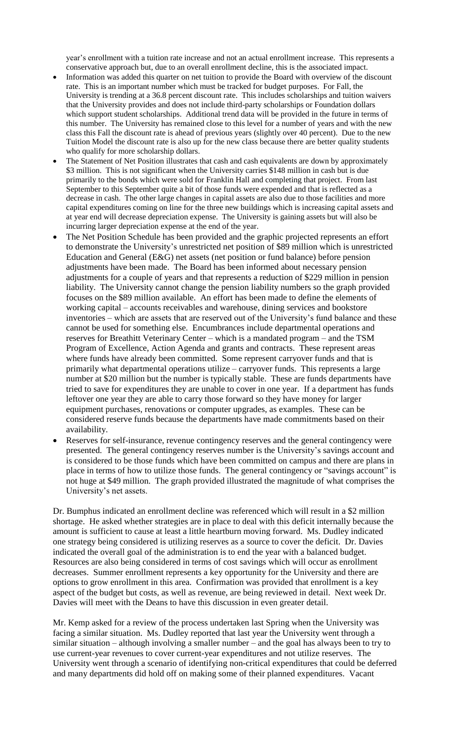year's enrollment with a tuition rate increase and not an actual enrollment increase. This represents a conservative approach but, due to an overall enrollment decline, this is the associated impact.

- Information was added this quarter on net tuition to provide the Board with overview of the discount rate. This is an important number which must be tracked for budget purposes. For Fall, the University is trending at a 36.8 percent discount rate. This includes scholarships and tuition waivers that the University provides and does not include third-party scholarships or Foundation dollars which support student scholarships. Additional trend data will be provided in the future in terms of this number. The University has remained close to this level for a number of years and with the new class this Fall the discount rate is ahead of previous years (slightly over 40 percent). Due to the new Tuition Model the discount rate is also up for the new class because there are better quality students who qualify for more scholarship dollars.
- The Statement of Net Position illustrates that cash and cash equivalents are down by approximately $3 million. This is not significant when the University carries $148 million in cash but is due primarily to the bonds which were sold for Franklin Hall and completing that project. From last September to this September quite a bit of those funds were expended and that is reflected as a decrease in cash. The other large changes in capital assets are also due to those facilities and more capital expenditures coming on line for the three new buildings which is increasing capital assets and at year end will decrease depreciation expense. The University is gaining assets but will also be incurring larger depreciation expense at the end of the year.
- The Net Position Schedule has been provided and the graphic projected represents an effort to demonstrate the University's unrestricted net position of $89 million which is unrestricted Education and General (E&G) net assets (net position or fund balance) before pension adjustments have been made. The Board has been informed about necessary pension adjustments for a couple of years and that represents a reduction of $229 million in pension liability. The University cannot change the pension liability numbers so the graph provided focuses on the $89 million available. An effort has been made to define the elements of working capital – accounts receivables and warehouse, dining services and bookstore inventories – which are assets that are reserved out of the University's fund balance and these cannot be used for something else. Encumbrances include departmental operations and reserves for Breathitt Veterinary Center – which is a mandated program – and the TSM Program of Excellence, Action Agenda and grants and contracts. These represent areas where funds have already been committed. Some represent carryover funds and that is primarily what departmental operations utilize – carryover funds. This represents a large number at $20 million but the number is typically stable. These are funds departments have tried to save for expenditures they are unable to cover in one year. If a department has funds leftover one year they are able to carry those forward so they have money for larger equipment purchases, renovations or computer upgrades, as examples. These can be considered reserve funds because the departments have made commitments based on their availability.
- Reserves for self-insurance, revenue contingency reserves and the general contingency were presented. The general contingency reserves number is the University's savings account and is considered to be those funds which have been committed on campus and there are plans in place in terms of how to utilize those funds. The general contingency or "savings account" is not huge at $49 million. The graph provided illustrated the magnitude of what comprises the University's net assets.

Dr. Bumphus indicated an enrollment decline was referenced which will result in a $2 million shortage. He asked whether strategies are in place to deal with this deficit internally because the amount is sufficient to cause at least a little heartburn moving forward. Ms. Dudley indicated one strategy being considered is utilizing reserves as a source to cover the deficit. Dr. Davies indicated the overall goal of the administration is to end the year with a balanced budget. Resources are also being considered in terms of cost savings which will occur as enrollment decreases. Summer enrollment represents a key opportunity for the University and there are options to grow enrollment in this area. Confirmation was provided that enrollment is a key aspect of the budget but costs, as well as revenue, are being reviewed in detail. Next week Dr. Davies will meet with the Deans to have this discussion in even greater detail.

Mr. Kemp asked for a review of the process undertaken last Spring when the University was facing a similar situation. Ms. Dudley reported that last year the University went through a similar situation – although involving a smaller number – and the goal has always been to try to use current-year revenues to cover current-year expenditures and not utilize reserves. The University went through a scenario of identifying non-critical expenditures that could be deferred and many departments did hold off on making some of their planned expenditures. Vacant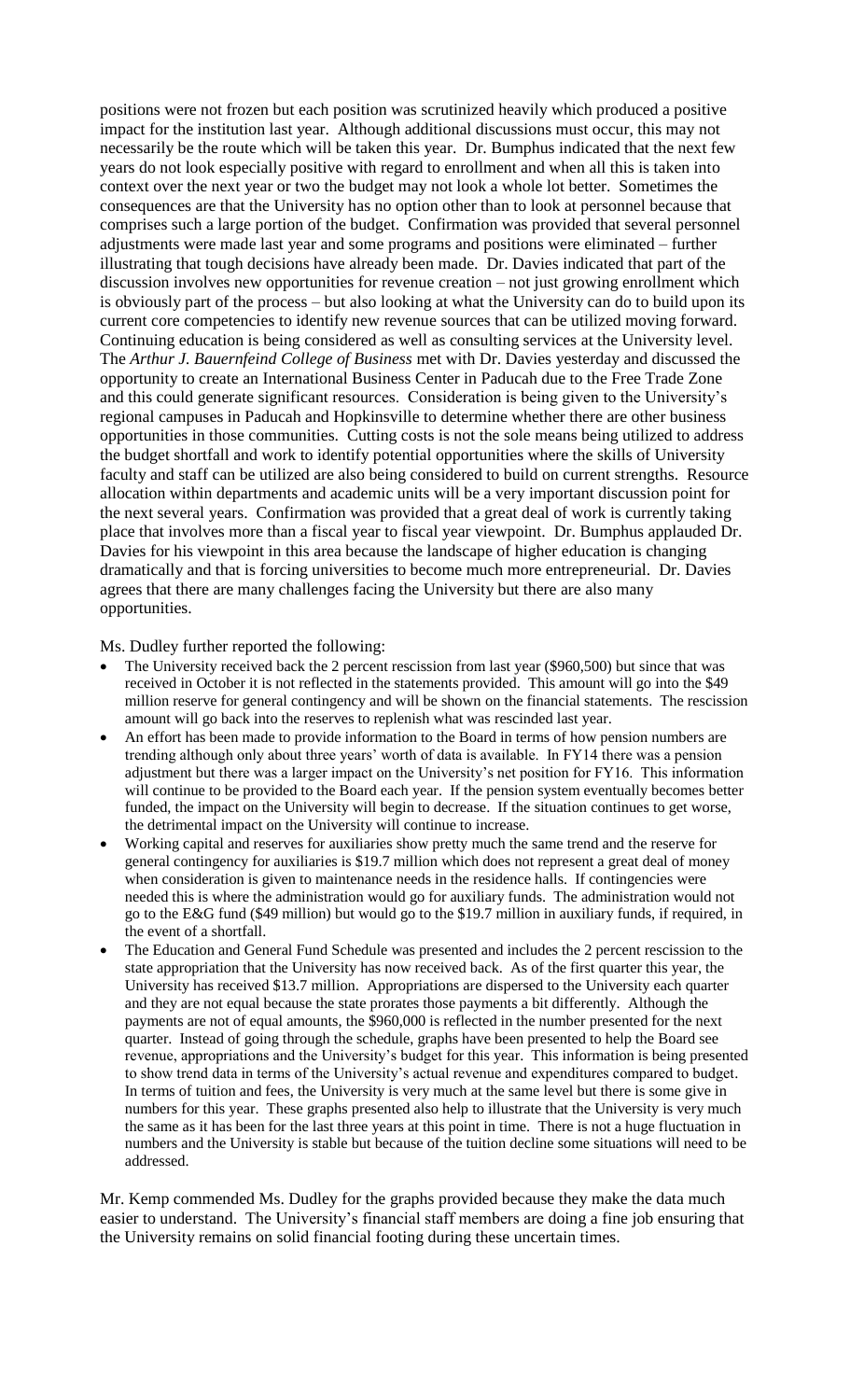positions were not frozen but each position was scrutinized heavily which produced a positive impact for the institution last year. Although additional discussions must occur, this may not necessarily be the route which will be taken this year. Dr. Bumphus indicated that the next few years do not look especially positive with regard to enrollment and when all this is taken into context over the next year or two the budget may not look a whole lot better. Sometimes the consequences are that the University has no option other than to look at personnel because that comprises such a large portion of the budget. Confirmation was provided that several personnel adjustments were made last year and some programs and positions were eliminated – further illustrating that tough decisions have already been made. Dr. Davies indicated that part of the discussion involves new opportunities for revenue creation – not just growing enrollment which is obviously part of the process – but also looking at what the University can do to build upon its current core competencies to identify new revenue sources that can be utilized moving forward. Continuing education is being considered as well as consulting services at the University level. The *Arthur J. Bauernfeind College of Business* met with Dr. Davies yesterday and discussed the opportunity to create an International Business Center in Paducah due to the Free Trade Zone and this could generate significant resources. Consideration is being given to the University's regional campuses in Paducah and Hopkinsville to determine whether there are other business opportunities in those communities. Cutting costs is not the sole means being utilized to address the budget shortfall and work to identify potential opportunities where the skills of University faculty and staff can be utilized are also being considered to build on current strengths. Resource allocation within departments and academic units will be a very important discussion point for the next several years. Confirmation was provided that a great deal of work is currently taking place that involves more than a fiscal year to fiscal year viewpoint. Dr. Bumphus applauded Dr. Davies for his viewpoint in this area because the landscape of higher education is changing dramatically and that is forcing universities to become much more entrepreneurial. Dr. Davies agrees that there are many challenges facing the University but there are also many opportunities.

Ms. Dudley further reported the following:

- The University received back the 2 percent rescission from last year ($960,500) but since that was received in October it is not reflected in the statements provided. This amount will go into the $49 million reserve for general contingency and will be shown on the financial statements. The rescission amount will go back into the reserves to replenish what was rescinded last year.
- An effort has been made to provide information to the Board in terms of how pension numbers are trending although only about three years' worth of data is available. In FY14 there was a pension adjustment but there was a larger impact on the University's net position for FY16. This information will continue to be provided to the Board each year. If the pension system eventually becomes better funded, the impact on the University will begin to decrease. If the situation continues to get worse, the detrimental impact on the University will continue to increase.
- Working capital and reserves for auxiliaries show pretty much the same trend and the reserve for general contingency for auxiliaries is $19.7 million which does not represent a great deal of money when consideration is given to maintenance needs in the residence halls. If contingencies were needed this is where the administration would go for auxiliary funds. The administration would not go to the E&G fund ($49 million) but would go to the $19.7 million in auxiliary funds, if required, in the event of a shortfall.
- The Education and General Fund Schedule was presented and includes the 2 percent rescission to the state appropriation that the University has now received back. As of the first quarter this year, the University has received $13.7 million. Appropriations are dispersed to the University each quarter and they are not equal because the state prorates those payments a bit differently. Although the payments are not of equal amounts, the $960,000 is reflected in the number presented for the next quarter. Instead of going through the schedule, graphs have been presented to help the Board see revenue, appropriations and the University's budget for this year. This information is being presented to show trend data in terms of the University's actual revenue and expenditures compared to budget. In terms of tuition and fees, the University is very much at the same level but there is some give in numbers for this year. These graphs presented also help to illustrate that the University is very much the same as it has been for the last three years at this point in time. There is not a huge fluctuation in numbers and the University is stable but because of the tuition decline some situations will need to be addressed.

Mr. Kemp commended Ms. Dudley for the graphs provided because they make the data much easier to understand. The University's financial staff members are doing a fine job ensuring that the University remains on solid financial footing during these uncertain times.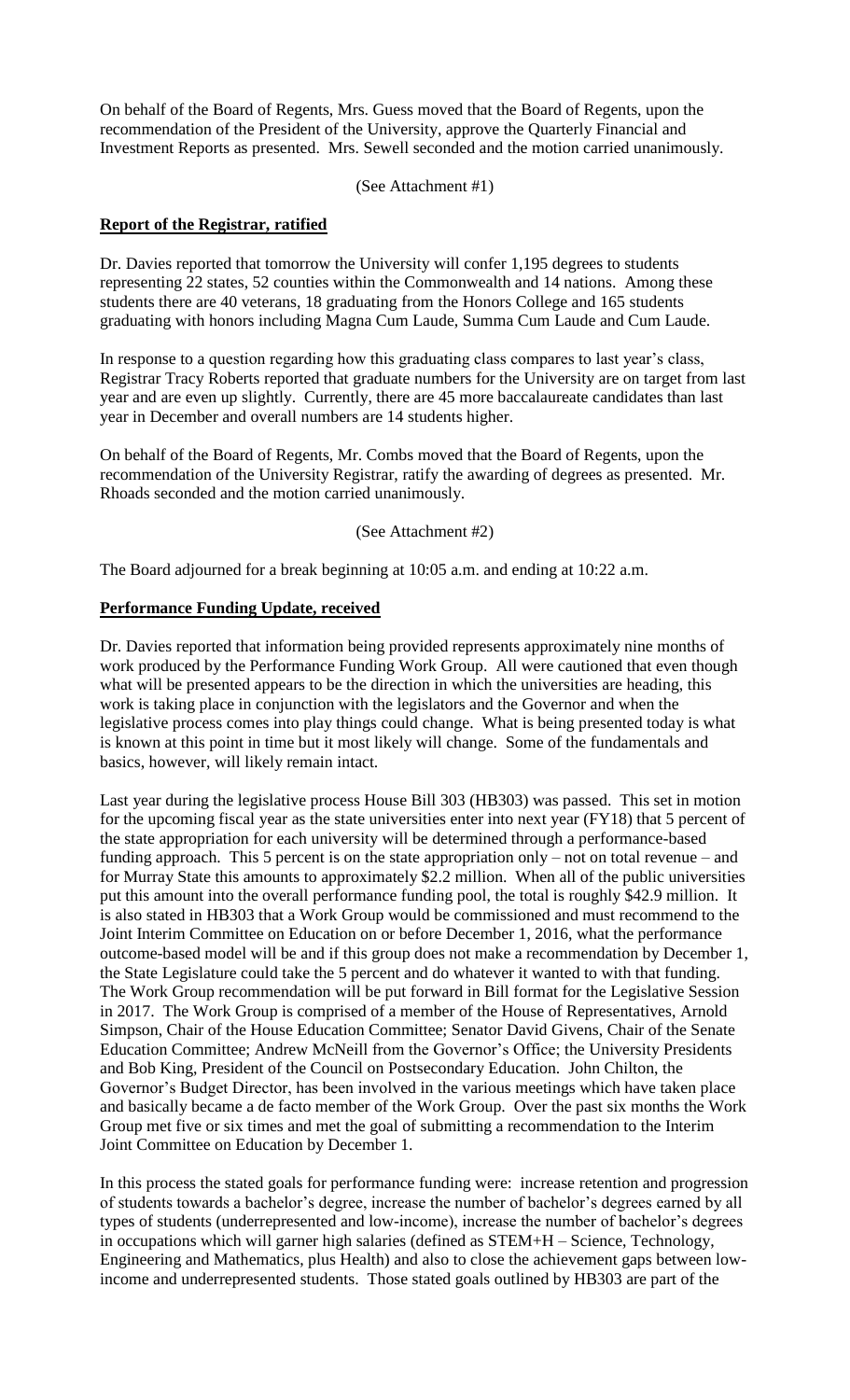On behalf of the Board of Regents, Mrs. Guess moved that the Board of Regents, upon the recommendation of the President of the University, approve the Quarterly Financial and Investment Reports as presented. Mrs. Sewell seconded and the motion carried unanimously.

(See Attachment #1)

**Report of the Registrar, ratified**

Dr. Davies reported that tomorrow the University will confer 1,195 degrees to students representing 22 states, 52 counties within the Commonwealth and 14 nations. Among these students there are 40 veterans, 18 graduating from the Honors College and 165 students graduating with honors including Magna Cum Laude, Summa Cum Laude and Cum Laude.

In response to a question regarding how this graduating class compares to last year's class, Registrar Tracy Roberts reported that graduate numbers for the University are on target from last year and are even up slightly. Currently, there are 45 more baccalaureate candidates than last year in December and overall numbers are 14 students higher.

On behalf of the Board of Regents, Mr. Combs moved that the Board of Regents, upon the recommendation of the University Registrar, ratify the awarding of degrees as presented. Mr. Rhoads seconded and the motion carried unanimously.

(See Attachment #2)

The Board adjourned for a break beginning at 10:05 a.m. and ending at 10:22 a.m.

**Performance Funding Update, received**

Dr. Davies reported that information being provided represents approximately nine months of work produced by the Performance Funding Work Group. All were cautioned that even though what will be presented appears to be the direction in which the universities are heading, this work is taking place in conjunction with the legislators and the Governor and when the legislative process comes into play things could change. What is being presented today is what is known at this point in time but it most likely will change. Some of the fundamentals and basics, however, will likely remain intact.

Last year during the legislative process House Bill 303 (HB303) was passed. This set in motion for the upcoming fiscal year as the state universities enter into next year (FY18) that 5 percent of the state appropriation for each university will be determined through a performance-based funding approach. This 5 percent is on the state appropriation only – not on total revenue – and for Murray State this amounts to approximately $2.2 million. When all of the public universities put this amount into the overall performance funding pool, the total is roughly $42.9 million. It is also stated in HB303 that a Work Group would be commissioned and must recommend to the Joint Interim Committee on Education on or before December 1, 2016, what the performance outcome-based model will be and if this group does not make a recommendation by December 1, the State Legislature could take the 5 percent and do whatever it wanted to with that funding. The Work Group recommendation will be put forward in Bill format for the Legislative Session in 2017. The Work Group is comprised of a member of the House of Representatives, Arnold Simpson, Chair of the House Education Committee; Senator David Givens, Chair of the Senate Education Committee; Andrew McNeill from the Governor's Office; the University Presidents and Bob King, President of the Council on Postsecondary Education. John Chilton, the Governor's Budget Director, has been involved in the various meetings which have taken place and basically became a de facto member of the Work Group. Over the past six months the Work Group met five or six times and met the goal of submitting a recommendation to the Interim Joint Committee on Education by December 1.

In this process the stated goals for performance funding were: increase retention and progression of students towards a bachelor's degree, increase the number of bachelor's degrees earned by all types of students (underrepresented and low-income), increase the number of bachelor's degrees in occupations which will garner high salaries (defined as STEM+H – Science, Technology, Engineering and Mathematics, plus Health) and also to close the achievement gaps between low-income and underrepresented students. Those stated goals outlined by HB303 are part of the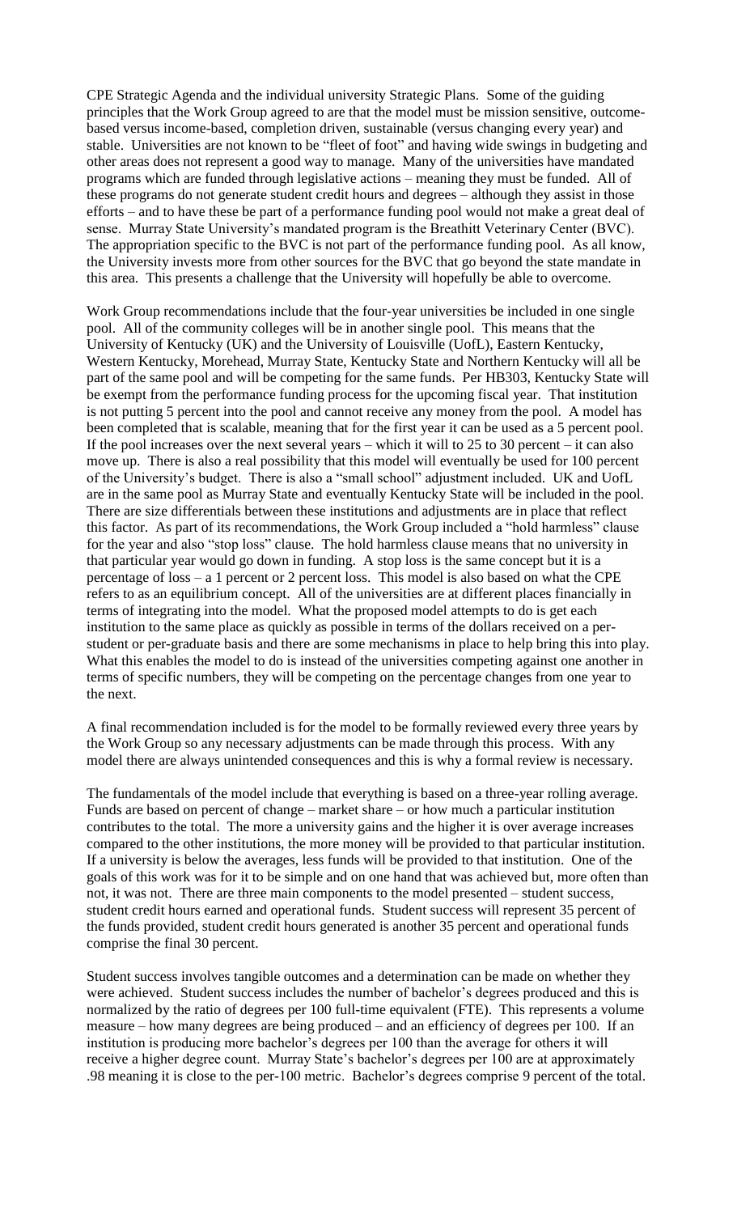CPE Strategic Agenda and the individual university Strategic Plans. Some of the guiding principles that the Work Group agreed to are that the model must be mission sensitive, outcome-based versus income-based, completion driven, sustainable (versus changing every year) and stable. Universities are not known to be "fleet of foot" and having wide swings in budgeting and other areas does not represent a good way to manage. Many of the universities have mandated programs which are funded through legislative actions – meaning they must be funded. All of these programs do not generate student credit hours and degrees – although they assist in those efforts – and to have these be part of a performance funding pool would not make a great deal of sense. Murray State University's mandated program is the Breathitt Veterinary Center (BVC). The appropriation specific to the BVC is not part of the performance funding pool. As all know, the University invests more from other sources for the BVC that go beyond the state mandate in this area. This presents a challenge that the University will hopefully be able to overcome.

Work Group recommendations include that the four-year universities be included in one single pool. All of the community colleges will be in another single pool. This means that the University of Kentucky (UK) and the University of Louisville (UofL), Eastern Kentucky, Western Kentucky, Morehead, Murray State, Kentucky State and Northern Kentucky will all be part of the same pool and will be competing for the same funds. Per HB303, Kentucky State will be exempt from the performance funding process for the upcoming fiscal year. That institution is not putting 5 percent into the pool and cannot receive any money from the pool. A model has been completed that is scalable, meaning that for the first year it can be used as a 5 percent pool. If the pool increases over the next several years – which it will to 25 to 30 percent – it can also move up. There is also a real possibility that this model will eventually be used for 100 percent of the University's budget. There is also a "small school" adjustment included. UK and UofL are in the same pool as Murray State and eventually Kentucky State will be included in the pool. There are size differentials between these institutions and adjustments are in place that reflect this factor. As part of its recommendations, the Work Group included a "hold harmless" clause for the year and also "stop loss" clause. The hold harmless clause means that no university in that particular year would go down in funding. A stop loss is the same concept but it is a percentage of loss – a 1 percent or 2 percent loss. This model is also based on what the CPE refers to as an equilibrium concept. All of the universities are at different places financially in terms of integrating into the model. What the proposed model attempts to do is get each institution to the same place as quickly as possible in terms of the dollars received on a per-student or per-graduate basis and there are some mechanisms in place to help bring this into play. What this enables the model to do is instead of the universities competing against one another in terms of specific numbers, they will be competing on the percentage changes from one year to the next.

A final recommendation included is for the model to be formally reviewed every three years by the Work Group so any necessary adjustments can be made through this process. With any model there are always unintended consequences and this is why a formal review is necessary.

The fundamentals of the model include that everything is based on a three-year rolling average. Funds are based on percent of change – market share – or how much a particular institution contributes to the total. The more a university gains and the higher it is over average increases compared to the other institutions, the more money will be provided to that particular institution. If a university is below the averages, less funds will be provided to that institution. One of the goals of this work was for it to be simple and on one hand that was achieved but, more often than not, it was not. There are three main components to the model presented – student success, student credit hours earned and operational funds. Student success will represent 35 percent of the funds provided, student credit hours generated is another 35 percent and operational funds comprise the final 30 percent.

Student success involves tangible outcomes and a determination can be made on whether they were achieved. Student success includes the number of bachelor's degrees produced and this is normalized by the ratio of degrees per 100 full-time equivalent (FTE). This represents a volume measure – how many degrees are being produced – and an efficiency of degrees per 100. If an institution is producing more bachelor's degrees per 100 than the average for others it will receive a higher degree count. Murray State's bachelor's degrees per 100 are at approximately .98 meaning it is close to the per-100 metric. Bachelor's degrees comprise 9 percent of the total.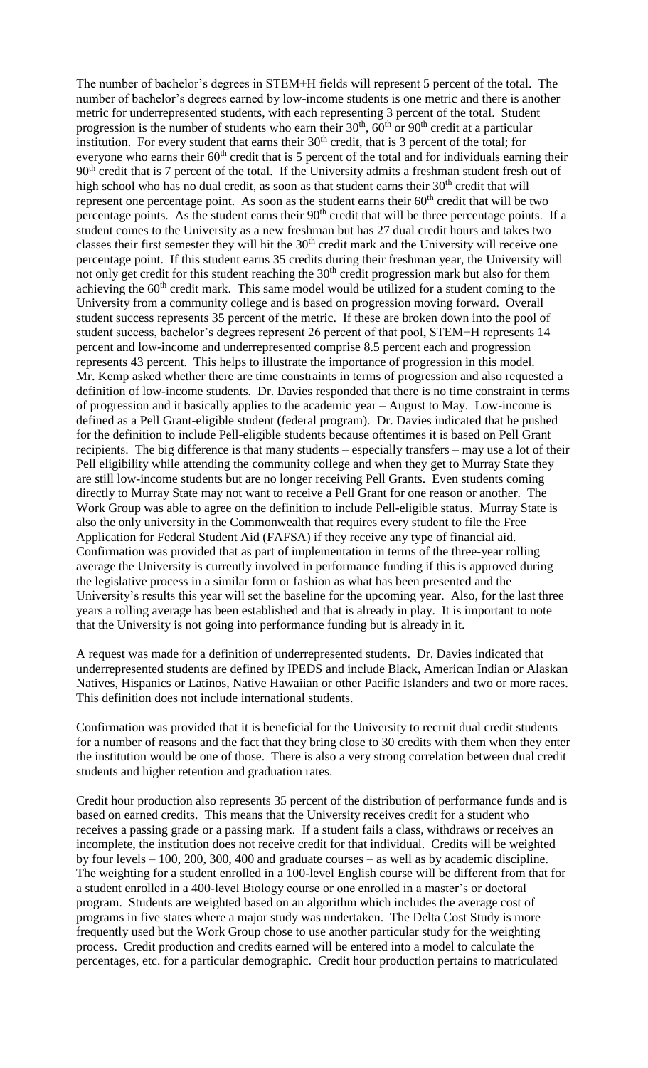The number of bachelor's degrees in STEM+H fields will represent 5 percent of the total. The number of bachelor's degrees earned by low-income students is one metric and there is another metric for underrepresented students, with each representing 3 percent of the total. Student progression is the number of students who earn their 30th, 60th or 90th credit at a particular institution. For every student that earns their 30th credit, that is 3 percent of the total; for everyone who earns their 60th credit that is 5 percent of the total and for individuals earning their 90th credit that is 7 percent of the total. If the University admits a freshman student fresh out of high school who has no dual credit, as soon as that student earns their 30th credit that will represent one percentage point. As soon as the student earns their 60th credit that will be two percentage points. As the student earns their 90th credit that will be three percentage points. If a student comes to the University as a new freshman but has 27 dual credit hours and takes two classes their first semester they will hit the 30th credit mark and the University will receive one percentage point. If this student earns 35 credits during their freshman year, the University will not only get credit for this student reaching the 30th credit progression mark but also for them achieving the 60th credit mark. This same model would be utilized for a student coming to the University from a community college and is based on progression moving forward. Overall student success represents 35 percent of the metric. If these are broken down into the pool of student success, bachelor's degrees represent 26 percent of that pool, STEM+H represents 14 percent and low-income and underrepresented comprise 8.5 percent each and progression represents 43 percent. This helps to illustrate the importance of progression in this model. Mr. Kemp asked whether there are time constraints in terms of progression and also requested a definition of low-income students. Dr. Davies responded that there is no time constraint in terms of progression and it basically applies to the academic year – August to May. Low-income is defined as a Pell Grant-eligible student (federal program). Dr. Davies indicated that he pushed for the definition to include Pell-eligible students because oftentimes it is based on Pell Grant recipients. The big difference is that many students – especially transfers – may use a lot of their Pell eligibility while attending the community college and when they get to Murray State they are still low-income students but are no longer receiving Pell Grants. Even students coming directly to Murray State may not want to receive a Pell Grant for one reason or another. The Work Group was able to agree on the definition to include Pell-eligible status. Murray State is also the only university in the Commonwealth that requires every student to file the Free Application for Federal Student Aid (FAFSA) if they receive any type of financial aid. Confirmation was provided that as part of implementation in terms of the three-year rolling average the University is currently involved in performance funding if this is approved during the legislative process in a similar form or fashion as what has been presented and the University's results this year will set the baseline for the upcoming year. Also, for the last three years a rolling average has been established and that is already in play. It is important to note that the University is not going into performance funding but is already in it.

A request was made for a definition of underrepresented students. Dr. Davies indicated that underrepresented students are defined by IPEDS and include Black, American Indian or Alaskan Natives, Hispanics or Latinos, Native Hawaiian or other Pacific Islanders and two or more races. This definition does not include international students.

Confirmation was provided that it is beneficial for the University to recruit dual credit students for a number of reasons and the fact that they bring close to 30 credits with them when they enter the institution would be one of those. There is also a very strong correlation between dual credit students and higher retention and graduation rates.

Credit hour production also represents 35 percent of the distribution of performance funds and is based on earned credits. This means that the University receives credit for a student who receives a passing grade or a passing mark. If a student fails a class, withdraws or receives an incomplete, the institution does not receive credit for that individual. Credits will be weighted by four levels – 100, 200, 300, 400 and graduate courses – as well as by academic discipline. The weighting for a student enrolled in a 100-level English course will be different from that for a student enrolled in a 400-level Biology course or one enrolled in a master's or doctoral program. Students are weighted based on an algorithm which includes the average cost of programs in five states where a major study was undertaken. The Delta Cost Study is more frequently used but the Work Group chose to use another particular study for the weighting process. Credit production and credits earned will be entered into a model to calculate the percentages, etc. for a particular demographic. Credit hour production pertains to matriculated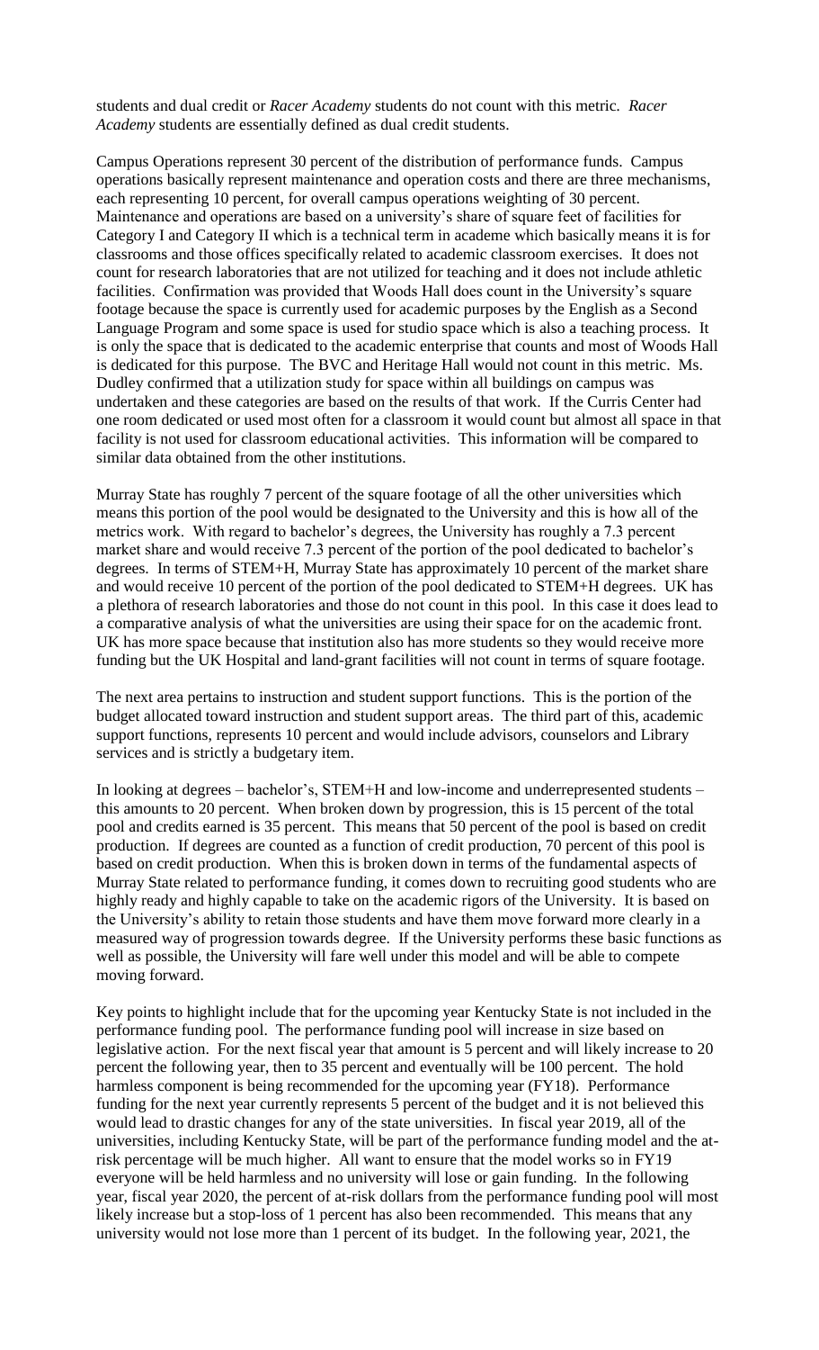students and dual credit or *Racer Academy* students do not count with this metric. *Racer Academy* students are essentially defined as dual credit students.

Campus Operations represent 30 percent of the distribution of performance funds. Campus operations basically represent maintenance and operation costs and there are three mechanisms, each representing 10 percent, for overall campus operations weighting of 30 percent. Maintenance and operations are based on a university's share of square feet of facilities for Category I and Category II which is a technical term in academe which basically means it is for classrooms and those offices specifically related to academic classroom exercises. It does not count for research laboratories that are not utilized for teaching and it does not include athletic facilities. Confirmation was provided that Woods Hall does count in the University's square footage because the space is currently used for academic purposes by the English as a Second Language Program and some space is used for studio space which is also a teaching process. It is only the space that is dedicated to the academic enterprise that counts and most of Woods Hall is dedicated for this purpose. The BVC and Heritage Hall would not count in this metric. Ms. Dudley confirmed that a utilization study for space within all buildings on campus was undertaken and these categories are based on the results of that work. If the Curris Center had one room dedicated or used most often for a classroom it would count but almost all space in that facility is not used for classroom educational activities. This information will be compared to similar data obtained from the other institutions.

Murray State has roughly 7 percent of the square footage of all the other universities which means this portion of the pool would be designated to the University and this is how all of the metrics work. With regard to bachelor's degrees, the University has roughly a 7.3 percent market share and would receive 7.3 percent of the portion of the pool dedicated to bachelor's degrees. In terms of STEM+H, Murray State has approximately 10 percent of the market share and would receive 10 percent of the portion of the pool dedicated to STEM+H degrees. UK has a plethora of research laboratories and those do not count in this pool. In this case it does lead to a comparative analysis of what the universities are using their space for on the academic front. UK has more space because that institution also has more students so they would receive more funding but the UK Hospital and land-grant facilities will not count in terms of square footage.

The next area pertains to instruction and student support functions. This is the portion of the budget allocated toward instruction and student support areas. The third part of this, academic support functions, represents 10 percent and would include advisors, counselors and Library services and is strictly a budgetary item.

In looking at degrees – bachelor's, STEM+H and low-income and underrepresented students – this amounts to 20 percent. When broken down by progression, this is 15 percent of the total pool and credits earned is 35 percent. This means that 50 percent of the pool is based on credit production. If degrees are counted as a function of credit production, 70 percent of this pool is based on credit production. When this is broken down in terms of the fundamental aspects of Murray State related to performance funding, it comes down to recruiting good students who are highly ready and highly capable to take on the academic rigors of the University. It is based on the University's ability to retain those students and have them move forward more clearly in a measured way of progression towards degree. If the University performs these basic functions as well as possible, the University will fare well under this model and will be able to compete moving forward.

Key points to highlight include that for the upcoming year Kentucky State is not included in the performance funding pool. The performance funding pool will increase in size based on legislative action. For the next fiscal year that amount is 5 percent and will likely increase to 20 percent the following year, then to 35 percent and eventually will be 100 percent. The hold harmless component is being recommended for the upcoming year (FY18). Performance funding for the next year currently represents 5 percent of the budget and it is not believed this would lead to drastic changes for any of the state universities. In fiscal year 2019, all of the universities, including Kentucky State, will be part of the performance funding model and the at-risk percentage will be much higher. All want to ensure that the model works so in FY19 everyone will be held harmless and no university will lose or gain funding. In the following year, fiscal year 2020, the percent of at-risk dollars from the performance funding pool will most likely increase but a stop-loss of 1 percent has also been recommended. This means that any university would not lose more than 1 percent of its budget. In the following year, 2021, the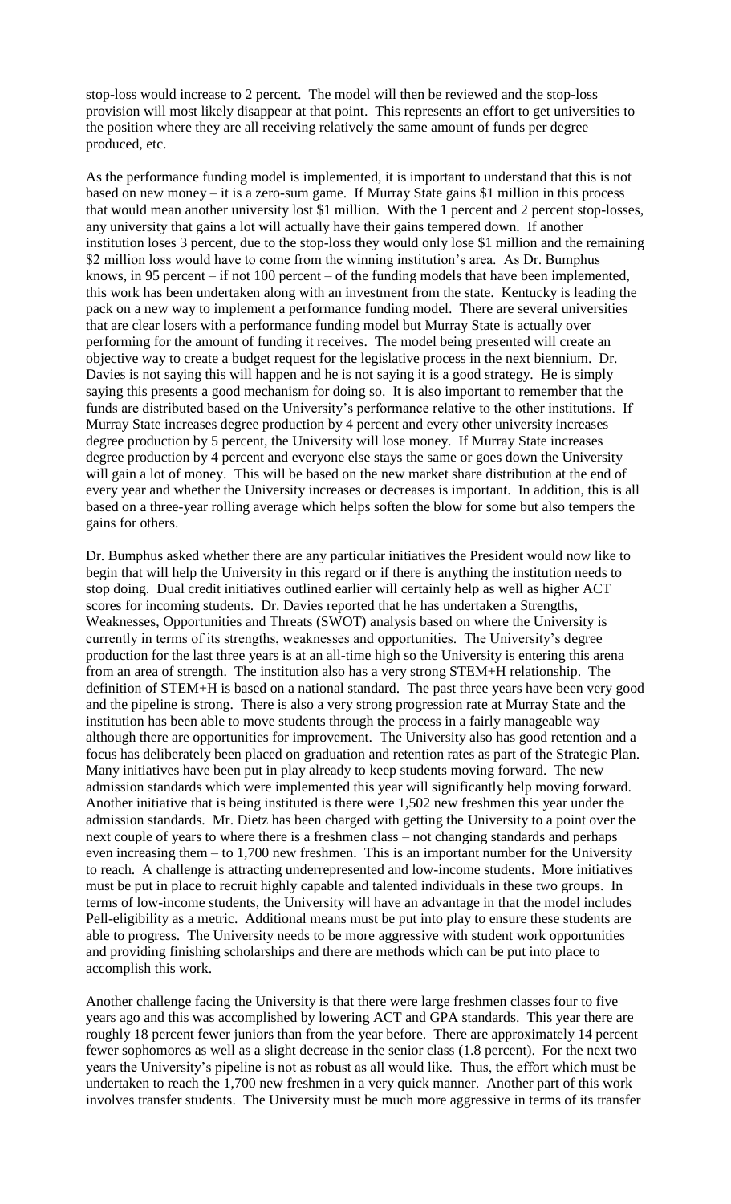stop-loss would increase to 2 percent. The model will then be reviewed and the stop-loss provision will most likely disappear at that point. This represents an effort to get universities to the position where they are all receiving relatively the same amount of funds per degree produced, etc.

As the performance funding model is implemented, it is important to understand that this is not based on new money – it is a zero-sum game. If Murray State gains $1 million in this process that would mean another university lost $1 million. With the 1 percent and 2 percent stop-losses, any university that gains a lot will actually have their gains tempered down. If another institution loses 3 percent, due to the stop-loss they would only lose $1 million and the remaining $2 million loss would have to come from the winning institution's area. As Dr. Bumphus knows, in 95 percent – if not 100 percent – of the funding models that have been implemented, this work has been undertaken along with an investment from the state. Kentucky is leading the pack on a new way to implement a performance funding model. There are several universities that are clear losers with a performance funding model but Murray State is actually over performing for the amount of funding it receives. The model being presented will create an objective way to create a budget request for the legislative process in the next biennium. Dr. Davies is not saying this will happen and he is not saying it is a good strategy. He is simply saying this presents a good mechanism for doing so. It is also important to remember that the funds are distributed based on the University's performance relative to the other institutions. If Murray State increases degree production by 4 percent and every other university increases degree production by 5 percent, the University will lose money. If Murray State increases degree production by 4 percent and everyone else stays the same or goes down the University will gain a lot of money. This will be based on the new market share distribution at the end of every year and whether the University increases or decreases is important. In addition, this is all based on a three-year rolling average which helps soften the blow for some but also tempers the gains for others.

Dr. Bumphus asked whether there are any particular initiatives the President would now like to begin that will help the University in this regard or if there is anything the institution needs to stop doing. Dual credit initiatives outlined earlier will certainly help as well as higher ACT scores for incoming students. Dr. Davies reported that he has undertaken a Strengths, Weaknesses, Opportunities and Threats (SWOT) analysis based on where the University is currently in terms of its strengths, weaknesses and opportunities. The University's degree production for the last three years is at an all-time high so the University is entering this arena from an area of strength. The institution also has a very strong STEM+H relationship. The definition of STEM+H is based on a national standard. The past three years have been very good and the pipeline is strong. There is also a very strong progression rate at Murray State and the institution has been able to move students through the process in a fairly manageable way although there are opportunities for improvement. The University also has good retention and a focus has deliberately been placed on graduation and retention rates as part of the Strategic Plan. Many initiatives have been put in play already to keep students moving forward. The new admission standards which were implemented this year will significantly help moving forward. Another initiative that is being instituted is there were 1,502 new freshmen this year under the admission standards. Mr. Dietz has been charged with getting the University to a point over the next couple of years to where there is a freshmen class – not changing standards and perhaps even increasing them – to 1,700 new freshmen. This is an important number for the University to reach. A challenge is attracting underrepresented and low-income students. More initiatives must be put in place to recruit highly capable and talented individuals in these two groups. In terms of low-income students, the University will have an advantage in that the model includes Pell-eligibility as a metric. Additional means must be put into play to ensure these students are able to progress. The University needs to be more aggressive with student work opportunities and providing finishing scholarships and there are methods which can be put into place to accomplish this work.

Another challenge facing the University is that there were large freshmen classes four to five years ago and this was accomplished by lowering ACT and GPA standards. This year there are roughly 18 percent fewer juniors than from the year before. There are approximately 14 percent fewer sophomores as well as a slight decrease in the senior class (1.8 percent). For the next two years the University's pipeline is not as robust as all would like. Thus, the effort which must be undertaken to reach the 1,700 new freshmen in a very quick manner. Another part of this work involves transfer students. The University must be much more aggressive in terms of its transfer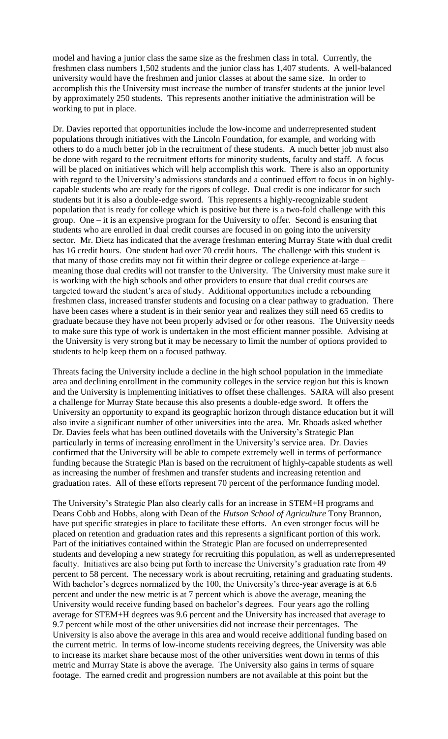model and having a junior class the same size as the freshmen class in total. Currently, the freshmen class numbers 1,502 students and the junior class has 1,407 students. A well-balanced university would have the freshmen and junior classes at about the same size. In order to accomplish this the University must increase the number of transfer students at the junior level by approximately 250 students. This represents another initiative the administration will be working to put in place.

Dr. Davies reported that opportunities include the low-income and underrepresented student populations through initiatives with the Lincoln Foundation, for example, and working with others to do a much better job in the recruitment of these students. A much better job must also be done with regard to the recruitment efforts for minority students, faculty and staff. A focus will be placed on initiatives which will help accomplish this work. There is also an opportunity with regard to the University's admissions standards and a continued effort to focus in on highly-capable students who are ready for the rigors of college. Dual credit is one indicator for such students but it is also a double-edge sword. This represents a highly-recognizable student population that is ready for college which is positive but there is a two-fold challenge with this group. One – it is an expensive program for the University to offer. Second is ensuring that students who are enrolled in dual credit courses are focused in on going into the university sector. Mr. Dietz has indicated that the average freshman entering Murray State with dual credit has 16 credit hours. One student had over 70 credit hours. The challenge with this student is that many of those credits may not fit within their degree or college experience at-large – meaning those dual credits will not transfer to the University. The University must make sure it is working with the high schools and other providers to ensure that dual credit courses are targeted toward the student's area of study. Additional opportunities include a rebounding freshmen class, increased transfer students and focusing on a clear pathway to graduation. There have been cases where a student is in their senior year and realizes they still need 65 credits to graduate because they have not been properly advised or for other reasons. The University needs to make sure this type of work is undertaken in the most efficient manner possible. Advising at the University is very strong but it may be necessary to limit the number of options provided to students to help keep them on a focused pathway.

Threats facing the University include a decline in the high school population in the immediate area and declining enrollment in the community colleges in the service region but this is known and the University is implementing initiatives to offset these challenges. SARA will also present a challenge for Murray State because this also presents a double-edge sword. It offers the University an opportunity to expand its geographic horizon through distance education but it will also invite a significant number of other universities into the area. Mr. Rhoads asked whether Dr. Davies feels what has been outlined dovetails with the University's Strategic Plan particularly in terms of increasing enrollment in the University's service area. Dr. Davies confirmed that the University will be able to compete extremely well in terms of performance funding because the Strategic Plan is based on the recruitment of highly-capable students as well as increasing the number of freshmen and transfer students and increasing retention and graduation rates. All of these efforts represent 70 percent of the performance funding model.

The University's Strategic Plan also clearly calls for an increase in STEM+H programs and Deans Cobb and Hobbs, along with Dean of the *Hutson School of Agriculture* Tony Brannon, have put specific strategies in place to facilitate these efforts. An even stronger focus will be placed on retention and graduation rates and this represents a significant portion of this work. Part of the initiatives contained within the Strategic Plan are focused on underrepresented students and developing a new strategy for recruiting this population, as well as underrepresented faculty. Initiatives are also being put forth to increase the University's graduation rate from 49 percent to 58 percent. The necessary work is about recruiting, retaining and graduating students. With bachelor's degrees normalized by the 100, the University's three-year average is at 6.6 percent and under the new metric is at 7 percent which is above the average, meaning the University would receive funding based on bachelor's degrees. Four years ago the rolling average for STEM+H degrees was 9.6 percent and the University has increased that average to 9.7 percent while most of the other universities did not increase their percentages. The University is also above the average in this area and would receive additional funding based on the current metric. In terms of low-income students receiving degrees, the University was able to increase its market share because most of the other universities went down in terms of this metric and Murray State is above the average. The University also gains in terms of square footage. The earned credit and progression numbers are not available at this point but the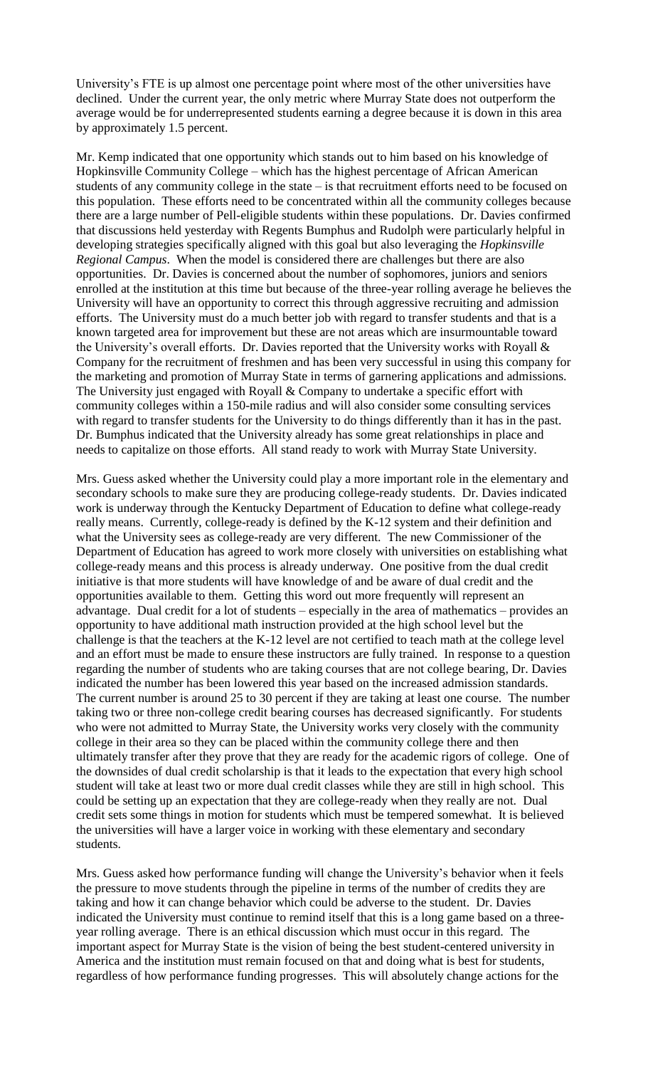University's FTE is up almost one percentage point where most of the other universities have declined. Under the current year, the only metric where Murray State does not outperform the average would be for underrepresented students earning a degree because it is down in this area by approximately 1.5 percent.

Mr. Kemp indicated that one opportunity which stands out to him based on his knowledge of Hopkinsville Community College – which has the highest percentage of African American students of any community college in the state – is that recruitment efforts need to be focused on this population. These efforts need to be concentrated within all the community colleges because there are a large number of Pell-eligible students within these populations. Dr. Davies confirmed that discussions held yesterday with Regents Bumphus and Rudolph were particularly helpful in developing strategies specifically aligned with this goal but also leveraging the *Hopkinsville Regional Campus*. When the model is considered there are challenges but there are also opportunities. Dr. Davies is concerned about the number of sophomores, juniors and seniors enrolled at the institution at this time but because of the three-year rolling average he believes the University will have an opportunity to correct this through aggressive recruiting and admission efforts. The University must do a much better job with regard to transfer students and that is a known targeted area for improvement but these are not areas which are insurmountable toward the University's overall efforts. Dr. Davies reported that the University works with Royall & Company for the recruitment of freshmen and has been very successful in using this company for the marketing and promotion of Murray State in terms of garnering applications and admissions. The University just engaged with Royall & Company to undertake a specific effort with community colleges within a 150-mile radius and will also consider some consulting services with regard to transfer students for the University to do things differently than it has in the past. Dr. Bumphus indicated that the University already has some great relationships in place and needs to capitalize on those efforts. All stand ready to work with Murray State University.

Mrs. Guess asked whether the University could play a more important role in the elementary and secondary schools to make sure they are producing college-ready students. Dr. Davies indicated work is underway through the Kentucky Department of Education to define what college-ready really means. Currently, college-ready is defined by the K-12 system and their definition and what the University sees as college-ready are very different. The new Commissioner of the Department of Education has agreed to work more closely with universities on establishing what college-ready means and this process is already underway. One positive from the dual credit initiative is that more students will have knowledge of and be aware of dual credit and the opportunities available to them. Getting this word out more frequently will represent an advantage. Dual credit for a lot of students – especially in the area of mathematics – provides an opportunity to have additional math instruction provided at the high school level but the challenge is that the teachers at the K-12 level are not certified to teach math at the college level and an effort must be made to ensure these instructors are fully trained. In response to a question regarding the number of students who are taking courses that are not college bearing, Dr. Davies indicated the number has been lowered this year based on the increased admission standards. The current number is around 25 to 30 percent if they are taking at least one course. The number taking two or three non-college credit bearing courses has decreased significantly. For students who were not admitted to Murray State, the University works very closely with the community college in their area so they can be placed within the community college there and then ultimately transfer after they prove that they are ready for the academic rigors of college. One of the downsides of dual credit scholarship is that it leads to the expectation that every high school student will take at least two or more dual credit classes while they are still in high school. This could be setting up an expectation that they are college-ready when they really are not. Dual credit sets some things in motion for students which must be tempered somewhat. It is believed the universities will have a larger voice in working with these elementary and secondary students.

Mrs. Guess asked how performance funding will change the University's behavior when it feels the pressure to move students through the pipeline in terms of the number of credits they are taking and how it can change behavior which could be adverse to the student. Dr. Davies indicated the University must continue to remind itself that this is a long game based on a three-year rolling average. There is an ethical discussion which must occur in this regard. The important aspect for Murray State is the vision of being the best student-centered university in America and the institution must remain focused on that and doing what is best for students, regardless of how performance funding progresses. This will absolutely change actions for the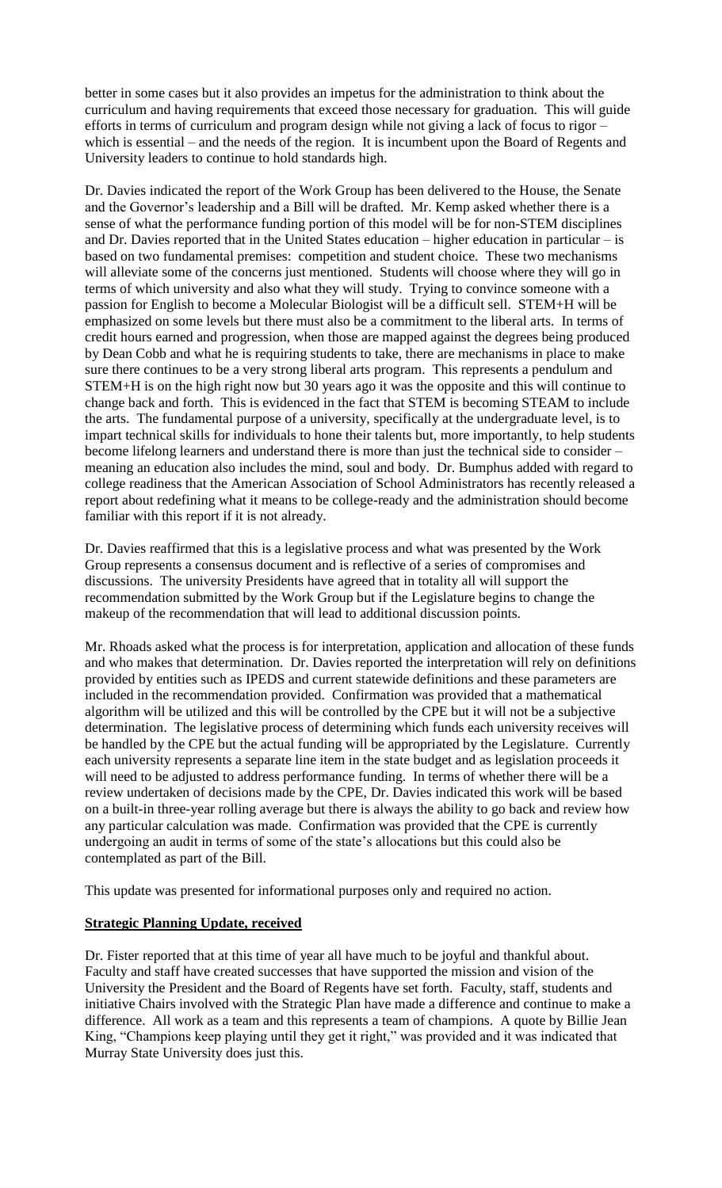better in some cases but it also provides an impetus for the administration to think about the curriculum and having requirements that exceed those necessary for graduation. This will guide efforts in terms of curriculum and program design while not giving a lack of focus to rigor – which is essential – and the needs of the region. It is incumbent upon the Board of Regents and University leaders to continue to hold standards high.

Dr. Davies indicated the report of the Work Group has been delivered to the House, the Senate and the Governor's leadership and a Bill will be drafted. Mr. Kemp asked whether there is a sense of what the performance funding portion of this model will be for non-STEM disciplines and Dr. Davies reported that in the United States education – higher education in particular – is based on two fundamental premises: competition and student choice. These two mechanisms will alleviate some of the concerns just mentioned. Students will choose where they will go in terms of which university and also what they will study. Trying to convince someone with a passion for English to become a Molecular Biologist will be a difficult sell. STEM+H will be emphasized on some levels but there must also be a commitment to the liberal arts. In terms of credit hours earned and progression, when those are mapped against the degrees being produced by Dean Cobb and what he is requiring students to take, there are mechanisms in place to make sure there continues to be a very strong liberal arts program. This represents a pendulum and STEM+H is on the high right now but 30 years ago it was the opposite and this will continue to change back and forth. This is evidenced in the fact that STEM is becoming STEAM to include the arts. The fundamental purpose of a university, specifically at the undergraduate level, is to impart technical skills for individuals to hone their talents but, more importantly, to help students become lifelong learners and understand there is more than just the technical side to consider – meaning an education also includes the mind, soul and body. Dr. Bumphus added with regard to college readiness that the American Association of School Administrators has recently released a report about redefining what it means to be college-ready and the administration should become familiar with this report if it is not already.

Dr. Davies reaffirmed that this is a legislative process and what was presented by the Work Group represents a consensus document and is reflective of a series of compromises and discussions. The university Presidents have agreed that in totality all will support the recommendation submitted by the Work Group but if the Legislature begins to change the makeup of the recommendation that will lead to additional discussion points.

Mr. Rhoads asked what the process is for interpretation, application and allocation of these funds and who makes that determination. Dr. Davies reported the interpretation will rely on definitions provided by entities such as IPEDS and current statewide definitions and these parameters are included in the recommendation provided. Confirmation was provided that a mathematical algorithm will be utilized and this will be controlled by the CPE but it will not be a subjective determination. The legislative process of determining which funds each university receives will be handled by the CPE but the actual funding will be appropriated by the Legislature. Currently each university represents a separate line item in the state budget and as legislation proceeds it will need to be adjusted to address performance funding. In terms of whether there will be a review undertaken of decisions made by the CPE, Dr. Davies indicated this work will be based on a built-in three-year rolling average but there is always the ability to go back and review how any particular calculation was made. Confirmation was provided that the CPE is currently undergoing an audit in terms of some of the state's allocations but this could also be contemplated as part of the Bill.

This update was presented for informational purposes only and required no action.

**Strategic Planning Update, received**

Dr. Fister reported that at this time of year all have much to be joyful and thankful about. Faculty and staff have created successes that have supported the mission and vision of the University the President and the Board of Regents have set forth. Faculty, staff, students and initiative Chairs involved with the Strategic Plan have made a difference and continue to make a difference. All work as a team and this represents a team of champions. A quote by Billie Jean King, "Champions keep playing until they get it right," was provided and it was indicated that Murray State University does just this.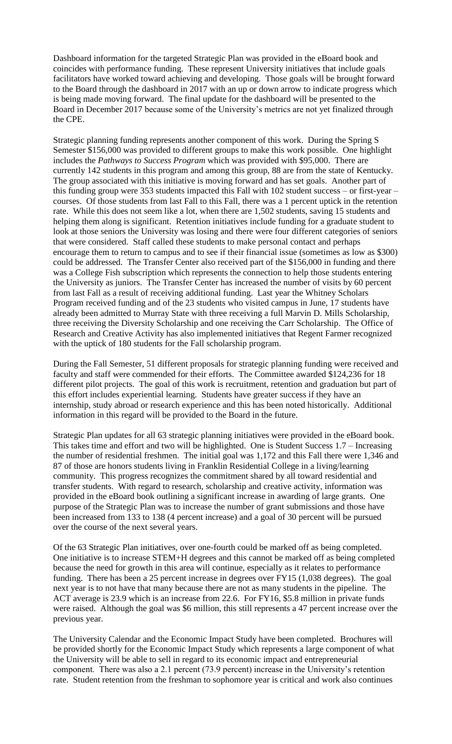Dashboard information for the targeted Strategic Plan was provided in the eBoard book and coincides with performance funding. These represent University initiatives that include goals facilitators have worked toward achieving and developing. Those goals will be brought forward to the Board through the dashboard in 2017 with an up or down arrow to indicate progress which is being made moving forward. The final update for the dashboard will be presented to the Board in December 2017 because some of the University's metrics are not yet finalized through the CPE.

Strategic planning funding represents another component of this work. During the Spring S Semester $156,000 was provided to different groups to make this work possible. One highlight includes the *Pathways to Success Program* which was provided with $95,000. There are currently 142 students in this program and among this group, 88 are from the state of Kentucky. The group associated with this initiative is moving forward and has set goals. Another part of this funding group were 353 students impacted this Fall with 102 student success – or first-year – courses. Of those students from last Fall to this Fall, there was a 1 percent uptick in the retention rate. While this does not seem like a lot, when there are 1,502 students, saving 15 students and helping them along is significant. Retention initiatives include funding for a graduate student to look at those seniors the University was losing and there were four different categories of seniors that were considered. Staff called these students to make personal contact and perhaps encourage them to return to campus and to see if their financial issue (sometimes as low as $300) could be addressed. The Transfer Center also received part of the $156,000 in funding and there was a College Fish subscription which represents the connection to help those students entering the University as juniors. The Transfer Center has increased the number of visits by 60 percent from last Fall as a result of receiving additional funding. Last year the Whitney Scholars Program received funding and of the 23 students who visited campus in June, 17 students have already been admitted to Murray State with three receiving a full Marvin D. Mills Scholarship, three receiving the Diversity Scholarship and one receiving the Carr Scholarship. The Office of Research and Creative Activity has also implemented initiatives that Regent Farmer recognized with the uptick of 180 students for the Fall scholarship program.

During the Fall Semester, 51 different proposals for strategic planning funding were received and faculty and staff were commended for their efforts. The Committee awarded $124,236 for 18 different pilot projects. The goal of this work is recruitment, retention and graduation but part of this effort includes experiential learning. Students have greater success if they have an internship, study abroad or research experience and this has been noted historically. Additional information in this regard will be provided to the Board in the future.

Strategic Plan updates for all 63 strategic planning initiatives were provided in the eBoard book. This takes time and effort and two will be highlighted. One is Student Success 1.7 – Increasing the number of residential freshmen. The initial goal was 1,172 and this Fall there were 1,346 and 87 of those are honors students living in Franklin Residential College in a living/learning community. This progress recognizes the commitment shared by all toward residential and transfer students. With regard to research, scholarship and creative activity, information was provided in the eBoard book outlining a significant increase in awarding of large grants. One purpose of the Strategic Plan was to increase the number of grant submissions and those have been increased from 133 to 138 (4 percent increase) and a goal of 30 percent will be pursued over the course of the next several years.

Of the 63 Strategic Plan initiatives, over one-fourth could be marked off as being completed. One initiative is to increase STEM+H degrees and this cannot be marked off as being completed because the need for growth in this area will continue, especially as it relates to performance funding. There has been a 25 percent increase in degrees over FY15 (1,038 degrees). The goal next year is to not have that many because there are not as many students in the pipeline. The ACT average is 23.9 which is an increase from 22.6. For FY16, $5.8 million in private funds were raised. Although the goal was $6 million, this still represents a 47 percent increase over the previous year.

The University Calendar and the Economic Impact Study have been completed. Brochures will be provided shortly for the Economic Impact Study which represents a large component of what the University will be able to sell in regard to its economic impact and entrepreneurial component. There was also a 2.1 percent (73.9 percent) increase in the University's retention rate. Student retention from the freshman to sophomore year is critical and work also continues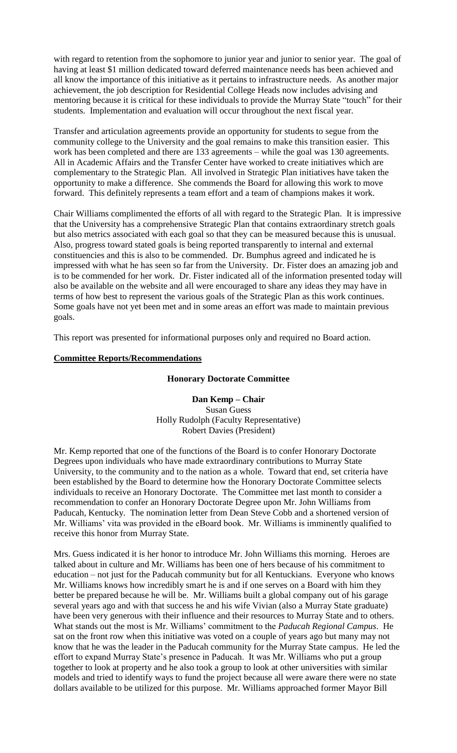with regard to retention from the sophomore to junior year and junior to senior year. The goal of having at least $1 million dedicated toward deferred maintenance needs has been achieved and all know the importance of this initiative as it pertains to infrastructure needs. As another major achievement, the job description for Residential College Heads now includes advising and mentoring because it is critical for these individuals to provide the Murray State "touch" for their students. Implementation and evaluation will occur throughout the next fiscal year.

Transfer and articulation agreements provide an opportunity for students to segue from the community college to the University and the goal remains to make this transition easier. This work has been completed and there are 133 agreements – while the goal was 130 agreements. All in Academic Affairs and the Transfer Center have worked to create initiatives which are complementary to the Strategic Plan. All involved in Strategic Plan initiatives have taken the opportunity to make a difference. She commends the Board for allowing this work to move forward. This definitely represents a team effort and a team of champions makes it work.

Chair Williams complimented the efforts of all with regard to the Strategic Plan. It is impressive that the University has a comprehensive Strategic Plan that contains extraordinary stretch goals but also metrics associated with each goal so that they can be measured because this is unusual. Also, progress toward stated goals is being reported transparently to internal and external constituencies and this is also to be commended. Dr. Bumphus agreed and indicated he is impressed with what he has seen so far from the University. Dr. Fister does an amazing job and is to be commended for her work. Dr. Fister indicated all of the information presented today will also be available on the website and all were encouraged to share any ideas they may have in terms of how best to represent the various goals of the Strategic Plan as this work continues. Some goals have not yet been met and in some areas an effort was made to maintain previous goals.

This report was presented for informational purposes only and required no Board action.

**Committee Reports/Recommendations**

**Honorary Doctorate Committee**

**Dan Kemp – Chair**
Susan Guess
Holly Rudolph (Faculty Representative)
Robert Davies (President)

Mr. Kemp reported that one of the functions of the Board is to confer Honorary Doctorate Degrees upon individuals who have made extraordinary contributions to Murray State University, to the community and to the nation as a whole. Toward that end, set criteria have been established by the Board to determine how the Honorary Doctorate Committee selects individuals to receive an Honorary Doctorate. The Committee met last month to consider a recommendation to confer an Honorary Doctorate Degree upon Mr. John Williams from Paducah, Kentucky. The nomination letter from Dean Steve Cobb and a shortened version of Mr. Williams' vita was provided in the eBoard book. Mr. Williams is imminently qualified to receive this honor from Murray State.

Mrs. Guess indicated it is her honor to introduce Mr. John Williams this morning. Heroes are talked about in culture and Mr. Williams has been one of hers because of his commitment to education – not just for the Paducah community but for all Kentuckians. Everyone who knows Mr. Williams knows how incredibly smart he is and if one serves on a Board with him they better be prepared because he will be. Mr. Williams built a global company out of his garage several years ago and with that success he and his wife Vivian (also a Murray State graduate) have been very generous with their influence and their resources to Murray State and to others. What stands out the most is Mr. Williams' commitment to the *Paducah Regional Campus*. He sat on the front row when this initiative was voted on a couple of years ago but many may not know that he was the leader in the Paducah community for the Murray State campus. He led the effort to expand Murray State's presence in Paducah. It was Mr. Williams who put a group together to look at property and he also took a group to look at other universities with similar models and tried to identify ways to fund the project because all were aware there were no state dollars available to be utilized for this purpose. Mr. Williams approached former Mayor Bill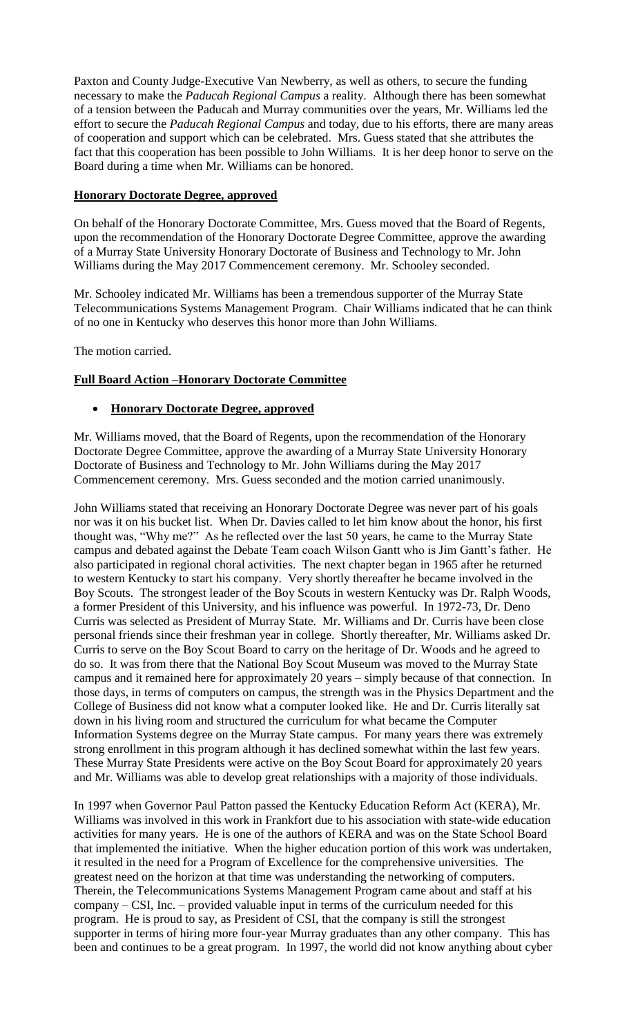Paxton and County Judge-Executive Van Newberry, as well as others, to secure the funding necessary to make the *Paducah Regional Campus* a reality. Although there has been somewhat of a tension between the Paducah and Murray communities over the years, Mr. Williams led the effort to secure the *Paducah Regional Campus* and today, due to his efforts, there are many areas of cooperation and support which can be celebrated. Mrs. Guess stated that she attributes the fact that this cooperation has been possible to John Williams. It is her deep honor to serve on the Board during a time when Mr. Williams can be honored.

**Honorary Doctorate Degree, approved**

On behalf of the Honorary Doctorate Committee, Mrs. Guess moved that the Board of Regents, upon the recommendation of the Honorary Doctorate Degree Committee, approve the awarding of a Murray State University Honorary Doctorate of Business and Technology to Mr. John Williams during the May 2017 Commencement ceremony. Mr. Schooley seconded.

Mr. Schooley indicated Mr. Williams has been a tremendous supporter of the Murray State Telecommunications Systems Management Program. Chair Williams indicated that he can think of no one in Kentucky who deserves this honor more than John Williams.

The motion carried.

**Full Board Action –Honorary Doctorate Committee**

- **Honorary Doctorate Degree, approved**

Mr. Williams moved, that the Board of Regents, upon the recommendation of the Honorary Doctorate Degree Committee, approve the awarding of a Murray State University Honorary Doctorate of Business and Technology to Mr. John Williams during the May 2017 Commencement ceremony. Mrs. Guess seconded and the motion carried unanimously.

John Williams stated that receiving an Honorary Doctorate Degree was never part of his goals nor was it on his bucket list. When Dr. Davies called to let him know about the honor, his first thought was, "Why me?" As he reflected over the last 50 years, he came to the Murray State campus and debated against the Debate Team coach Wilson Gantt who is Jim Gantt's father. He also participated in regional choral activities. The next chapter began in 1965 after he returned to western Kentucky to start his company. Very shortly thereafter he became involved in the Boy Scouts. The strongest leader of the Boy Scouts in western Kentucky was Dr. Ralph Woods, a former President of this University, and his influence was powerful. In 1972-73, Dr. Deno Curris was selected as President of Murray State. Mr. Williams and Dr. Curris have been close personal friends since their freshman year in college. Shortly thereafter, Mr. Williams asked Dr. Curris to serve on the Boy Scout Board to carry on the heritage of Dr. Woods and he agreed to do so. It was from there that the National Boy Scout Museum was moved to the Murray State campus and it remained here for approximately 20 years – simply because of that connection. In those days, in terms of computers on campus, the strength was in the Physics Department and the College of Business did not know what a computer looked like. He and Dr. Curris literally sat down in his living room and structured the curriculum for what became the Computer Information Systems degree on the Murray State campus. For many years there was extremely strong enrollment in this program although it has declined somewhat within the last few years. These Murray State Presidents were active on the Boy Scout Board for approximately 20 years and Mr. Williams was able to develop great relationships with a majority of those individuals.

In 1997 when Governor Paul Patton passed the Kentucky Education Reform Act (KERA), Mr. Williams was involved in this work in Frankfort due to his association with state-wide education activities for many years. He is one of the authors of KERA and was on the State School Board that implemented the initiative. When the higher education portion of this work was undertaken, it resulted in the need for a Program of Excellence for the comprehensive universities. The greatest need on the horizon at that time was understanding the networking of computers. Therein, the Telecommunications Systems Management Program came about and staff at his company – CSI, Inc. – provided valuable input in terms of the curriculum needed for this program. He is proud to say, as President of CSI, that the company is still the strongest supporter in terms of hiring more four-year Murray graduates than any other company. This has been and continues to be a great program. In 1997, the world did not know anything about cyber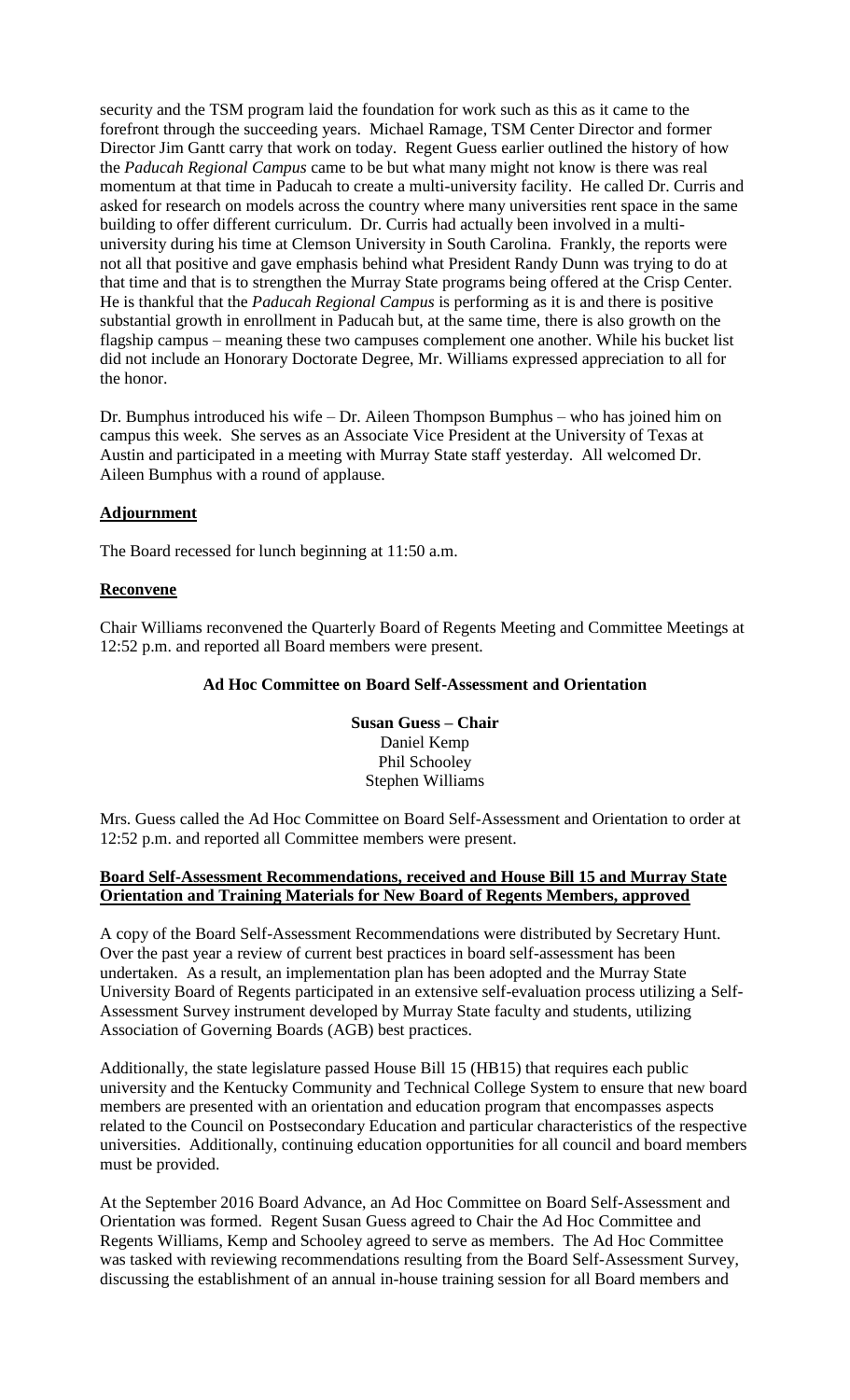security and the TSM program laid the foundation for work such as this as it came to the forefront through the succeeding years. Michael Ramage, TSM Center Director and former Director Jim Gantt carry that work on today. Regent Guess earlier outlined the history of how the *Paducah Regional Campus* came to be but what many might not know is there was real momentum at that time in Paducah to create a multi-university facility. He called Dr. Curris and asked for research on models across the country where many universities rent space in the same building to offer different curriculum. Dr. Curris had actually been involved in a multi-university during his time at Clemson University in South Carolina. Frankly, the reports were not all that positive and gave emphasis behind what President Randy Dunn was trying to do at that time and that is to strengthen the Murray State programs being offered at the Crisp Center. He is thankful that the *Paducah Regional Campus* is performing as it is and there is positive substantial growth in enrollment in Paducah but, at the same time, there is also growth on the flagship campus – meaning these two campuses complement one another. While his bucket list did not include an Honorary Doctorate Degree, Mr. Williams expressed appreciation to all for the honor.

Dr. Bumphus introduced his wife – Dr. Aileen Thompson Bumphus – who has joined him on campus this week. She serves as an Associate Vice President at the University of Texas at Austin and participated in a meeting with Murray State staff yesterday. All welcomed Dr. Aileen Bumphus with a round of applause.

**Adjournment**

The Board recessed for lunch beginning at 11:50 a.m.

**Reconvene**

Chair Williams reconvened the Quarterly Board of Regents Meeting and Committee Meetings at 12:52 p.m. and reported all Board members were present.

## Ad Hoc Committee on Board Self-Assessment and Orientation

**Susan Guess – Chair**
Daniel Kemp
Phil Schooley
Stephen Williams

Mrs. Guess called the Ad Hoc Committee on Board Self-Assessment and Orientation to order at 12:52 p.m. and reported all Committee members were present.

**Board Self-Assessment Recommendations, received and House Bill 15 and Murray State Orientation and Training Materials for New Board of Regents Members, approved**

A copy of the Board Self-Assessment Recommendations were distributed by Secretary Hunt. Over the past year a review of current best practices in board self-assessment has been undertaken. As a result, an implementation plan has been adopted and the Murray State University Board of Regents participated in an extensive self-evaluation process utilizing a Self-Assessment Survey instrument developed by Murray State faculty and students, utilizing Association of Governing Boards (AGB) best practices.

Additionally, the state legislature passed House Bill 15 (HB15) that requires each public university and the Kentucky Community and Technical College System to ensure that new board members are presented with an orientation and education program that encompasses aspects related to the Council on Postsecondary Education and particular characteristics of the respective universities. Additionally, continuing education opportunities for all council and board members must be provided.

At the September 2016 Board Advance, an Ad Hoc Committee on Board Self-Assessment and Orientation was formed. Regent Susan Guess agreed to Chair the Ad Hoc Committee and Regents Williams, Kemp and Schooley agreed to serve as members. The Ad Hoc Committee was tasked with reviewing recommendations resulting from the Board Self-Assessment Survey, discussing the establishment of an annual in-house training session for all Board members and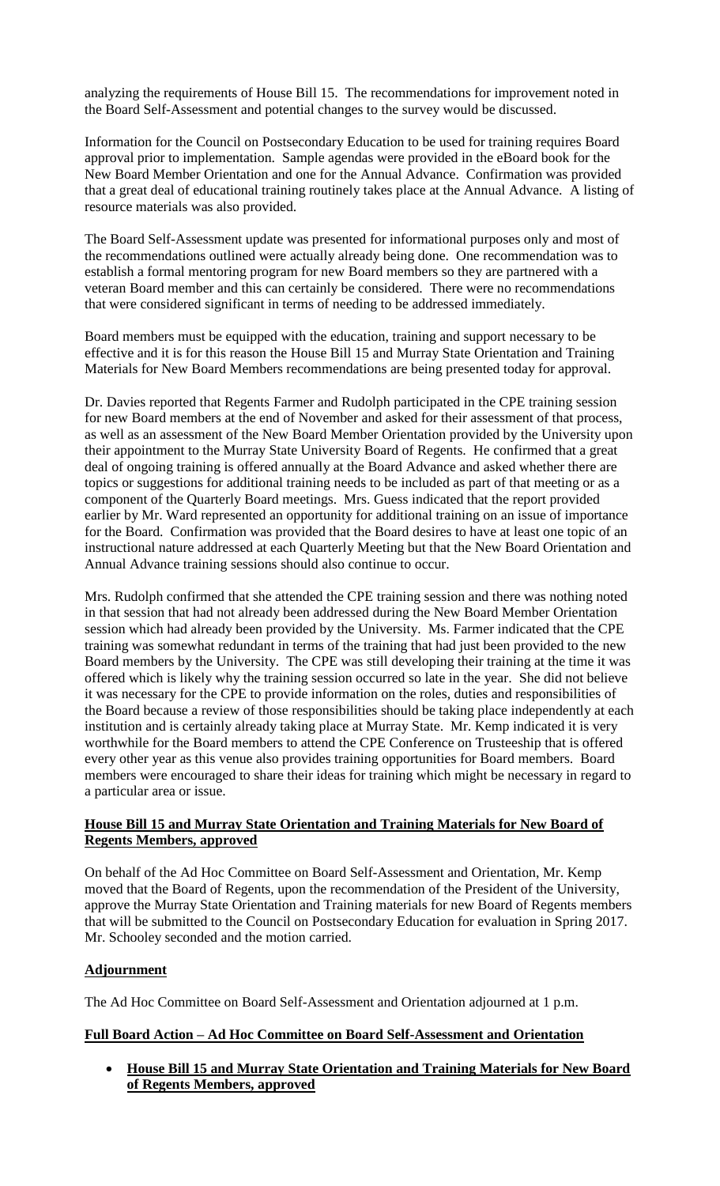analyzing the requirements of House Bill 15. The recommendations for improvement noted in the Board Self-Assessment and potential changes to the survey would be discussed.

Information for the Council on Postsecondary Education to be used for training requires Board approval prior to implementation. Sample agendas were provided in the eBoard book for the New Board Member Orientation and one for the Annual Advance. Confirmation was provided that a great deal of educational training routinely takes place at the Annual Advance. A listing of resource materials was also provided.

The Board Self-Assessment update was presented for informational purposes only and most of the recommendations outlined were actually already being done. One recommendation was to establish a formal mentoring program for new Board members so they are partnered with a veteran Board member and this can certainly be considered. There were no recommendations that were considered significant in terms of needing to be addressed immediately.

Board members must be equipped with the education, training and support necessary to be effective and it is for this reason the House Bill 15 and Murray State Orientation and Training Materials for New Board Members recommendations are being presented today for approval.

Dr. Davies reported that Regents Farmer and Rudolph participated in the CPE training session for new Board members at the end of November and asked for their assessment of that process, as well as an assessment of the New Board Member Orientation provided by the University upon their appointment to the Murray State University Board of Regents. He confirmed that a great deal of ongoing training is offered annually at the Board Advance and asked whether there are topics or suggestions for additional training needs to be included as part of that meeting or as a component of the Quarterly Board meetings. Mrs. Guess indicated that the report provided earlier by Mr. Ward represented an opportunity for additional training on an issue of importance for the Board. Confirmation was provided that the Board desires to have at least one topic of an instructional nature addressed at each Quarterly Meeting but that the New Board Orientation and Annual Advance training sessions should also continue to occur.

Mrs. Rudolph confirmed that she attended the CPE training session and there was nothing noted in that session that had not already been addressed during the New Board Member Orientation session which had already been provided by the University. Ms. Farmer indicated that the CPE training was somewhat redundant in terms of the training that had just been provided to the new Board members by the University. The CPE was still developing their training at the time it was offered which is likely why the training session occurred so late in the year. She did not believe it was necessary for the CPE to provide information on the roles, duties and responsibilities of the Board because a review of those responsibilities should be taking place independently at each institution and is certainly already taking place at Murray State. Mr. Kemp indicated it is very worthwhile for the Board members to attend the CPE Conference on Trusteeship that is offered every other year as this venue also provides training opportunities for Board members. Board members were encouraged to share their ideas for training which might be necessary in regard to a particular area or issue.

**House Bill 15 and Murray State Orientation and Training Materials for New Board of Regents Members, approved**

On behalf of the Ad Hoc Committee on Board Self-Assessment and Orientation, Mr. Kemp moved that the Board of Regents, upon the recommendation of the President of the University, approve the Murray State Orientation and Training materials for new Board of Regents members that will be submitted to the Council on Postsecondary Education for evaluation in Spring 2017. Mr. Schooley seconded and the motion carried.

**Adjournment**

The Ad Hoc Committee on Board Self-Assessment and Orientation adjourned at 1 p.m.

**Full Board Action – Ad Hoc Committee on Board Self-Assessment and Orientation**

- **House Bill 15 and Murray State Orientation and Training Materials for New Board of Regents Members, approved**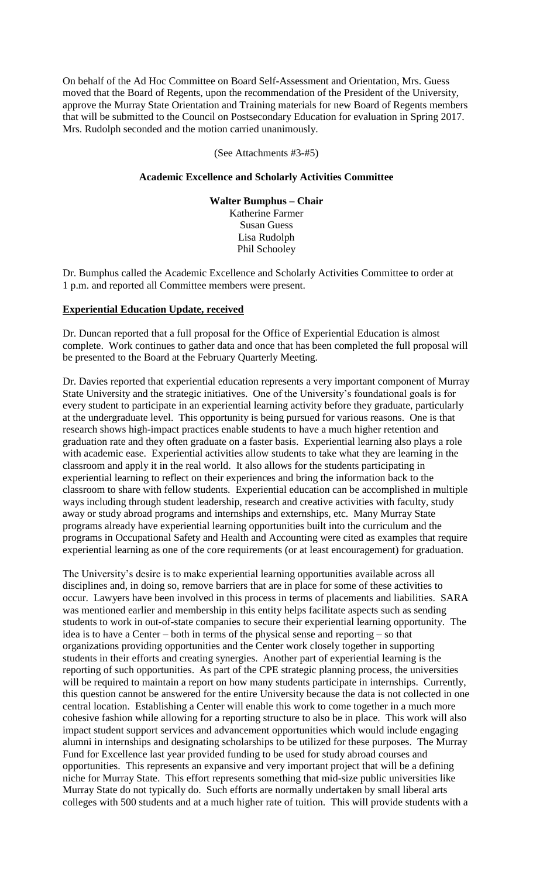On behalf of the Ad Hoc Committee on Board Self-Assessment and Orientation, Mrs. Guess moved that the Board of Regents, upon the recommendation of the President of the University, approve the Murray State Orientation and Training materials for new Board of Regents members that will be submitted to the Council on Postsecondary Education for evaluation in Spring 2017. Mrs. Rudolph seconded and the motion carried unanimously.

(See Attachments #3-#5)

**Academic Excellence and Scholarly Activities Committee**

**Walter Bumphus – Chair**
Katherine Farmer
Susan Guess
Lisa Rudolph
Phil Schooley

Dr. Bumphus called the Academic Excellence and Scholarly Activities Committee to order at 1 p.m. and reported all Committee members were present.

**Experiential Education Update, received**

Dr. Duncan reported that a full proposal for the Office of Experiential Education is almost complete. Work continues to gather data and once that has been completed the full proposal will be presented to the Board at the February Quarterly Meeting.

Dr. Davies reported that experiential education represents a very important component of Murray State University and the strategic initiatives. One of the University's foundational goals is for every student to participate in an experiential learning activity before they graduate, particularly at the undergraduate level. This opportunity is being pursued for various reasons. One is that research shows high-impact practices enable students to have a much higher retention and graduation rate and they often graduate on a faster basis. Experiential learning also plays a role with academic ease. Experiential activities allow students to take what they are learning in the classroom and apply it in the real world. It also allows for the students participating in experiential learning to reflect on their experiences and bring the information back to the classroom to share with fellow students. Experiential education can be accomplished in multiple ways including through student leadership, research and creative activities with faculty, study away or study abroad programs and internships and externships, etc. Many Murray State programs already have experiential learning opportunities built into the curriculum and the programs in Occupational Safety and Health and Accounting were cited as examples that require experiential learning as one of the core requirements (or at least encouragement) for graduation.

The University's desire is to make experiential learning opportunities available across all disciplines and, in doing so, remove barriers that are in place for some of these activities to occur. Lawyers have been involved in this process in terms of placements and liabilities. SARA was mentioned earlier and membership in this entity helps facilitate aspects such as sending students to work in out-of-state companies to secure their experiential learning opportunity. The idea is to have a Center – both in terms of the physical sense and reporting – so that organizations providing opportunities and the Center work closely together in supporting students in their efforts and creating synergies. Another part of experiential learning is the reporting of such opportunities. As part of the CPE strategic planning process, the universities will be required to maintain a report on how many students participate in internships. Currently, this question cannot be answered for the entire University because the data is not collected in one central location. Establishing a Center will enable this work to come together in a much more cohesive fashion while allowing for a reporting structure to also be in place. This work will also impact student support services and advancement opportunities which would include engaging alumni in internships and designating scholarships to be utilized for these purposes. The Murray Fund for Excellence last year provided funding to be used for study abroad courses and opportunities. This represents an expansive and very important project that will be a defining niche for Murray State. This effort represents something that mid-size public universities like Murray State do not typically do. Such efforts are normally undertaken by small liberal arts colleges with 500 students and at a much higher rate of tuition. This will provide students with a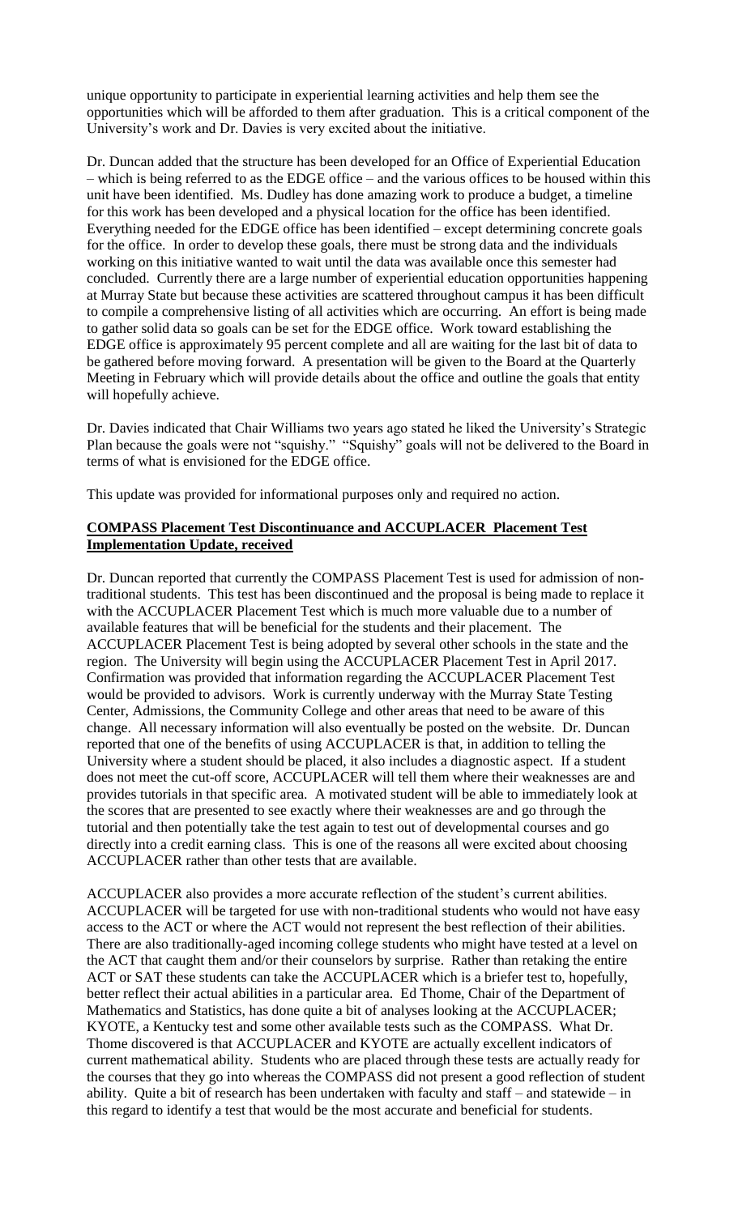unique opportunity to participate in experiential learning activities and help them see the opportunities which will be afforded to them after graduation. This is a critical component of the University's work and Dr. Davies is very excited about the initiative.

Dr. Duncan added that the structure has been developed for an Office of Experiential Education – which is being referred to as the EDGE office – and the various offices to be housed within this unit have been identified. Ms. Dudley has done amazing work to produce a budget, a timeline for this work has been developed and a physical location for the office has been identified. Everything needed for the EDGE office has been identified – except determining concrete goals for the office. In order to develop these goals, there must be strong data and the individuals working on this initiative wanted to wait until the data was available once this semester had concluded. Currently there are a large number of experiential education opportunities happening at Murray State but because these activities are scattered throughout campus it has been difficult to compile a comprehensive listing of all activities which are occurring. An effort is being made to gather solid data so goals can be set for the EDGE office. Work toward establishing the EDGE office is approximately 95 percent complete and all are waiting for the last bit of data to be gathered before moving forward. A presentation will be given to the Board at the Quarterly Meeting in February which will provide details about the office and outline the goals that entity will hopefully achieve.

Dr. Davies indicated that Chair Williams two years ago stated he liked the University's Strategic Plan because the goals were not "squishy." "Squishy" goals will not be delivered to the Board in terms of what is envisioned for the EDGE office.

This update was provided for informational purposes only and required no action.

**COMPASS Placement Test Discontinuance and ACCUPLACER Placement Test Implementation Update, received**

Dr. Duncan reported that currently the COMPASS Placement Test is used for admission of non-traditional students. This test has been discontinued and the proposal is being made to replace it with the ACCUPLACER Placement Test which is much more valuable due to a number of available features that will be beneficial for the students and their placement. The ACCUPLACER Placement Test is being adopted by several other schools in the state and the region. The University will begin using the ACCUPLACER Placement Test in April 2017. Confirmation was provided that information regarding the ACCUPLACER Placement Test would be provided to advisors. Work is currently underway with the Murray State Testing Center, Admissions, the Community College and other areas that need to be aware of this change. All necessary information will also eventually be posted on the website. Dr. Duncan reported that one of the benefits of using ACCUPLACER is that, in addition to telling the University where a student should be placed, it also includes a diagnostic aspect. If a student does not meet the cut-off score, ACCUPLACER will tell them where their weaknesses are and provides tutorials in that specific area. A motivated student will be able to immediately look at the scores that are presented to see exactly where their weaknesses are and go through the tutorial and then potentially take the test again to test out of developmental courses and go directly into a credit earning class. This is one of the reasons all were excited about choosing ACCUPLACER rather than other tests that are available.

ACCUPLACER also provides a more accurate reflection of the student's current abilities. ACCUPLACER will be targeted for use with non-traditional students who would not have easy access to the ACT or where the ACT would not represent the best reflection of their abilities. There are also traditionally-aged incoming college students who might have tested at a level on the ACT that caught them and/or their counselors by surprise. Rather than retaking the entire ACT or SAT these students can take the ACCUPLACER which is a briefer test to, hopefully, better reflect their actual abilities in a particular area. Ed Thome, Chair of the Department of Mathematics and Statistics, has done quite a bit of analyses looking at the ACCUPLACER; KYOTE, a Kentucky test and some other available tests such as the COMPASS. What Dr. Thome discovered is that ACCUPLACER and KYOTE are actually excellent indicators of current mathematical ability. Students who are placed through these tests are actually ready for the courses that they go into whereas the COMPASS did not present a good reflection of student ability. Quite a bit of research has been undertaken with faculty and staff – and statewide – in this regard to identify a test that would be the most accurate and beneficial for students.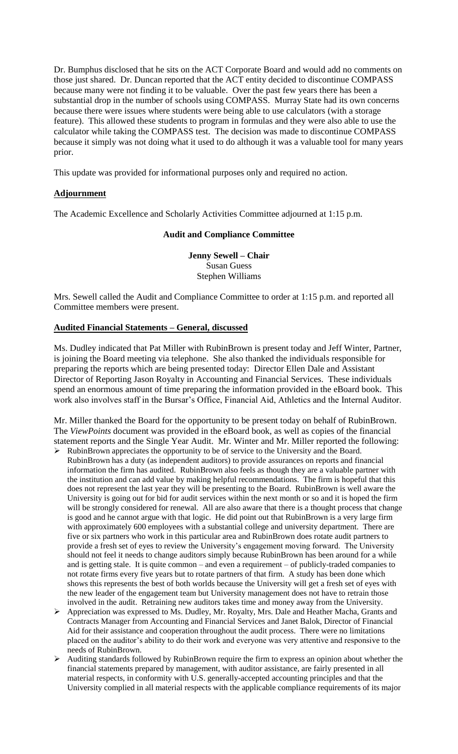Dr. Bumphus disclosed that he sits on the ACT Corporate Board and would add no comments on those just shared. Dr. Duncan reported that the ACT entity decided to discontinue COMPASS because many were not finding it to be valuable. Over the past few years there has been a substantial drop in the number of schools using COMPASS. Murray State had its own concerns because there were issues where students were being able to use calculators (with a storage feature). This allowed these students to program in formulas and they were also able to use the calculator while taking the COMPASS test. The decision was made to discontinue COMPASS because it simply was not doing what it used to do although it was a valuable tool for many years prior.

This update was provided for informational purposes only and required no action.

**Adjournment**

The Academic Excellence and Scholarly Activities Committee adjourned at 1:15 p.m.

**Audit and Compliance Committee**

**Jenny Sewell – Chair**
Susan Guess
Stephen Williams

Mrs. Sewell called the Audit and Compliance Committee to order at 1:15 p.m. and reported all Committee members were present.

**Audited Financial Statements – General, discussed**

Ms. Dudley indicated that Pat Miller with RubinBrown is present today and Jeff Winter, Partner, is joining the Board meeting via telephone. She also thanked the individuals responsible for preparing the reports which are being presented today: Director Ellen Dale and Assistant Director of Reporting Jason Royalty in Accounting and Financial Services. These individuals spend an enormous amount of time preparing the information provided in the eBoard book. This work also involves staff in the Bursar's Office, Financial Aid, Athletics and the Internal Auditor.

Mr. Miller thanked the Board for the opportunity to be present today on behalf of RubinBrown. The *ViewPoints* document was provided in the eBoard book, as well as copies of the financial statement reports and the Single Year Audit. Mr. Winter and Mr. Miller reported the following:

- RubinBrown appreciates the opportunity to be of service to the University and the Board. RubinBrown has a duty (as independent auditors) to provide assurances on reports and financial information the firm has audited. RubinBrown also feels as though they are a valuable partner with the institution and can add value by making helpful recommendations. The firm is hopeful that this does not represent the last year they will be presenting to the Board. RubinBrown is well aware the University is going out for bid for audit services within the next month or so and it is hoped the firm will be strongly considered for renewal. All are also aware that there is a thought process that change is good and he cannot argue with that logic. He did point out that RubinBrown is a very large firm with approximately 600 employees with a substantial college and university department. There are five or six partners who work in this particular area and RubinBrown does rotate audit partners to provide a fresh set of eyes to review the University's engagement moving forward. The University should not feel it needs to change auditors simply because RubinBrown has been around for a while and is getting stale. It is quite common – and even a requirement – of publicly-traded companies to not rotate firms every five years but to rotate partners of that firm. A study has been done which shows this represents the best of both worlds because the University will get a fresh set of eyes with the new leader of the engagement team but University management does not have to retrain those involved in the audit. Retraining new auditors takes time and money away from the University.
- Appreciation was expressed to Ms. Dudley, Mr. Royalty, Mrs. Dale and Heather Macha, Grants and Contracts Manager from Accounting and Financial Services and Janet Balok, Director of Financial Aid for their assistance and cooperation throughout the audit process. There were no limitations placed on the auditor's ability to do their work and everyone was very attentive and responsive to the needs of RubinBrown.
- Auditing standards followed by RubinBrown require the firm to express an opinion about whether the financial statements prepared by management, with auditor assistance, are fairly presented in all material respects, in conformity with U.S. generally-accepted accounting principles and that the University complied in all material respects with the applicable compliance requirements of its major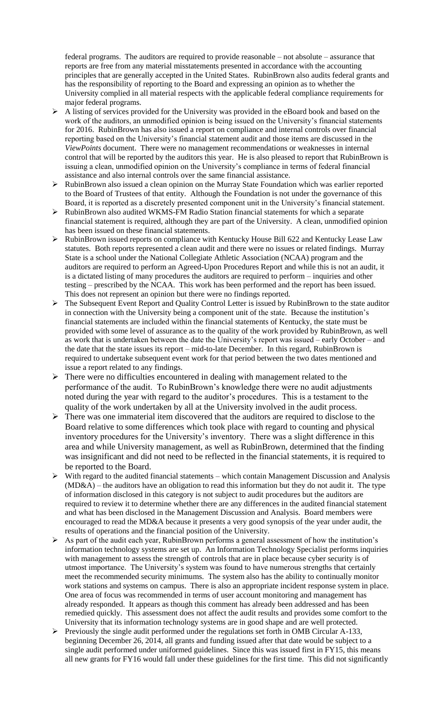federal programs. The auditors are required to provide reasonable – not absolute – assurance that reports are free from any material misstatements presented in accordance with the accounting principles that are generally accepted in the United States. RubinBrown also audits federal grants and has the responsibility of reporting to the Board and expressing an opinion as to whether the University complied in all material respects with the applicable federal compliance requirements for major federal programs.

- A listing of services provided for the University was provided in the eBoard book and based on the work of the auditors, an unmodified opinion is being issued on the University's financial statements for 2016. RubinBrown has also issued a report on compliance and internal controls over financial reporting based on the University's financial statement audit and those items are discussed in the *ViewPoints* document. There were no management recommendations or weaknesses in internal control that will be reported by the auditors this year. He is also pleased to report that RubinBrown is issuing a clean, unmodified opinion on the University's compliance in terms of federal financial assistance and also internal controls over the same financial assistance.
- RubinBrown also issued a clean opinion on the Murray State Foundation which was earlier reported to the Board of Trustees of that entity. Although the Foundation is not under the governance of this Board, it is reported as a discretely presented component unit in the University's financial statement.
- RubinBrown also audited WKMS-FM Radio Station financial statements for which a separate financial statement is required, although they are part of the University. A clean, unmodified opinion has been issued on these financial statements.
- RubinBrown issued reports on compliance with Kentucky House Bill 622 and Kentucky Lease Law statutes. Both reports represented a clean audit and there were no issues or related findings. Murray State is a school under the National Collegiate Athletic Association (NCAA) program and the auditors are required to perform an Agreed-Upon Procedures Report and while this is not an audit, it is a dictated listing of many procedures the auditors are required to perform – inquiries and other testing – prescribed by the NCAA. This work has been performed and the report has been issued. This does not represent an opinion but there were no findings reported.
- The Subsequent Event Report and Quality Control Letter is issued by RubinBrown to the state auditor in connection with the University being a component unit of the state. Because the institution's financial statements are included within the financial statements of Kentucky, the state must be provided with some level of assurance as to the quality of the work provided by RubinBrown, as well as work that is undertaken between the date the University's report was issued – early October – and the date that the state issues its report – mid-to-late December. In this regard, RubinBrown is required to undertake subsequent event work for that period between the two dates mentioned and issue a report related to any findings.
- There were no difficulties encountered in dealing with management related to the performance of the audit. To RubinBrown's knowledge there were no audit adjustments noted during the year with regard to the auditor's procedures. This is a testament to the quality of the work undertaken by all at the University involved in the audit process.
- There was one immaterial item discovered that the auditors are required to disclose to the Board relative to some differences which took place with regard to counting and physical inventory procedures for the University's inventory. There was a slight difference in this area and while University management, as well as RubinBrown, determined that the finding was insignificant and did not need to be reflected in the financial statements, it is required to be reported to the Board.
- With regard to the audited financial statements – which contain Management Discussion and Analysis (MD&A) – the auditors have an obligation to read this information but they do not audit it. The type of information disclosed in this category is not subject to audit procedures but the auditors are required to review it to determine whether there are any differences in the audited financial statement and what has been disclosed in the Management Discussion and Analysis. Board members were encouraged to read the MD&A because it presents a very good synopsis of the year under audit, the results of operations and the financial position of the University.
- As part of the audit each year, RubinBrown performs a general assessment of how the institution's information technology systems are set up. An Information Technology Specialist performs inquiries with management to assess the strength of controls that are in place because cyber security is of utmost importance. The University's system was found to have numerous strengths that certainly meet the recommended security minimums. The system also has the ability to continually monitor work stations and systems on campus. There is also an appropriate incident response system in place. One area of focus was recommended in terms of user account monitoring and management has already responded. It appears as though this comment has already been addressed and has been remedied quickly. This assessment does not affect the audit results and provides some comfort to the University that its information technology systems are in good shape and are well protected.
- Previously the single audit performed under the regulations set forth in OMB Circular A-133, beginning December 26, 2014, all grants and funding issued after that date would be subject to a single audit performed under uniformed guidelines. Since this was issued first in FY15, this means all new grants for FY16 would fall under these guidelines for the first time. This did not significantly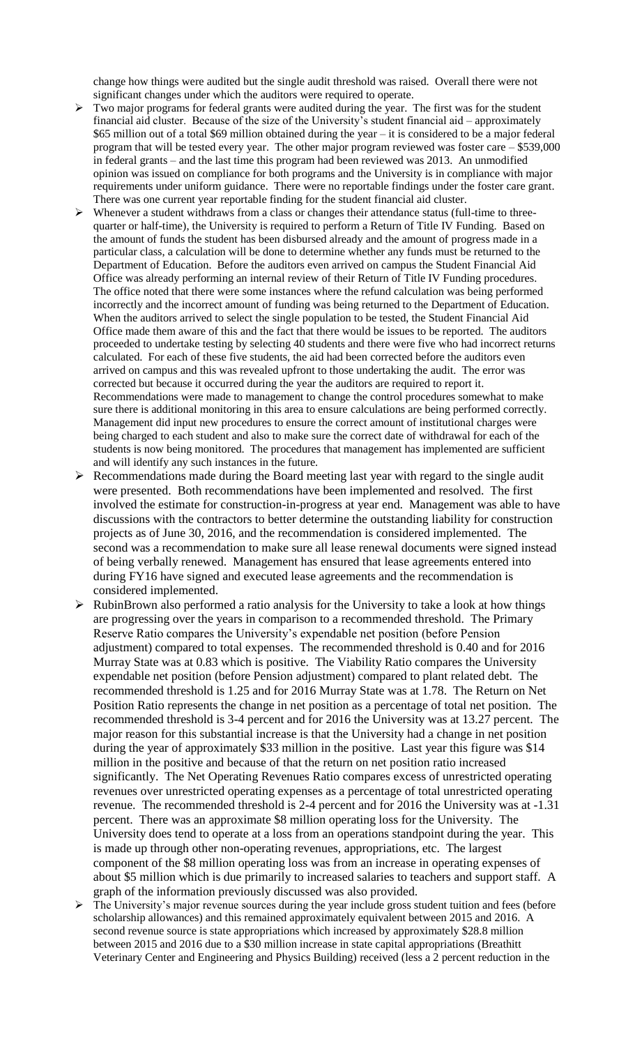change how things were audited but the single audit threshold was raised. Overall there were not significant changes under which the auditors were required to operate.

- Two major programs for federal grants were audited during the year. The first was for the student financial aid cluster. Because of the size of the University's student financial aid – approximately $65 million out of a total $69 million obtained during the year – it is considered to be a major federal program that will be tested every year. The other major program reviewed was foster care – $539,000 in federal grants – and the last time this program had been reviewed was 2013. An unmodified opinion was issued on compliance for both programs and the University is in compliance with major requirements under uniform guidance. There were no reportable findings under the foster care grant. There was one current year reportable finding for the student financial aid cluster.
- Whenever a student withdraws from a class or changes their attendance status (full-time to three-quarter or half-time), the University is required to perform a Return of Title IV Funding. Based on the amount of funds the student has been disbursed already and the amount of progress made in a particular class, a calculation will be done to determine whether any funds must be returned to the Department of Education. Before the auditors even arrived on campus the Student Financial Aid Office was already performing an internal review of their Return of Title IV Funding procedures. The office noted that there were some instances where the refund calculation was being performed incorrectly and the incorrect amount of funding was being returned to the Department of Education. When the auditors arrived to select the single population to be tested, the Student Financial Aid Office made them aware of this and the fact that there would be issues to be reported. The auditors proceeded to undertake testing by selecting 40 students and there were five who had incorrect returns calculated. For each of these five students, the aid had been corrected before the auditors even arrived on campus and this was revealed upfront to those undertaking the audit. The error was corrected but because it occurred during the year the auditors are required to report it. Recommendations were made to management to change the control procedures somewhat to make sure there is additional monitoring in this area to ensure calculations are being performed correctly. Management did input new procedures to ensure the correct amount of institutional charges were being charged to each student and also to make sure the correct date of withdrawal for each of the students is now being monitored. The procedures that management has implemented are sufficient and will identify any such instances in the future.
- Recommendations made during the Board meeting last year with regard to the single audit were presented. Both recommendations have been implemented and resolved. The first involved the estimate for construction-in-progress at year end. Management was able to have discussions with the contractors to better determine the outstanding liability for construction projects as of June 30, 2016, and the recommendation is considered implemented. The second was a recommendation to make sure all lease renewal documents were signed instead of being verbally renewed. Management has ensured that lease agreements entered into during FY16 have signed and executed lease agreements and the recommendation is considered implemented.
- RubinBrown also performed a ratio analysis for the University to take a look at how things are progressing over the years in comparison to a recommended threshold. The Primary Reserve Ratio compares the University's expendable net position (before Pension adjustment) compared to total expenses. The recommended threshold is 0.40 and for 2016 Murray State was at 0.83 which is positive. The Viability Ratio compares the University expendable net position (before Pension adjustment) compared to plant related debt. The recommended threshold is 1.25 and for 2016 Murray State was at 1.78. The Return on Net Position Ratio represents the change in net position as a percentage of total net position. The recommended threshold is 3-4 percent and for 2016 the University was at 13.27 percent. The major reason for this substantial increase is that the University had a change in net position during the year of approximately $33 million in the positive. Last year this figure was $14 million in the positive and because of that the return on net position ratio increased significantly. The Net Operating Revenues Ratio compares excess of unrestricted operating revenues over unrestricted operating expenses as a percentage of total unrestricted operating revenue. The recommended threshold is 2-4 percent and for 2016 the University was at -1.31 percent. There was an approximate $8 million operating loss for the University. The University does tend to operate at a loss from an operations standpoint during the year. This is made up through other non-operating revenues, appropriations, etc. The largest component of the $8 million operating loss was from an increase in operating expenses of about $5 million which is due primarily to increased salaries to teachers and support staff. A graph of the information previously discussed was also provided.
- The University's major revenue sources during the year include gross student tuition and fees (before scholarship allowances) and this remained approximately equivalent between 2015 and 2016. A second revenue source is state appropriations which increased by approximately $28.8 million between 2015 and 2016 due to a $30 million increase in state capital appropriations (Breathitt Veterinary Center and Engineering and Physics Building) received (less a 2 percent reduction in the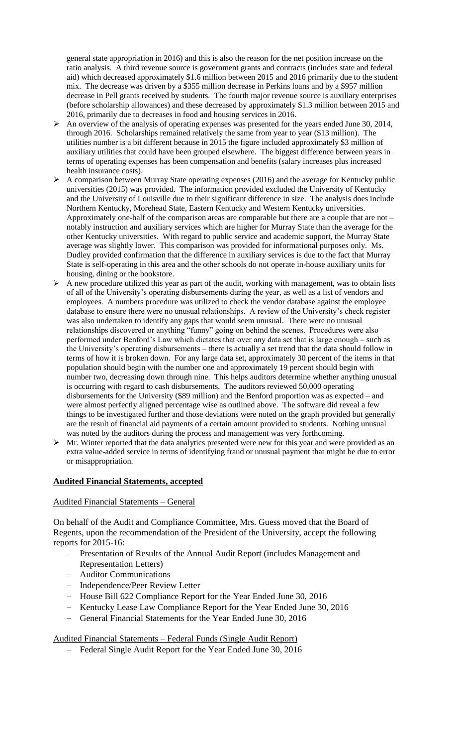general state appropriation in 2016) and this is also the reason for the net position increase on the ratio analysis. A third revenue source is government grants and contracts (includes state and federal aid) which decreased approximately $1.6 million between 2015 and 2016 primarily due to the student mix. The decrease was driven by a $355 million decrease in Perkins loans and by a $957 million decrease in Pell grants received by students. The fourth major revenue source is auxiliary enterprises (before scholarship allowances) and these decreased by approximately $1.3 million between 2015 and 2016, primarily due to decreases in food and housing services in 2016.

- An overview of the analysis of operating expenses was presented for the years ended June 30, 2014, through 2016. Scholarships remained relatively the same from year to year ($13 million). The utilities number is a bit different because in 2015 the figure included approximately $3 million of auxiliary utilities that could have been grouped elsewhere. The biggest difference between years in terms of operating expenses has been compensation and benefits (salary increases plus increased health insurance costs).
- A comparison between Murray State operating expenses (2016) and the average for Kentucky public universities (2015) was provided. The information provided excluded the University of Kentucky and the University of Louisville due to their significant difference in size. The analysis does include Northern Kentucky, Morehead State, Eastern Kentucky and Western Kentucky universities. Approximately one-half of the comparison areas are comparable but there are a couple that are not – notably instruction and auxiliary services which are higher for Murray State than the average for the other Kentucky universities. With regard to public service and academic support, the Murray State average was slightly lower. This comparison was provided for informational purposes only. Ms. Dudley provided confirmation that the difference in auxiliary services is due to the fact that Murray State is self-operating in this area and the other schools do not operate in-house auxiliary units for housing, dining or the bookstore.
- A new procedure utilized this year as part of the audit, working with management, was to obtain lists of all of the University's operating disbursements during the year, as well as a list of vendors and employees. A numbers procedure was utilized to check the vendor database against the employee database to ensure there were no unusual relationships. A review of the University's check register was also undertaken to identify any gaps that would seem unusual. There were no unusual relationships discovered or anything "funny" going on behind the scenes. Procedures were also performed under Benford's Law which dictates that over any data set that is large enough – such as the University's operating disbursements – there is actually a set trend that the data should follow in terms of how it is broken down. For any large data set, approximately 30 percent of the items in that population should begin with the number one and approximately 19 percent should begin with number two, decreasing down through nine. This helps auditors determine whether anything unusual is occurring with regard to cash disbursements. The auditors reviewed 50,000 operating disbursements for the University ($89 million) and the Benford proportion was as expected – and were almost perfectly aligned percentage wise as outlined above. The software did reveal a few things to be investigated further and those deviations were noted on the graph provided but generally are the result of financial aid payments of a certain amount provided to students. Nothing unusual was noted by the auditors during the process and management was very forthcoming.
- Mr. Winter reported that the data analytics presented were new for this year and were provided as an extra value-added service in terms of identifying fraud or unusual payment that might be due to error or misappropriation.

**Audited Financial Statements, accepted**

Audited Financial Statements – General

On behalf of the Audit and Compliance Committee, Mrs. Guess moved that the Board of Regents, upon the recommendation of the President of the University, accept the following reports for 2015-16:

- Presentation of Results of the Annual Audit Report (includes Management and Representation Letters)
- Auditor Communications
- Independence/Peer Review Letter
- House Bill 622 Compliance Report for the Year Ended June 30, 2016
- Kentucky Lease Law Compliance Report for the Year Ended June 30, 2016
- General Financial Statements for the Year Ended June 30, 2016

Audited Financial Statements – Federal Funds (Single Audit Report)

- Federal Single Audit Report for the Year Ended June 30, 2016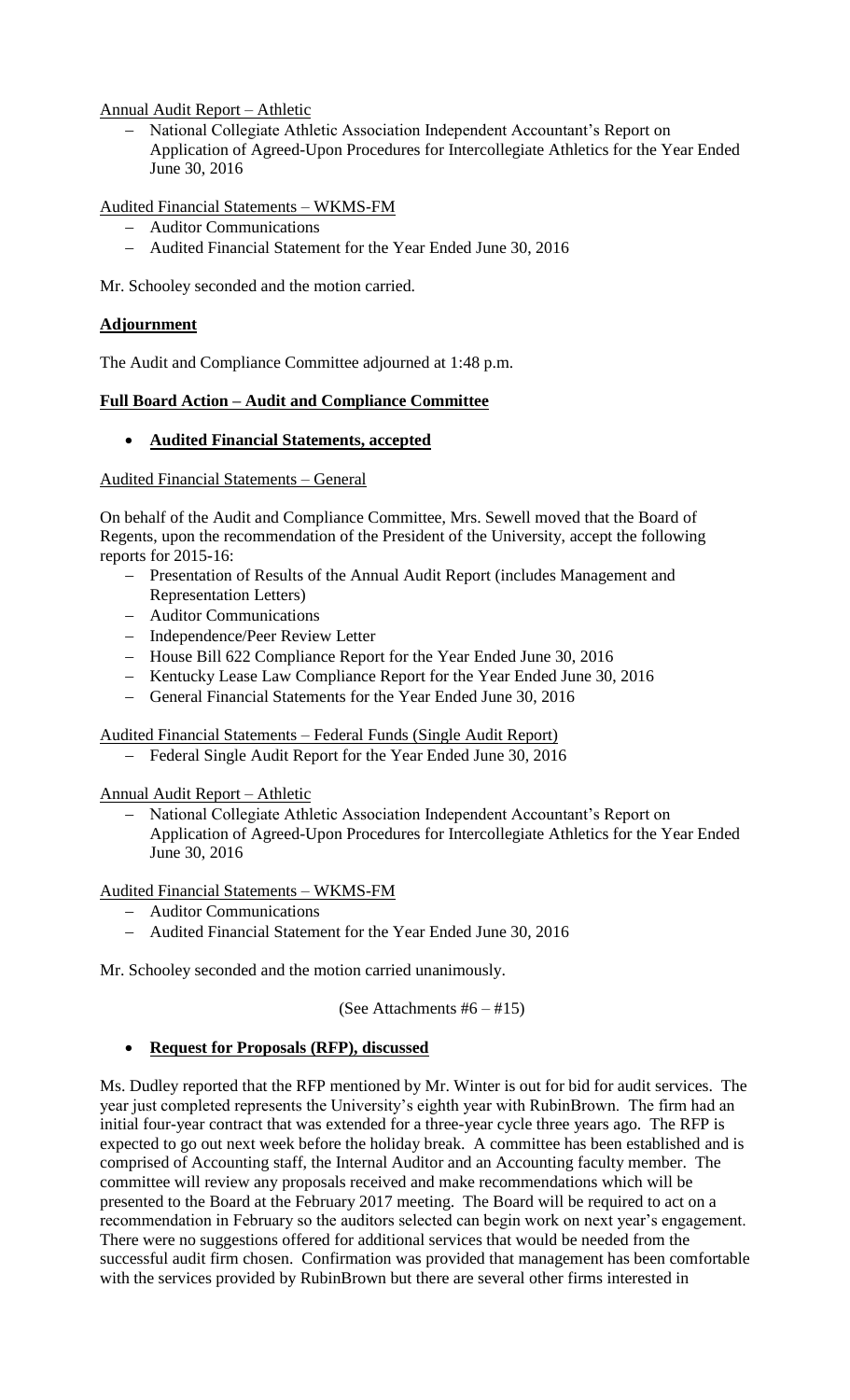Annual Audit Report – Athletic

- National Collegiate Athletic Association Independent Accountant's Report on Application of Agreed-Upon Procedures for Intercollegiate Athletics for the Year Ended June 30, 2016

Audited Financial Statements – WKMS-FM

- Auditor Communications
- Audited Financial Statement for the Year Ended June 30, 2016

Mr. Schooley seconded and the motion carried.

**Adjournment**

The Audit and Compliance Committee adjourned at 1:48 p.m.

**Full Board Action – Audit and Compliance Committee**

- **Audited Financial Statements, accepted**

Audited Financial Statements – General

On behalf of the Audit and Compliance Committee, Mrs. Sewell moved that the Board of Regents, upon the recommendation of the President of the University, accept the following reports for 2015-16:

- Presentation of Results of the Annual Audit Report (includes Management and Representation Letters)
- Auditor Communications
- Independence/Peer Review Letter
- House Bill 622 Compliance Report for the Year Ended June 30, 2016
- Kentucky Lease Law Compliance Report for the Year Ended June 30, 2016
- General Financial Statements for the Year Ended June 30, 2016

Audited Financial Statements – Federal Funds (Single Audit Report)

- Federal Single Audit Report for the Year Ended June 30, 2016

Annual Audit Report – Athletic

- National Collegiate Athletic Association Independent Accountant's Report on Application of Agreed-Upon Procedures for Intercollegiate Athletics for the Year Ended June 30, 2016

Audited Financial Statements – WKMS-FM

- Auditor Communications
- Audited Financial Statement for the Year Ended June 30, 2016

Mr. Schooley seconded and the motion carried unanimously.

(See Attachments #6 – #15)

- **Request for Proposals (RFP), discussed**

Ms. Dudley reported that the RFP mentioned by Mr. Winter is out for bid for audit services. The year just completed represents the University's eighth year with RubinBrown. The firm had an initial four-year contract that was extended for a three-year cycle three years ago. The RFP is expected to go out next week before the holiday break. A committee has been established and is comprised of Accounting staff, the Internal Auditor and an Accounting faculty member. The committee will review any proposals received and make recommendations which will be presented to the Board at the February 2017 meeting. The Board will be required to act on a recommendation in February so the auditors selected can begin work on next year's engagement. There were no suggestions offered for additional services that would be needed from the successful audit firm chosen. Confirmation was provided that management has been comfortable with the services provided by RubinBrown but there are several other firms interested in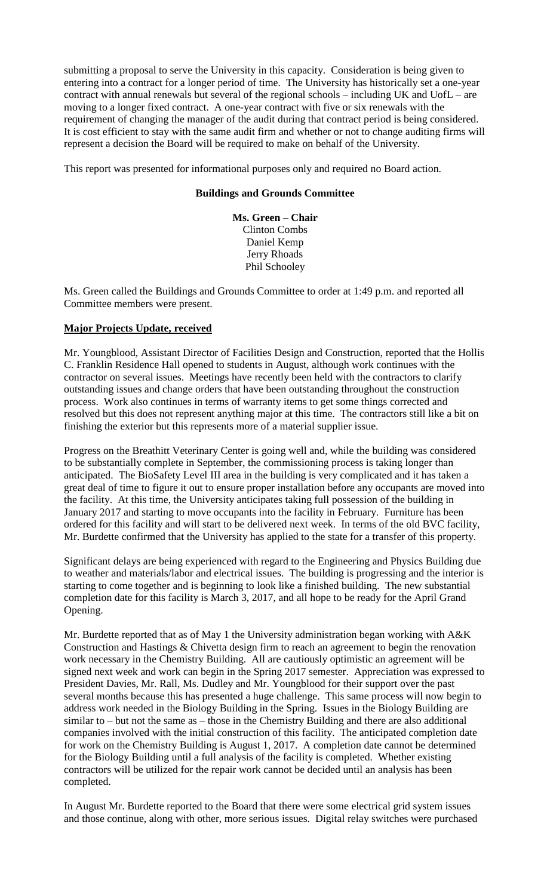submitting a proposal to serve the University in this capacity. Consideration is being given to entering into a contract for a longer period of time. The University has historically set a one-year contract with annual renewals but several of the regional schools – including UK and UofL – are moving to a longer fixed contract. A one-year contract with five or six renewals with the requirement of changing the manager of the audit during that contract period is being considered. It is cost efficient to stay with the same audit firm and whether or not to change auditing firms will represent a decision the Board will be required to make on behalf of the University.

This report was presented for informational purposes only and required no Board action.

**Buildings and Grounds Committee**

**Ms. Green – Chair**
Clinton Combs
Daniel Kemp
Jerry Rhoads
Phil Schooley

Ms. Green called the Buildings and Grounds Committee to order at 1:49 p.m. and reported all Committee members were present.

**Major Projects Update, received**

Mr. Youngblood, Assistant Director of Facilities Design and Construction, reported that the Hollis C. Franklin Residence Hall opened to students in August, although work continues with the contractor on several issues. Meetings have recently been held with the contractors to clarify outstanding issues and change orders that have been outstanding throughout the construction process. Work also continues in terms of warranty items to get some things corrected and resolved but this does not represent anything major at this time. The contractors still like a bit on finishing the exterior but this represents more of a material supplier issue.

Progress on the Breathitt Veterinary Center is going well and, while the building was considered to be substantially complete in September, the commissioning process is taking longer than anticipated. The BioSafety Level III area in the building is very complicated and it has taken a great deal of time to figure it out to ensure proper installation before any occupants are moved into the facility. At this time, the University anticipates taking full possession of the building in January 2017 and starting to move occupants into the facility in February. Furniture has been ordered for this facility and will start to be delivered next week. In terms of the old BVC facility, Mr. Burdette confirmed that the University has applied to the state for a transfer of this property.

Significant delays are being experienced with regard to the Engineering and Physics Building due to weather and materials/labor and electrical issues. The building is progressing and the interior is starting to come together and is beginning to look like a finished building. The new substantial completion date for this facility is March 3, 2017, and all hope to be ready for the April Grand Opening.

Mr. Burdette reported that as of May 1 the University administration began working with A&K Construction and Hastings & Chivetta design firm to reach an agreement to begin the renovation work necessary in the Chemistry Building. All are cautiously optimistic an agreement will be signed next week and work can begin in the Spring 2017 semester. Appreciation was expressed to President Davies, Mr. Rall, Ms. Dudley and Mr. Youngblood for their support over the past several months because this has presented a huge challenge. This same process will now begin to address work needed in the Biology Building in the Spring. Issues in the Biology Building are similar to – but not the same as – those in the Chemistry Building and there are also additional companies involved with the initial construction of this facility. The anticipated completion date for work on the Chemistry Building is August 1, 2017. A completion date cannot be determined for the Biology Building until a full analysis of the facility is completed. Whether existing contractors will be utilized for the repair work cannot be decided until an analysis has been completed.

In August Mr. Burdette reported to the Board that there were some electrical grid system issues and those continue, along with other, more serious issues. Digital relay switches were purchased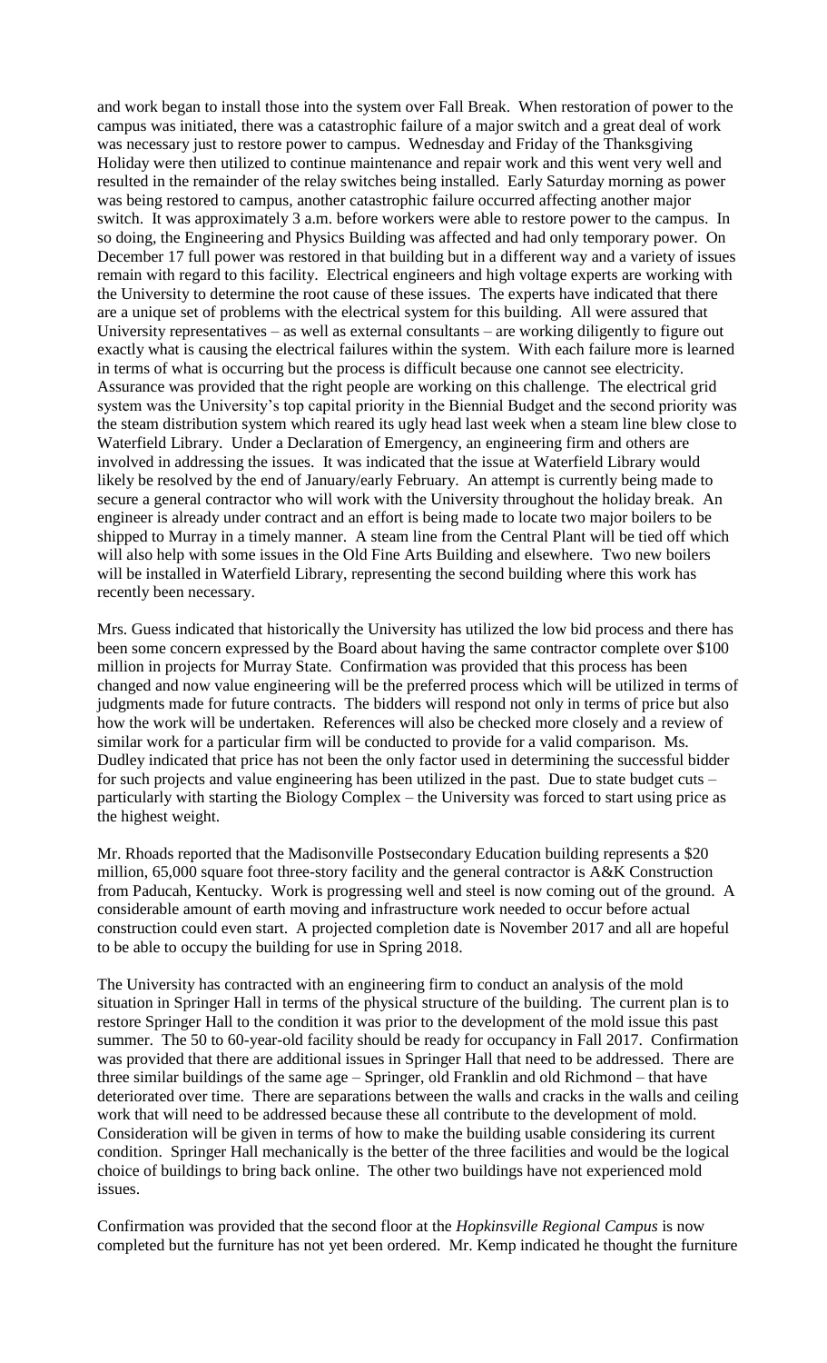and work began to install those into the system over Fall Break. When restoration of power to the campus was initiated, there was a catastrophic failure of a major switch and a great deal of work was necessary just to restore power to campus. Wednesday and Friday of the Thanksgiving Holiday were then utilized to continue maintenance and repair work and this went very well and resulted in the remainder of the relay switches being installed. Early Saturday morning as power was being restored to campus, another catastrophic failure occurred affecting another major switch. It was approximately 3 a.m. before workers were able to restore power to the campus. In so doing, the Engineering and Physics Building was affected and had only temporary power. On December 17 full power was restored in that building but in a different way and a variety of issues remain with regard to this facility. Electrical engineers and high voltage experts are working with the University to determine the root cause of these issues. The experts have indicated that there are a unique set of problems with the electrical system for this building. All were assured that University representatives – as well as external consultants – are working diligently to figure out exactly what is causing the electrical failures within the system. With each failure more is learned in terms of what is occurring but the process is difficult because one cannot see electricity. Assurance was provided that the right people are working on this challenge. The electrical grid system was the University's top capital priority in the Biennial Budget and the second priority was the steam distribution system which reared its ugly head last week when a steam line blew close to Waterfield Library. Under a Declaration of Emergency, an engineering firm and others are involved in addressing the issues. It was indicated that the issue at Waterfield Library would likely be resolved by the end of January/early February. An attempt is currently being made to secure a general contractor who will work with the University throughout the holiday break. An engineer is already under contract and an effort is being made to locate two major boilers to be shipped to Murray in a timely manner. A steam line from the Central Plant will be tied off which will also help with some issues in the Old Fine Arts Building and elsewhere. Two new boilers will be installed in Waterfield Library, representing the second building where this work has recently been necessary.

Mrs. Guess indicated that historically the University has utilized the low bid process and there has been some concern expressed by the Board about having the same contractor complete over $100 million in projects for Murray State. Confirmation was provided that this process has been changed and now value engineering will be the preferred process which will be utilized in terms of judgments made for future contracts. The bidders will respond not only in terms of price but also how the work will be undertaken. References will also be checked more closely and a review of similar work for a particular firm will be conducted to provide for a valid comparison. Ms. Dudley indicated that price has not been the only factor used in determining the successful bidder for such projects and value engineering has been utilized in the past. Due to state budget cuts – particularly with starting the Biology Complex – the University was forced to start using price as the highest weight.

Mr. Rhoads reported that the Madisonville Postsecondary Education building represents a $20 million, 65,000 square foot three-story facility and the general contractor is A&K Construction from Paducah, Kentucky. Work is progressing well and steel is now coming out of the ground. A considerable amount of earth moving and infrastructure work needed to occur before actual construction could even start. A projected completion date is November 2017 and all are hopeful to be able to occupy the building for use in Spring 2018.

The University has contracted with an engineering firm to conduct an analysis of the mold situation in Springer Hall in terms of the physical structure of the building. The current plan is to restore Springer Hall to the condition it was prior to the development of the mold issue this past summer. The 50 to 60-year-old facility should be ready for occupancy in Fall 2017. Confirmation was provided that there are additional issues in Springer Hall that need to be addressed. There are three similar buildings of the same age – Springer, old Franklin and old Richmond – that have deteriorated over time. There are separations between the walls and cracks in the walls and ceiling work that will need to be addressed because these all contribute to the development of mold. Consideration will be given in terms of how to make the building usable considering its current condition. Springer Hall mechanically is the better of the three facilities and would be the logical choice of buildings to bring back online. The other two buildings have not experienced mold issues.

Confirmation was provided that the second floor at the *Hopkinsville Regional Campus* is now completed but the furniture has not yet been ordered. Mr. Kemp indicated he thought the furniture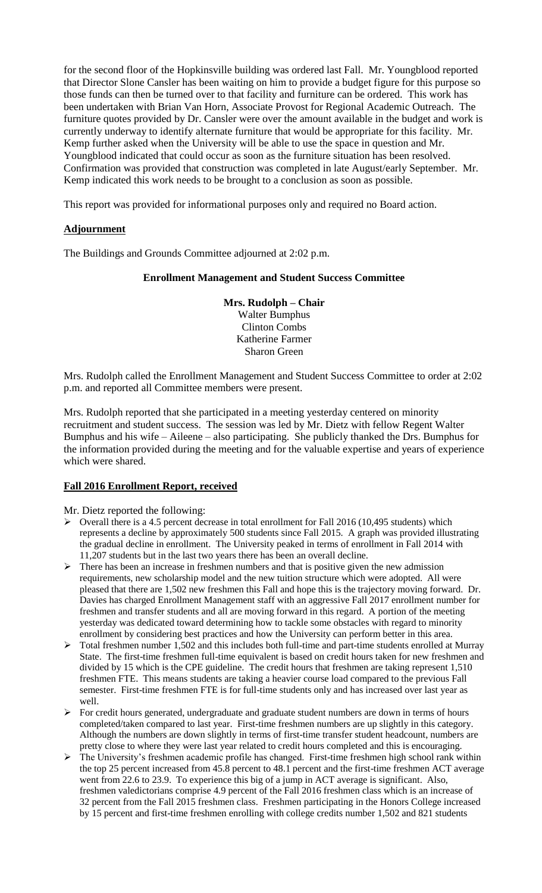for the second floor of the Hopkinsville building was ordered last Fall. Mr. Youngblood reported that Director Slone Cansler has been waiting on him to provide a budget figure for this purpose so those funds can then be turned over to that facility and furniture can be ordered. This work has been undertaken with Brian Van Horn, Associate Provost for Regional Academic Outreach. The furniture quotes provided by Dr. Cansler were over the amount available in the budget and work is currently underway to identify alternate furniture that would be appropriate for this facility. Mr. Kemp further asked when the University will be able to use the space in question and Mr. Youngblood indicated that could occur as soon as the furniture situation has been resolved. Confirmation was provided that construction was completed in late August/early September. Mr. Kemp indicated this work needs to be brought to a conclusion as soon as possible.

This report was provided for informational purposes only and required no Board action.

**Adjournment**

The Buildings and Grounds Committee adjourned at 2:02 p.m.

**Enrollment Management and Student Success Committee**

**Mrs. Rudolph – Chair**
Walter Bumphus
Clinton Combs
Katherine Farmer
Sharon Green

Mrs. Rudolph called the Enrollment Management and Student Success Committee to order at 2:02 p.m. and reported all Committee members were present.

Mrs. Rudolph reported that she participated in a meeting yesterday centered on minority recruitment and student success. The session was led by Mr. Dietz with fellow Regent Walter Bumphus and his wife – Aileene – also participating. She publicly thanked the Drs. Bumphus for the information provided during the meeting and for the valuable expertise and years of experience which were shared.

**Fall 2016 Enrollment Report, received**

Mr. Dietz reported the following:

- Overall there is a 4.5 percent decrease in total enrollment for Fall 2016 (10,495 students) which represents a decline by approximately 500 students since Fall 2015. A graph was provided illustrating the gradual decline in enrollment. The University peaked in terms of enrollment in Fall 2014 with 11,207 students but in the last two years there has been an overall decline.
- There has been an increase in freshmen numbers and that is positive given the new admission requirements, new scholarship model and the new tuition structure which were adopted. All were pleased that there are 1,502 new freshmen this Fall and hope this is the trajectory moving forward. Dr. Davies has charged Enrollment Management staff with an aggressive Fall 2017 enrollment number for freshmen and transfer students and all are moving forward in this regard. A portion of the meeting yesterday was dedicated toward determining how to tackle some obstacles with regard to minority enrollment by considering best practices and how the University can perform better in this area.
- Total freshmen number 1,502 and this includes both full-time and part-time students enrolled at Murray State. The first-time freshmen full-time equivalent is based on credit hours taken for new freshmen and divided by 15 which is the CPE guideline. The credit hours that freshmen are taking represent 1,510 freshmen FTE. This means students are taking a heavier course load compared to the previous Fall semester. First-time freshmen FTE is for full-time students only and has increased over last year as well.
- For credit hours generated, undergraduate and graduate student numbers are down in terms of hours completed/taken compared to last year. First-time freshmen numbers are up slightly in this category. Although the numbers are down slightly in terms of first-time transfer student headcount, numbers are pretty close to where they were last year related to credit hours completed and this is encouraging.
- The University's freshmen academic profile has changed. First-time freshmen high school rank within the top 25 percent increased from 45.8 percent to 48.1 percent and the first-time freshmen ACT average went from 22.6 to 23.9. To experience this big of a jump in ACT average is significant. Also, freshmen valedictorians comprise 4.9 percent of the Fall 2016 freshmen class which is an increase of 32 percent from the Fall 2015 freshmen class. Freshmen participating in the Honors College increased by 15 percent and first-time freshmen enrolling with college credits number 1,502 and 821 students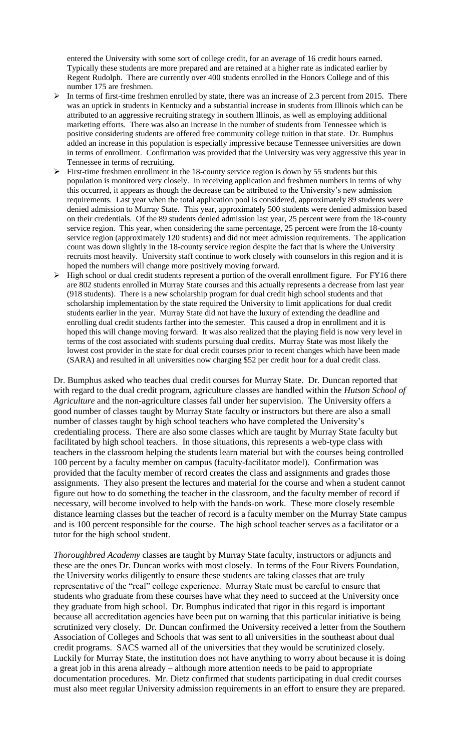entered the University with some sort of college credit, for an average of 16 credit hours earned. Typically these students are more prepared and are retained at a higher rate as indicated earlier by Regent Rudolph. There are currently over 400 students enrolled in the Honors College and of this number 175 are freshmen.

- In terms of first-time freshmen enrolled by state, there was an increase of 2.3 percent from 2015. There was an uptick in students in Kentucky and a substantial increase in students from Illinois which can be attributed to an aggressive recruiting strategy in southern Illinois, as well as employing additional marketing efforts. There was also an increase in the number of students from Tennessee which is positive considering students are offered free community college tuition in that state. Dr. Bumphus added an increase in this population is especially impressive because Tennessee universities are down in terms of enrollment. Confirmation was provided that the University was very aggressive this year in Tennessee in terms of recruiting.
- First-time freshmen enrollment in the 18-county service region is down by 55 students but this population is monitored very closely. In receiving application and freshmen numbers in terms of why this occurred, it appears as though the decrease can be attributed to the University's new admission requirements. Last year when the total application pool is considered, approximately 89 students were denied admission to Murray State. This year, approximately 500 students were denied admission based on their credentials. Of the 89 students denied admission last year, 25 percent were from the 18-county service region. This year, when considering the same percentage, 25 percent were from the 18-county service region (approximately 120 students) and did not meet admission requirements. The application count was down slightly in the 18-county service region despite the fact that is where the University recruits most heavily. University staff continue to work closely with counselors in this region and it is hoped the numbers will change more positively moving forward.
- High school or dual credit students represent a portion of the overall enrollment figure. For FY16 there are 802 students enrolled in Murray State courses and this actually represents a decrease from last year (918 students). There is a new scholarship program for dual credit high school students and that scholarship implementation by the state required the University to limit applications for dual credit students earlier in the year. Murray State did not have the luxury of extending the deadline and enrolling dual credit students farther into the semester. This caused a drop in enrollment and it is hoped this will change moving forward. It was also realized that the playing field is now very level in terms of the cost associated with students pursuing dual credits. Murray State was most likely the lowest cost provider in the state for dual credit courses prior to recent changes which have been made (SARA) and resulted in all universities now charging $52 per credit hour for a dual credit class.

Dr. Bumphus asked who teaches dual credit courses for Murray State. Dr. Duncan reported that with regard to the dual credit program, agriculture classes are handled within the *Hutson School of Agriculture* and the non-agriculture classes fall under her supervision. The University offers a good number of classes taught by Murray State faculty or instructors but there are also a small number of classes taught by high school teachers who have completed the University's credentialing process. There are also some classes which are taught by Murray State faculty but facilitated by high school teachers. In those situations, this represents a web-type class with teachers in the classroom helping the students learn material but with the courses being controlled 100 percent by a faculty member on campus (faculty-facilitator model). Confirmation was provided that the faculty member of record creates the class and assignments and grades those assignments. They also present the lectures and material for the course and when a student cannot figure out how to do something the teacher in the classroom, and the faculty member of record if necessary, will become involved to help with the hands-on work. These more closely resemble distance learning classes but the teacher of record is a faculty member on the Murray State campus and is 100 percent responsible for the course. The high school teacher serves as a facilitator or a tutor for the high school student.

*Thoroughbred Academy* classes are taught by Murray State faculty, instructors or adjuncts and these are the ones Dr. Duncan works with most closely. In terms of the Four Rivers Foundation, the University works diligently to ensure these students are taking classes that are truly representative of the "real" college experience. Murray State must be careful to ensure that students who graduate from these courses have what they need to succeed at the University once they graduate from high school. Dr. Bumphus indicated that rigor in this regard is important because all accreditation agencies have been put on warning that this particular initiative is being scrutinized very closely. Dr. Duncan confirmed the University received a letter from the Southern Association of Colleges and Schools that was sent to all universities in the southeast about dual credit programs. SACS warned all of the universities that they would be scrutinized closely. Luckily for Murray State, the institution does not have anything to worry about because it is doing a great job in this arena already – although more attention needs to be paid to appropriate documentation procedures. Mr. Dietz confirmed that students participating in dual credit courses must also meet regular University admission requirements in an effort to ensure they are prepared.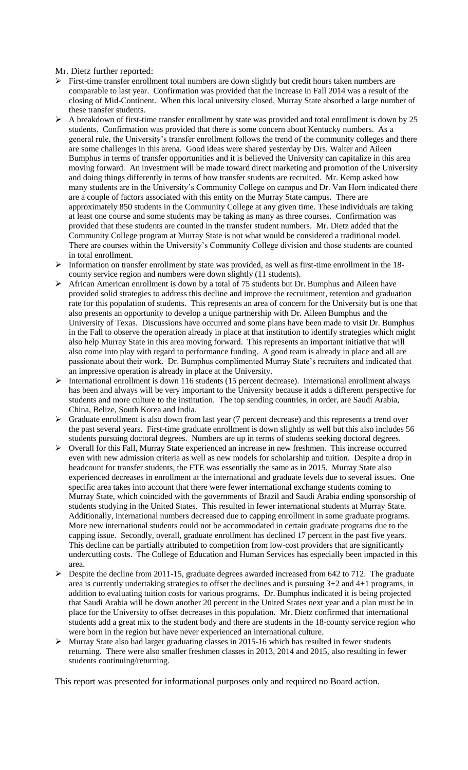Mr. Dietz further reported:

- First-time transfer enrollment total numbers are down slightly but credit hours taken numbers are comparable to last year. Confirmation was provided that the increase in Fall 2014 was a result of the closing of Mid-Continent. When this local university closed, Murray State absorbed a large number of these transfer students.
- A breakdown of first-time transfer enrollment by state was provided and total enrollment is down by 25 students. Confirmation was provided that there is some concern about Kentucky numbers. As a general rule, the University's transfer enrollment follows the trend of the community colleges and there are some challenges in this arena. Good ideas were shared yesterday by Drs. Walter and Aileen Bumphus in terms of transfer opportunities and it is believed the University can capitalize in this area moving forward. An investment will be made toward direct marketing and promotion of the University and doing things differently in terms of how transfer students are recruited. Mr. Kemp asked how many students are in the University's Community College on campus and Dr. Van Horn indicated there are a couple of factors associated with this entity on the Murray State campus. There are approximately 850 students in the Community College at any given time. These individuals are taking at least one course and some students may be taking as many as three courses. Confirmation was provided that these students are counted in the transfer student numbers. Mr. Dietz added that the Community College program at Murray State is not what would be considered a traditional model. There are courses within the University's Community College division and those students are counted in total enrollment.
- Information on transfer enrollment by state was provided, as well as first-time enrollment in the 18-county service region and numbers were down slightly (11 students).
- African American enrollment is down by a total of 75 students but Dr. Bumphus and Aileen have provided solid strategies to address this decline and improve the recruitment, retention and graduation rate for this population of students. This represents an area of concern for the University but is one that also presents an opportunity to develop a unique partnership with Dr. Aileen Bumphus and the University of Texas. Discussions have occurred and some plans have been made to visit Dr. Bumphus in the Fall to observe the operation already in place at that institution to identify strategies which might also help Murray State in this area moving forward. This represents an important initiative that will also come into play with regard to performance funding. A good team is already in place and all are passionate about their work. Dr. Bumphus complimented Murray State's recruiters and indicated that an impressive operation is already in place at the University.
- International enrollment is down 116 students (15 percent decrease). International enrollment always has been and always will be very important to the University because it adds a different perspective for students and more culture to the institution. The top sending countries, in order, are Saudi Arabia, China, Belize, South Korea and India.
- Graduate enrollment is also down from last year (7 percent decrease) and this represents a trend over the past several years. First-time graduate enrollment is down slightly as well but this also includes 56 students pursuing doctoral degrees. Numbers are up in terms of students seeking doctoral degrees.
- Overall for this Fall, Murray State experienced an increase in new freshmen. This increase occurred even with new admission criteria as well as new models for scholarship and tuition. Despite a drop in headcount for transfer students, the FTE was essentially the same as in 2015. Murray State also experienced decreases in enrollment at the international and graduate levels due to several issues. One specific area takes into account that there were fewer international exchange students coming to Murray State, which coincided with the governments of Brazil and Saudi Arabia ending sponsorship of students studying in the United States. This resulted in fewer international students at Murray State. Additionally, international numbers decreased due to capping enrollment in some graduate programs. More new international students could not be accommodated in certain graduate programs due to the capping issue. Secondly, overall, graduate enrollment has declined 17 percent in the past five years. This decline can be partially attributed to competition from low-cost providers that are significantly undercutting costs. The College of Education and Human Services has especially been impacted in this area.
- Despite the decline from 2011-15, graduate degrees awarded increased from 642 to 712. The graduate area is currently undertaking strategies to offset the declines and is pursuing 3+2 and 4+1 programs, in addition to evaluating tuition costs for various programs. Dr. Bumphus indicated it is being projected that Saudi Arabia will be down another 20 percent in the United States next year and a plan must be in place for the University to offset decreases in this population. Mr. Dietz confirmed that international students add a great mix to the student body and there are students in the 18-county service region who were born in the region but have never experienced an international culture.
- Murray State also had larger graduating classes in 2015-16 which has resulted in fewer students returning. There were also smaller freshmen classes in 2013, 2014 and 2015, also resulting in fewer students continuing/returning.

This report was presented for informational purposes only and required no Board action.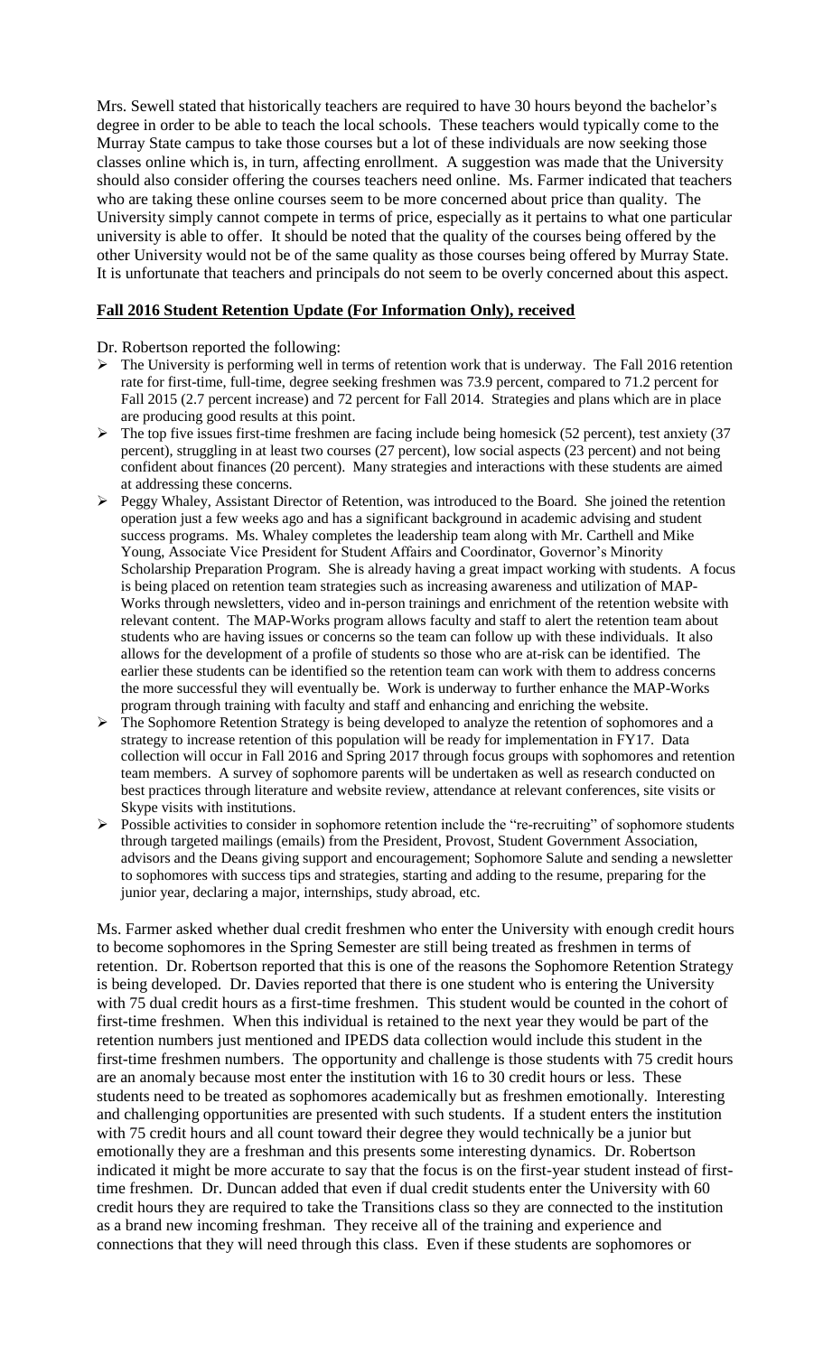Mrs. Sewell stated that historically teachers are required to have 30 hours beyond the bachelor's degree in order to be able to teach the local schools. These teachers would typically come to the Murray State campus to take those courses but a lot of these individuals are now seeking those classes online which is, in turn, affecting enrollment. A suggestion was made that the University should also consider offering the courses teachers need online. Ms. Farmer indicated that teachers who are taking these online courses seem to be more concerned about price than quality. The University simply cannot compete in terms of price, especially as it pertains to what one particular university is able to offer. It should be noted that the quality of the courses being offered by the other University would not be of the same quality as those courses being offered by Murray State. It is unfortunate that teachers and principals do not seem to be overly concerned about this aspect.

**Fall 2016 Student Retention Update (For Information Only), received**

Dr. Robertson reported the following:

- The University is performing well in terms of retention work that is underway. The Fall 2016 retention rate for first-time, full-time, degree seeking freshmen was 73.9 percent, compared to 71.2 percent for Fall 2015 (2.7 percent increase) and 72 percent for Fall 2014. Strategies and plans which are in place are producing good results at this point.
- The top five issues first-time freshmen are facing include being homesick (52 percent), test anxiety (37 percent), struggling in at least two courses (27 percent), low social aspects (23 percent) and not being confident about finances (20 percent). Many strategies and interactions with these students are aimed at addressing these concerns.
- Peggy Whaley, Assistant Director of Retention, was introduced to the Board. She joined the retention operation just a few weeks ago and has a significant background in academic advising and student success programs. Ms. Whaley completes the leadership team along with Mr. Carthell and Mike Young, Associate Vice President for Student Affairs and Coordinator, Governor's Minority Scholarship Preparation Program. She is already having a great impact working with students. A focus is being placed on retention team strategies such as increasing awareness and utilization of MAP-Works through newsletters, video and in-person trainings and enrichment of the retention website with relevant content. The MAP-Works program allows faculty and staff to alert the retention team about students who are having issues or concerns so the team can follow up with these individuals. It also allows for the development of a profile of students so those who are at-risk can be identified. The earlier these students can be identified so the retention team can work with them to address concerns the more successful they will eventually be. Work is underway to further enhance the MAP-Works program through training with faculty and staff and enhancing and enriching the website.
- The Sophomore Retention Strategy is being developed to analyze the retention of sophomores and a strategy to increase retention of this population will be ready for implementation in FY17. Data collection will occur in Fall 2016 and Spring 2017 through focus groups with sophomores and retention team members. A survey of sophomore parents will be undertaken as well as research conducted on best practices through literature and website review, attendance at relevant conferences, site visits or Skype visits with institutions.
- Possible activities to consider in sophomore retention include the "re-recruiting" of sophomore students through targeted mailings (emails) from the President, Provost, Student Government Association, advisors and the Deans giving support and encouragement; Sophomore Salute and sending a newsletter to sophomores with success tips and strategies, starting and adding to the resume, preparing for the junior year, declaring a major, internships, study abroad, etc.

Ms. Farmer asked whether dual credit freshmen who enter the University with enough credit hours to become sophomores in the Spring Semester are still being treated as freshmen in terms of retention. Dr. Robertson reported that this is one of the reasons the Sophomore Retention Strategy is being developed. Dr. Davies reported that there is one student who is entering the University with 75 dual credit hours as a first-time freshmen. This student would be counted in the cohort of first-time freshmen. When this individual is retained to the next year they would be part of the retention numbers just mentioned and IPEDS data collection would include this student in the first-time freshmen numbers. The opportunity and challenge is those students with 75 credit hours are an anomaly because most enter the institution with 16 to 30 credit hours or less. These students need to be treated as sophomores academically but as freshmen emotionally. Interesting and challenging opportunities are presented with such students. If a student enters the institution with 75 credit hours and all count toward their degree they would technically be a junior but emotionally they are a freshman and this presents some interesting dynamics. Dr. Robertson indicated it might be more accurate to say that the focus is on the first-year student instead of first-time freshmen. Dr. Duncan added that even if dual credit students enter the University with 60 credit hours they are required to take the Transitions class so they are connected to the institution as a brand new incoming freshman. They receive all of the training and experience and connections that they will need through this class. Even if these students are sophomores or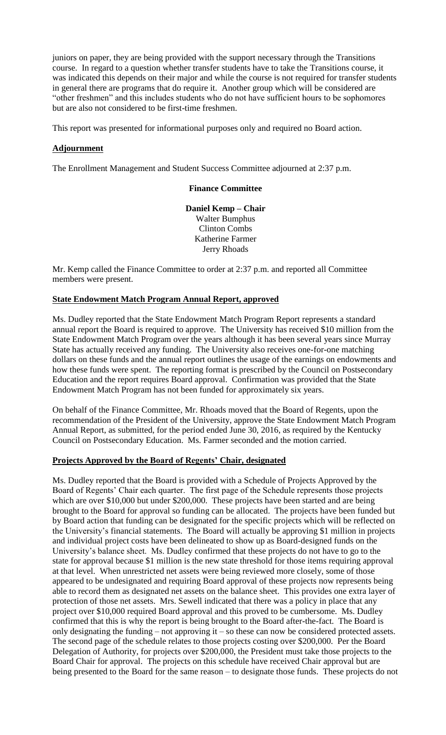juniors on paper, they are being provided with the support necessary through the Transitions course. In regard to a question whether transfer students have to take the Transitions course, it was indicated this depends on their major and while the course is not required for transfer students in general there are programs that do require it. Another group which will be considered are "other freshmen" and this includes students who do not have sufficient hours to be sophomores but are also not considered to be first-time freshmen.

This report was presented for informational purposes only and required no Board action.

**Adjournment**

The Enrollment Management and Student Success Committee adjourned at 2:37 p.m.

**Finance Committee**

**Daniel Kemp – Chair**
Walter Bumphus
Clinton Combs
Katherine Farmer
Jerry Rhoads

Mr. Kemp called the Finance Committee to order at 2:37 p.m. and reported all Committee members were present.

**State Endowment Match Program Annual Report, approved**

Ms. Dudley reported that the State Endowment Match Program Report represents a standard annual report the Board is required to approve. The University has received $10 million from the State Endowment Match Program over the years although it has been several years since Murray State has actually received any funding. The University also receives one-for-one matching dollars on these funds and the annual report outlines the usage of the earnings on endowments and how these funds were spent. The reporting format is prescribed by the Council on Postsecondary Education and the report requires Board approval. Confirmation was provided that the State Endowment Match Program has not been funded for approximately six years.

On behalf of the Finance Committee, Mr. Rhoads moved that the Board of Regents, upon the recommendation of the President of the University, approve the State Endowment Match Program Annual Report, as submitted, for the period ended June 30, 2016, as required by the Kentucky Council on Postsecondary Education. Ms. Farmer seconded and the motion carried.

**Projects Approved by the Board of Regents' Chair, designated**

Ms. Dudley reported that the Board is provided with a Schedule of Projects Approved by the Board of Regents' Chair each quarter. The first page of the Schedule represents those projects which are over $10,000 but under $200,000. These projects have been started and are being brought to the Board for approval so funding can be allocated. The projects have been funded but by Board action that funding can be designated for the specific projects which will be reflected on the University's financial statements. The Board will actually be approving $1 million in projects and individual project costs have been delineated to show up as Board-designed funds on the University's balance sheet. Ms. Dudley confirmed that these projects do not have to go to the state for approval because $1 million is the new state threshold for those items requiring approval at that level. When unrestricted net assets were being reviewed more closely, some of those appeared to be undesignated and requiring Board approval of these projects now represents being able to record them as designated net assets on the balance sheet. This provides one extra layer of protection of those net assets. Mrs. Sewell indicated that there was a policy in place that any project over $10,000 required Board approval and this proved to be cumbersome. Ms. Dudley confirmed that this is why the report is being brought to the Board after-the-fact. The Board is only designating the funding – not approving it – so these can now be considered protected assets. The second page of the schedule relates to those projects costing over $200,000. Per the Board Delegation of Authority, for projects over $200,000, the President must take those projects to the Board Chair for approval. The projects on this schedule have received Chair approval but are being presented to the Board for the same reason – to designate those funds. These projects do not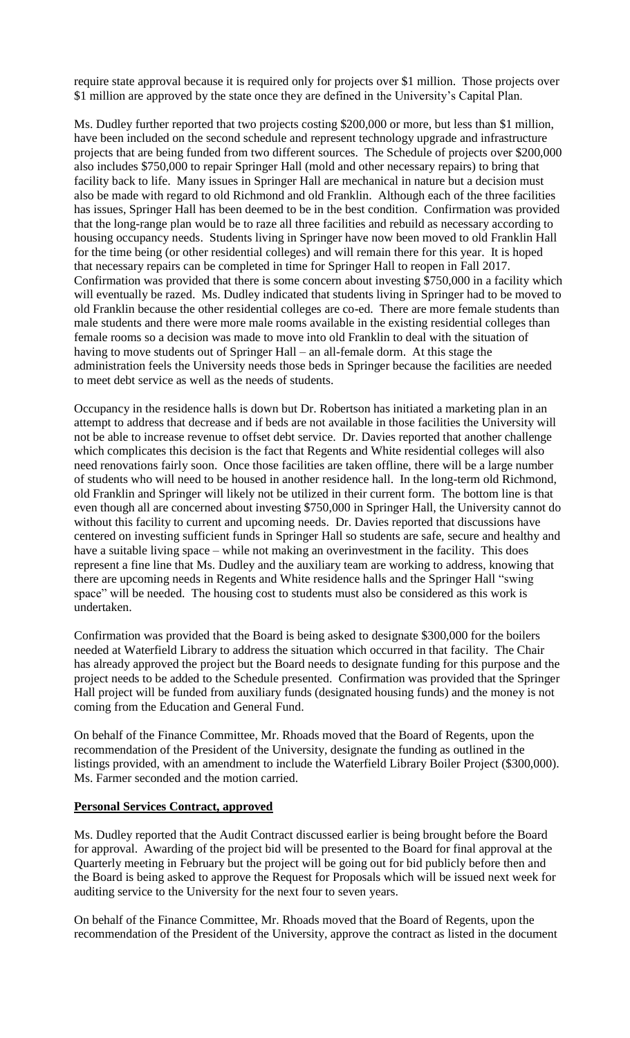require state approval because it is required only for projects over $1 million. Those projects over $1 million are approved by the state once they are defined in the University's Capital Plan.

Ms. Dudley further reported that two projects costing $200,000 or more, but less than $1 million, have been included on the second schedule and represent technology upgrade and infrastructure projects that are being funded from two different sources. The Schedule of projects over $200,000 also includes $750,000 to repair Springer Hall (mold and other necessary repairs) to bring that facility back to life. Many issues in Springer Hall are mechanical in nature but a decision must also be made with regard to old Richmond and old Franklin. Although each of the three facilities has issues, Springer Hall has been deemed to be in the best condition. Confirmation was provided that the long-range plan would be to raze all three facilities and rebuild as necessary according to housing occupancy needs. Students living in Springer have now been moved to old Franklin Hall for the time being (or other residential colleges) and will remain there for this year. It is hoped that necessary repairs can be completed in time for Springer Hall to reopen in Fall 2017. Confirmation was provided that there is some concern about investing $750,000 in a facility which will eventually be razed. Ms. Dudley indicated that students living in Springer had to be moved to old Franklin because the other residential colleges are co-ed. There are more female students than male students and there were more male rooms available in the existing residential colleges than female rooms so a decision was made to move into old Franklin to deal with the situation of having to move students out of Springer Hall – an all-female dorm. At this stage the administration feels the University needs those beds in Springer because the facilities are needed to meet debt service as well as the needs of students.

Occupancy in the residence halls is down but Dr. Robertson has initiated a marketing plan in an attempt to address that decrease and if beds are not available in those facilities the University will not be able to increase revenue to offset debt service. Dr. Davies reported that another challenge which complicates this decision is the fact that Regents and White residential colleges will also need renovations fairly soon. Once those facilities are taken offline, there will be a large number of students who will need to be housed in another residence hall. In the long-term old Richmond, old Franklin and Springer will likely not be utilized in their current form. The bottom line is that even though all are concerned about investing $750,000 in Springer Hall, the University cannot do without this facility to current and upcoming needs. Dr. Davies reported that discussions have centered on investing sufficient funds in Springer Hall so students are safe, secure and healthy and have a suitable living space – while not making an overinvestment in the facility. This does represent a fine line that Ms. Dudley and the auxiliary team are working to address, knowing that there are upcoming needs in Regents and White residence halls and the Springer Hall "swing space" will be needed. The housing cost to students must also be considered as this work is undertaken.

Confirmation was provided that the Board is being asked to designate $300,000 for the boilers needed at Waterfield Library to address the situation which occurred in that facility. The Chair has already approved the project but the Board needs to designate funding for this purpose and the project needs to be added to the Schedule presented. Confirmation was provided that the Springer Hall project will be funded from auxiliary funds (designated housing funds) and the money is not coming from the Education and General Fund.

On behalf of the Finance Committee, Mr. Rhoads moved that the Board of Regents, upon the recommendation of the President of the University, designate the funding as outlined in the listings provided, with an amendment to include the Waterfield Library Boiler Project ($300,000). Ms. Farmer seconded and the motion carried.

**Personal Services Contract, approved**

Ms. Dudley reported that the Audit Contract discussed earlier is being brought before the Board for approval. Awarding of the project bid will be presented to the Board for final approval at the Quarterly meeting in February but the project will be going out for bid publicly before then and the Board is being asked to approve the Request for Proposals which will be issued next week for auditing service to the University for the next four to seven years.

On behalf of the Finance Committee, Mr. Rhoads moved that the Board of Regents, upon the recommendation of the President of the University, approve the contract as listed in the document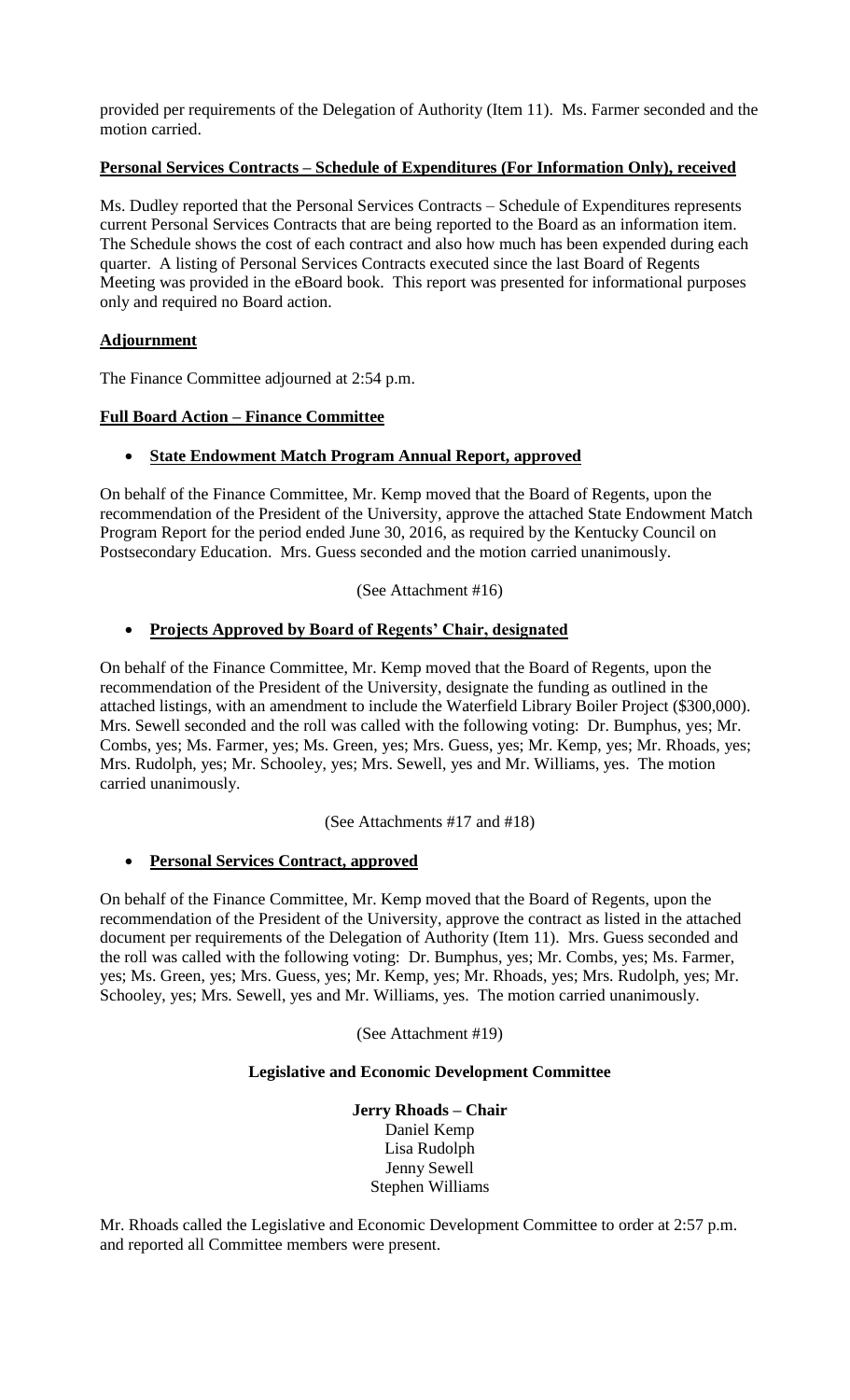provided per requirements of the Delegation of Authority (Item 11). Ms. Farmer seconded and the motion carried.

**Personal Services Contracts – Schedule of Expenditures (For Information Only), received**

Ms. Dudley reported that the Personal Services Contracts – Schedule of Expenditures represents current Personal Services Contracts that are being reported to the Board as an information item. The Schedule shows the cost of each contract and also how much has been expended during each quarter. A listing of Personal Services Contracts executed since the last Board of Regents Meeting was provided in the eBoard book. This report was presented for informational purposes only and required no Board action.

**Adjournment**

The Finance Committee adjourned at 2:54 p.m.

**Full Board Action – Finance Committee**

- **State Endowment Match Program Annual Report, approved**

On behalf of the Finance Committee, Mr. Kemp moved that the Board of Regents, upon the recommendation of the President of the University, approve the attached State Endowment Match Program Report for the period ended June 30, 2016, as required by the Kentucky Council on Postsecondary Education. Mrs. Guess seconded and the motion carried unanimously.

(See Attachment #16)

- **Projects Approved by Board of Regents' Chair, designated**

On behalf of the Finance Committee, Mr. Kemp moved that the Board of Regents, upon the recommendation of the President of the University, designate the funding as outlined in the attached listings, with an amendment to include the Waterfield Library Boiler Project ($300,000). Mrs. Sewell seconded and the roll was called with the following voting: Dr. Bumphus, yes; Mr. Combs, yes; Ms. Farmer, yes; Ms. Green, yes; Mrs. Guess, yes; Mr. Kemp, yes; Mr. Rhoads, yes; Mrs. Rudolph, yes; Mr. Schooley, yes; Mrs. Sewell, yes and Mr. Williams, yes. The motion carried unanimously.

(See Attachments #17 and #18)

- **Personal Services Contract, approved**

On behalf of the Finance Committee, Mr. Kemp moved that the Board of Regents, upon the recommendation of the President of the University, approve the contract as listed in the attached document per requirements of the Delegation of Authority (Item 11). Mrs. Guess seconded and the roll was called with the following voting: Dr. Bumphus, yes; Mr. Combs, yes; Ms. Farmer, yes; Ms. Green, yes; Mrs. Guess, yes; Mr. Kemp, yes; Mr. Rhoads, yes; Mrs. Rudolph, yes; Mr. Schooley, yes; Mrs. Sewell, yes and Mr. Williams, yes. The motion carried unanimously.

(See Attachment #19)

**Legislative and Economic Development Committee**

**Jerry Rhoads – Chair**
Daniel Kemp
Lisa Rudolph
Jenny Sewell
Stephen Williams

Mr. Rhoads called the Legislative and Economic Development Committee to order at 2:57 p.m. and reported all Committee members were present.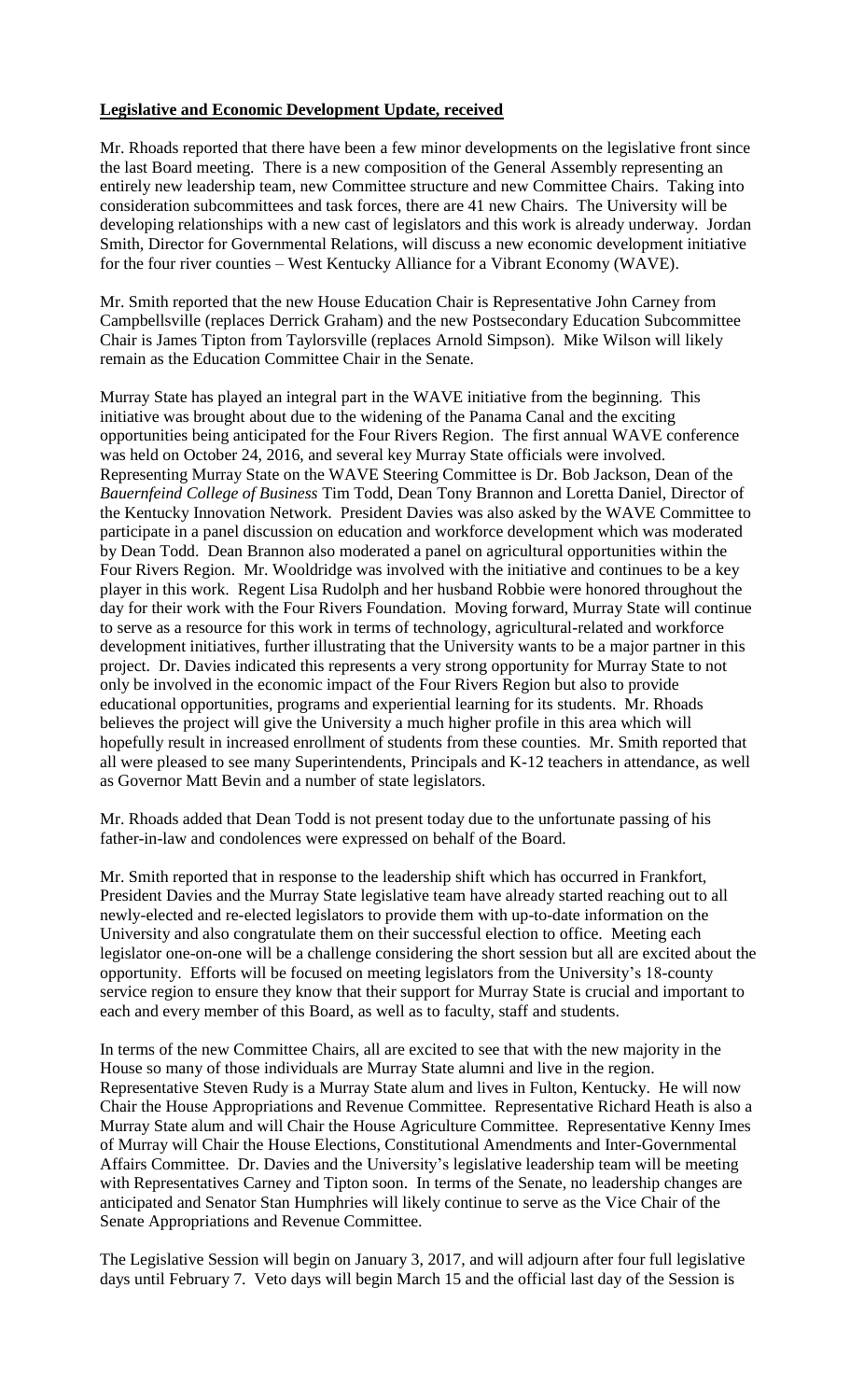**Legislative and Economic Development Update, received**

Mr. Rhoads reported that there have been a few minor developments on the legislative front since the last Board meeting. There is a new composition of the General Assembly representing an entirely new leadership team, new Committee structure and new Committee Chairs. Taking into consideration subcommittees and task forces, there are 41 new Chairs. The University will be developing relationships with a new cast of legislators and this work is already underway. Jordan Smith, Director for Governmental Relations, will discuss a new economic development initiative for the four river counties – West Kentucky Alliance for a Vibrant Economy (WAVE).

Mr. Smith reported that the new House Education Chair is Representative John Carney from Campbellsville (replaces Derrick Graham) and the new Postsecondary Education Subcommittee Chair is James Tipton from Taylorsville (replaces Arnold Simpson). Mike Wilson will likely remain as the Education Committee Chair in the Senate.

Murray State has played an integral part in the WAVE initiative from the beginning. This initiative was brought about due to the widening of the Panama Canal and the exciting opportunities being anticipated for the Four Rivers Region. The first annual WAVE conference was held on October 24, 2016, and several key Murray State officials were involved. Representing Murray State on the WAVE Steering Committee is Dr. Bob Jackson, Dean of the *Bauernfeind College of Business* Tim Todd, Dean Tony Brannon and Loretta Daniel, Director of the Kentucky Innovation Network. President Davies was also asked by the WAVE Committee to participate in a panel discussion on education and workforce development which was moderated by Dean Todd. Dean Brannon also moderated a panel on agricultural opportunities within the Four Rivers Region. Mr. Wooldridge was involved with the initiative and continues to be a key player in this work. Regent Lisa Rudolph and her husband Robbie were honored throughout the day for their work with the Four Rivers Foundation. Moving forward, Murray State will continue to serve as a resource for this work in terms of technology, agricultural-related and workforce development initiatives, further illustrating that the University wants to be a major partner in this project. Dr. Davies indicated this represents a very strong opportunity for Murray State to not only be involved in the economic impact of the Four Rivers Region but also to provide educational opportunities, programs and experiential learning for its students. Mr. Rhoads believes the project will give the University a much higher profile in this area which will hopefully result in increased enrollment of students from these counties. Mr. Smith reported that all were pleased to see many Superintendents, Principals and K-12 teachers in attendance, as well as Governor Matt Bevin and a number of state legislators.

Mr. Rhoads added that Dean Todd is not present today due to the unfortunate passing of his father-in-law and condolences were expressed on behalf of the Board.

Mr. Smith reported that in response to the leadership shift which has occurred in Frankfort, President Davies and the Murray State legislative team have already started reaching out to all newly-elected and re-elected legislators to provide them with up-to-date information on the University and also congratulate them on their successful election to office. Meeting each legislator one-on-one will be a challenge considering the short session but all are excited about the opportunity. Efforts will be focused on meeting legislators from the University's 18-county service region to ensure they know that their support for Murray State is crucial and important to each and every member of this Board, as well as to faculty, staff and students.

In terms of the new Committee Chairs, all are excited to see that with the new majority in the House so many of those individuals are Murray State alumni and live in the region. Representative Steven Rudy is a Murray State alum and lives in Fulton, Kentucky. He will now Chair the House Appropriations and Revenue Committee. Representative Richard Heath is also a Murray State alum and will Chair the House Agriculture Committee. Representative Kenny Imes of Murray will Chair the House Elections, Constitutional Amendments and Inter-Governmental Affairs Committee. Dr. Davies and the University's legislative leadership team will be meeting with Representatives Carney and Tipton soon. In terms of the Senate, no leadership changes are anticipated and Senator Stan Humphries will likely continue to serve as the Vice Chair of the Senate Appropriations and Revenue Committee.

The Legislative Session will begin on January 3, 2017, and will adjourn after four full legislative days until February 7. Veto days will begin March 15 and the official last day of the Session is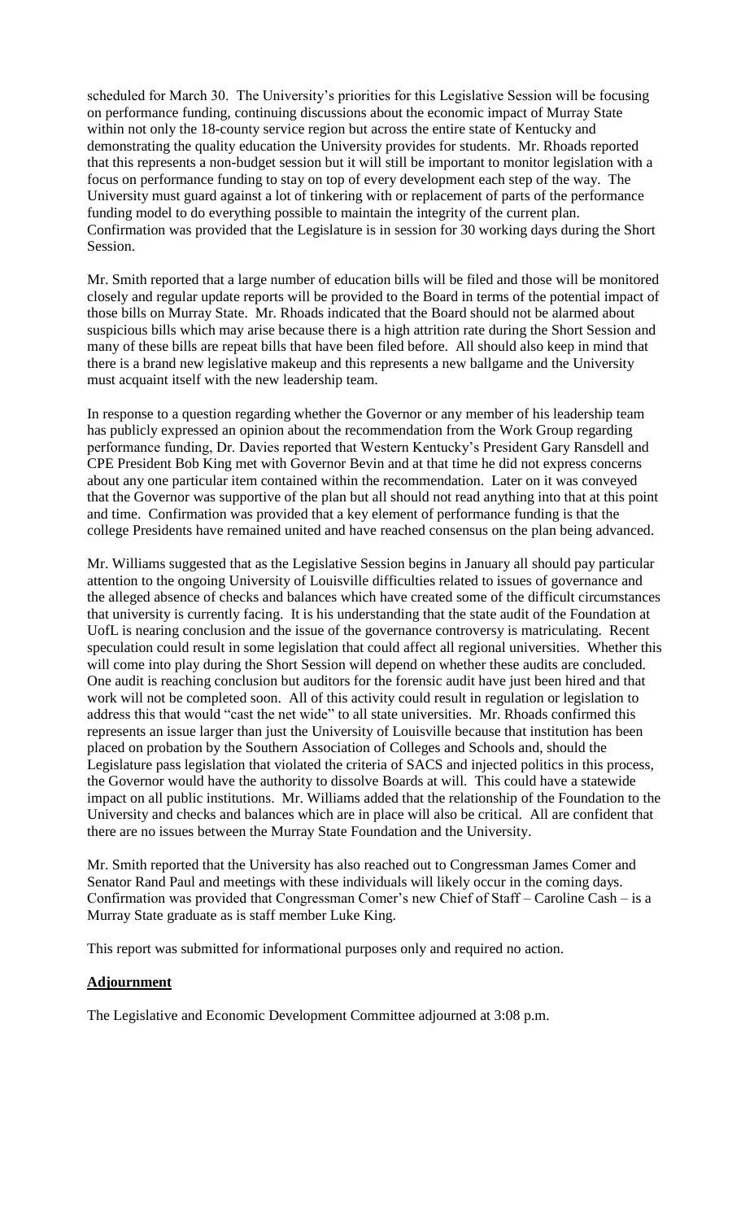scheduled for March 30. The University's priorities for this Legislative Session will be focusing on performance funding, continuing discussions about the economic impact of Murray State within not only the 18-county service region but across the entire state of Kentucky and demonstrating the quality education the University provides for students. Mr. Rhoads reported that this represents a non-budget session but it will still be important to monitor legislation with a focus on performance funding to stay on top of every development each step of the way. The University must guard against a lot of tinkering with or replacement of parts of the performance funding model to do everything possible to maintain the integrity of the current plan. Confirmation was provided that the Legislature is in session for 30 working days during the Short Session.

Mr. Smith reported that a large number of education bills will be filed and those will be monitored closely and regular update reports will be provided to the Board in terms of the potential impact of those bills on Murray State. Mr. Rhoads indicated that the Board should not be alarmed about suspicious bills which may arise because there is a high attrition rate during the Short Session and many of these bills are repeat bills that have been filed before. All should also keep in mind that there is a brand new legislative makeup and this represents a new ballgame and the University must acquaint itself with the new leadership team.

In response to a question regarding whether the Governor or any member of his leadership team has publicly expressed an opinion about the recommendation from the Work Group regarding performance funding, Dr. Davies reported that Western Kentucky's President Gary Ransdell and CPE President Bob King met with Governor Bevin and at that time he did not express concerns about any one particular item contained within the recommendation. Later on it was conveyed that the Governor was supportive of the plan but all should not read anything into that at this point and time. Confirmation was provided that a key element of performance funding is that the college Presidents have remained united and have reached consensus on the plan being advanced.

Mr. Williams suggested that as the Legislative Session begins in January all should pay particular attention to the ongoing University of Louisville difficulties related to issues of governance and the alleged absence of checks and balances which have created some of the difficult circumstances that university is currently facing. It is his understanding that the state audit of the Foundation at UofL is nearing conclusion and the issue of the governance controversy is matriculating. Recent speculation could result in some legislation that could affect all regional universities. Whether this will come into play during the Short Session will depend on whether these audits are concluded. One audit is reaching conclusion but auditors for the forensic audit have just been hired and that work will not be completed soon. All of this activity could result in regulation or legislation to address this that would "cast the net wide" to all state universities. Mr. Rhoads confirmed this represents an issue larger than just the University of Louisville because that institution has been placed on probation by the Southern Association of Colleges and Schools and, should the Legislature pass legislation that violated the criteria of SACS and injected politics in this process, the Governor would have the authority to dissolve Boards at will. This could have a statewide impact on all public institutions. Mr. Williams added that the relationship of the Foundation to the University and checks and balances which are in place will also be critical. All are confident that there are no issues between the Murray State Foundation and the University.

Mr. Smith reported that the University has also reached out to Congressman James Comer and Senator Rand Paul and meetings with these individuals will likely occur in the coming days. Confirmation was provided that Congressman Comer's new Chief of Staff – Caroline Cash – is a Murray State graduate as is staff member Luke King.

This report was submitted for informational purposes only and required no action.

**Adjournment**

The Legislative and Economic Development Committee adjourned at 3:08 p.m.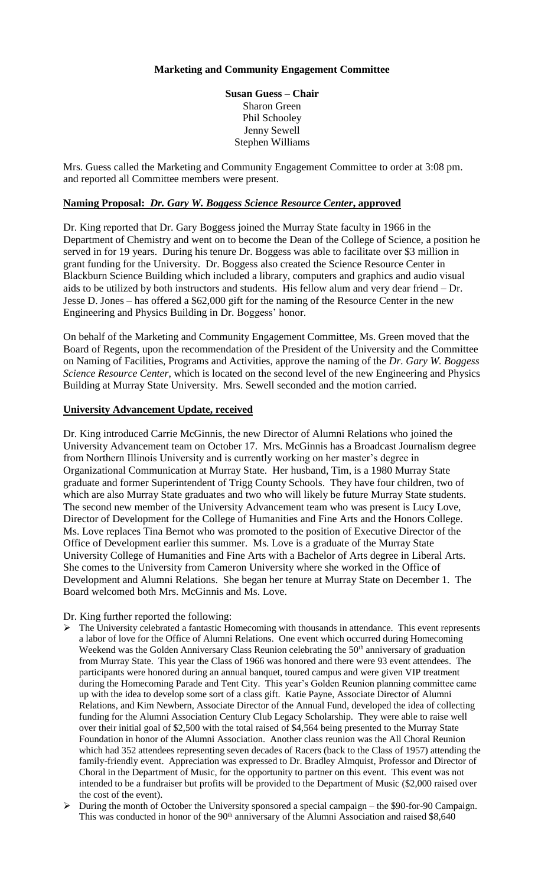**Marketing and Community Engagement Committee**

**Susan Guess – Chair**
Sharon Green
Phil Schooley
Jenny Sewell
Stephen Williams

Mrs. Guess called the Marketing and Community Engagement Committee to order at 3:08 pm. and reported all Committee members were present.

**Naming Proposal: *Dr. Gary W. Boggess Science Resource Center*, approved**

Dr. King reported that Dr. Gary Boggess joined the Murray State faculty in 1966 in the Department of Chemistry and went on to become the Dean of the College of Science, a position he served in for 19 years. During his tenure Dr. Boggess was able to facilitate over $3 million in grant funding for the University. Dr. Boggess also created the Science Resource Center in Blackburn Science Building which included a library, computers and graphics and audio visual aids to be utilized by both instructors and students. His fellow alum and very dear friend – Dr. Jesse D. Jones – has offered a $62,000 gift for the naming of the Resource Center in the new Engineering and Physics Building in Dr. Boggess' honor.

On behalf of the Marketing and Community Engagement Committee, Ms. Green moved that the Board of Regents, upon the recommendation of the President of the University and the Committee on Naming of Facilities, Programs and Activities, approve the naming of the *Dr. Gary W. Boggess Science Resource Center*, which is located on the second level of the new Engineering and Physics Building at Murray State University. Mrs. Sewell seconded and the motion carried.

**University Advancement Update, received**

Dr. King introduced Carrie McGinnis, the new Director of Alumni Relations who joined the University Advancement team on October 17. Mrs. McGinnis has a Broadcast Journalism degree from Northern Illinois University and is currently working on her master's degree in Organizational Communication at Murray State. Her husband, Tim, is a 1980 Murray State graduate and former Superintendent of Trigg County Schools. They have four children, two of which are also Murray State graduates and two who will likely be future Murray State students. The second new member of the University Advancement team who was present is Lucy Love, Director of Development for the College of Humanities and Fine Arts and the Honors College. Ms. Love replaces Tina Bernot who was promoted to the position of Executive Director of the Office of Development earlier this summer. Ms. Love is a graduate of the Murray State University College of Humanities and Fine Arts with a Bachelor of Arts degree in Liberal Arts. She comes to the University from Cameron University where she worked in the Office of Development and Alumni Relations. She began her tenure at Murray State on December 1. The Board welcomed both Mrs. McGinnis and Ms. Love.

Dr. King further reported the following:

- The University celebrated a fantastic Homecoming with thousands in attendance. This event represents a labor of love for the Office of Alumni Relations. One event which occurred during Homecoming Weekend was the Golden Anniversary Class Reunion celebrating the 50th anniversary of graduation from Murray State. This year the Class of 1966 was honored and there were 93 event attendees. The participants were honored during an annual banquet, toured campus and were given VIP treatment during the Homecoming Parade and Tent City. This year's Golden Reunion planning committee came up with the idea to develop some sort of a class gift. Katie Payne, Associate Director of Alumni Relations, and Kim Newbern, Associate Director of the Annual Fund, developed the idea of collecting funding for the Alumni Association Century Club Legacy Scholarship. They were able to raise well over their initial goal of $2,500 with the total raised of $4,564 being presented to the Murray State Foundation in honor of the Alumni Association. Another class reunion was the All Choral Reunion which had 352 attendees representing seven decades of Racers (back to the Class of 1957) attending the family-friendly event. Appreciation was expressed to Dr. Bradley Almquist, Professor and Director of Choral in the Department of Music, for the opportunity to partner on this event. This event was not intended to be a fundraiser but profits will be provided to the Department of Music ($2,000 raised over the cost of the event).
- During the month of October the University sponsored a special campaign – the $90-for-90 Campaign. This was conducted in honor of the 90th anniversary of the Alumni Association and raised $8,640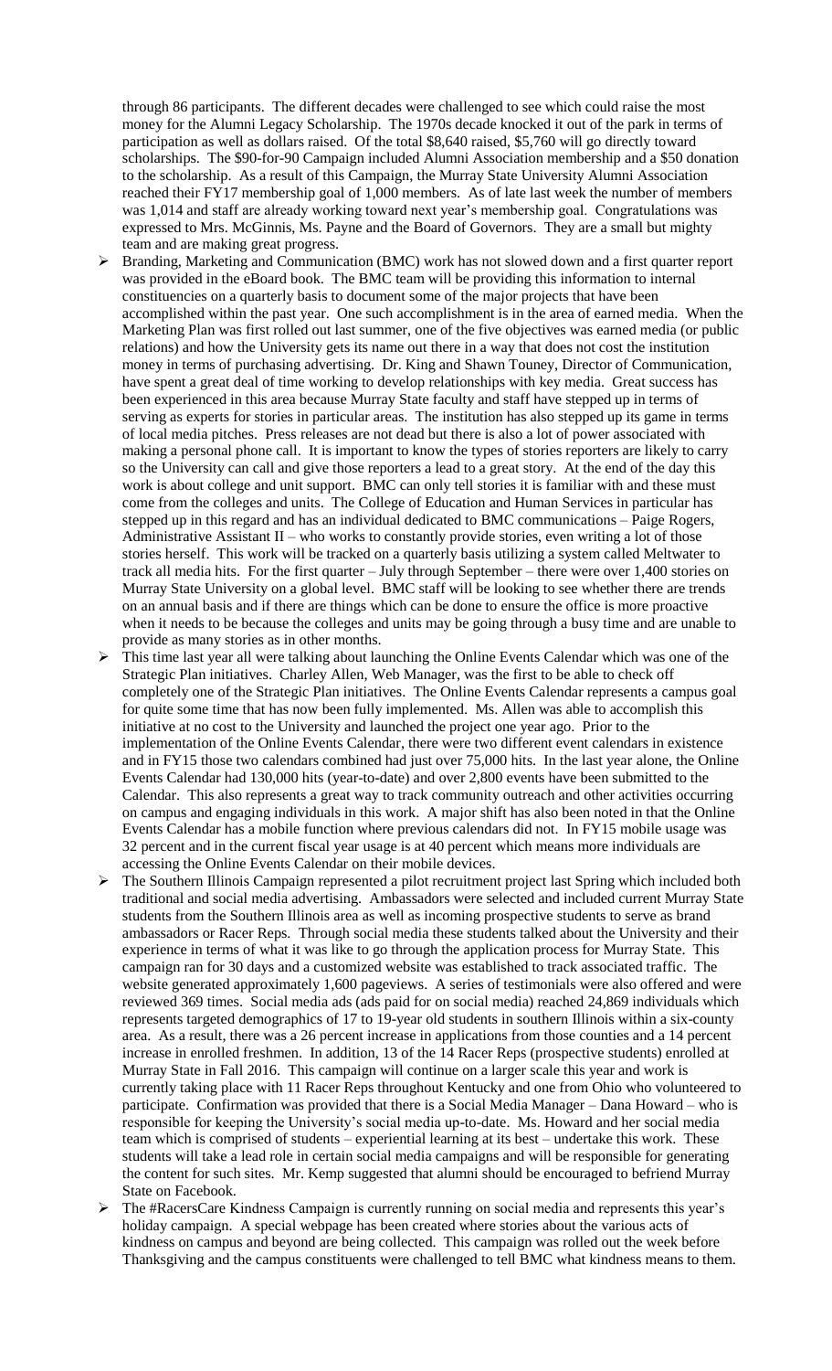through 86 participants. The different decades were challenged to see which could raise the most money for the Alumni Legacy Scholarship. The 1970s decade knocked it out of the park in terms of participation as well as dollars raised. Of the total $8,640 raised, $5,760 will go directly toward scholarships. The $90-for-90 Campaign included Alumni Association membership and a $50 donation to the scholarship. As a result of this Campaign, the Murray State University Alumni Association reached their FY17 membership goal of 1,000 members. As of late last week the number of members was 1,014 and staff are already working toward next year's membership goal. Congratulations was expressed to Mrs. McGinnis, Ms. Payne and the Board of Governors. They are a small but mighty team and are making great progress.

- Branding, Marketing and Communication (BMC) work has not slowed down and a first quarter report was provided in the eBoard book. The BMC team will be providing this information to internal constituencies on a quarterly basis to document some of the major projects that have been accomplished within the past year. One such accomplishment is in the area of earned media. When the Marketing Plan was first rolled out last summer, one of the five objectives was earned media (or public relations) and how the University gets its name out there in a way that does not cost the institution money in terms of purchasing advertising. Dr. King and Shawn Touney, Director of Communication, have spent a great deal of time working to develop relationships with key media. Great success has been experienced in this area because Murray State faculty and staff have stepped up in terms of serving as experts for stories in particular areas. The institution has also stepped up its game in terms of local media pitches. Press releases are not dead but there is also a lot of power associated with making a personal phone call. It is important to know the types of stories reporters are likely to carry so the University can call and give those reporters a lead to a great story. At the end of the day this work is about college and unit support. BMC can only tell stories it is familiar with and these must come from the colleges and units. The College of Education and Human Services in particular has stepped up in this regard and has an individual dedicated to BMC communications – Paige Rogers, Administrative Assistant II – who works to constantly provide stories, even writing a lot of those stories herself. This work will be tracked on a quarterly basis utilizing a system called Meltwater to track all media hits. For the first quarter – July through September – there were over 1,400 stories on Murray State University on a global level. BMC staff will be looking to see whether there are trends on an annual basis and if there are things which can be done to ensure the office is more proactive when it needs to be because the colleges and units may be going through a busy time and are unable to provide as many stories as in other months.
- This time last year all were talking about launching the Online Events Calendar which was one of the Strategic Plan initiatives. Charley Allen, Web Manager, was the first to be able to check off completely one of the Strategic Plan initiatives. The Online Events Calendar represents a campus goal for quite some time that has now been fully implemented. Ms. Allen was able to accomplish this initiative at no cost to the University and launched the project one year ago. Prior to the implementation of the Online Events Calendar, there were two different event calendars in existence and in FY15 those two calendars combined had just over 75,000 hits. In the last year alone, the Online Events Calendar had 130,000 hits (year-to-date) and over 2,800 events have been submitted to the Calendar. This also represents a great way to track community outreach and other activities occurring on campus and engaging individuals in this work. A major shift has also been noted in that the Online Events Calendar has a mobile function where previous calendars did not. In FY15 mobile usage was 32 percent and in the current fiscal year usage is at 40 percent which means more individuals are accessing the Online Events Calendar on their mobile devices.
- The Southern Illinois Campaign represented a pilot recruitment project last Spring which included both traditional and social media advertising. Ambassadors were selected and included current Murray State students from the Southern Illinois area as well as incoming prospective students to serve as brand ambassadors or Racer Reps. Through social media these students talked about the University and their experience in terms of what it was like to go through the application process for Murray State. This campaign ran for 30 days and a customized website was established to track associated traffic. The website generated approximately 1,600 pageviews. A series of testimonials were also offered and were reviewed 369 times. Social media ads (ads paid for on social media) reached 24,869 individuals which represents targeted demographics of 17 to 19-year old students in southern Illinois within a six-county area. As a result, there was a 26 percent increase in applications from those counties and a 14 percent increase in enrolled freshmen. In addition, 13 of the 14 Racer Reps (prospective students) enrolled at Murray State in Fall 2016. This campaign will continue on a larger scale this year and work is currently taking place with 11 Racer Reps throughout Kentucky and one from Ohio who volunteered to participate. Confirmation was provided that there is a Social Media Manager – Dana Howard – who is responsible for keeping the University's social media up-to-date. Ms. Howard and her social media team which is comprised of students – experiential learning at its best – undertake this work. These students will take a lead role in certain social media campaigns and will be responsible for generating the content for such sites. Mr. Kemp suggested that alumni should be encouraged to befriend Murray State on Facebook.
- The #RacersCare Kindness Campaign is currently running on social media and represents this year's holiday campaign. A special webpage has been created where stories about the various acts of kindness on campus and beyond are being collected. This campaign was rolled out the week before Thanksgiving and the campus constituents were challenged to tell BMC what kindness means to them.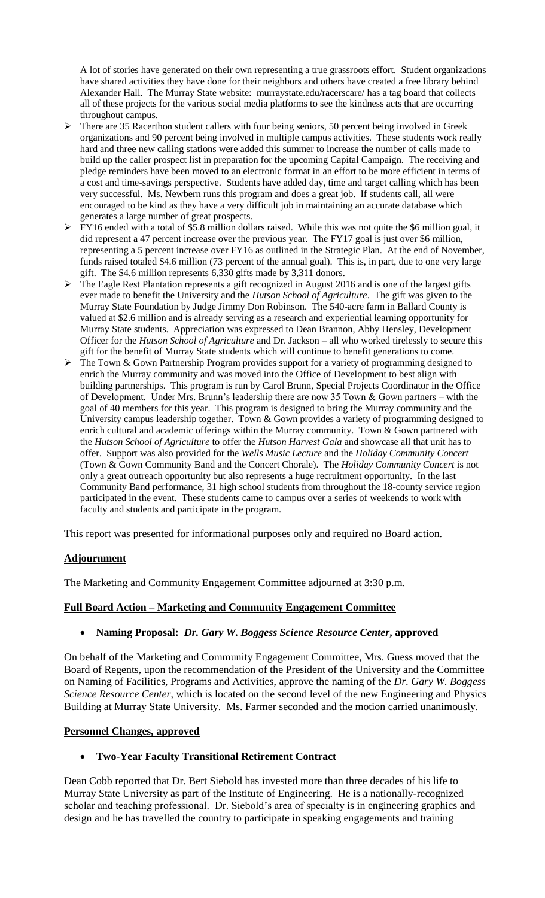A lot of stories have generated on their own representing a true grassroots effort. Student organizations have shared activities they have done for their neighbors and others have created a free library behind Alexander Hall. The Murray State website: murraystate.edu/racerscare/ has a tag board that collects all of these projects for the various social media platforms to see the kindness acts that are occurring throughout campus.

- There are 35 Racerthon student callers with four being seniors, 50 percent being involved in Greek organizations and 90 percent being involved in multiple campus activities. These students work really hard and three new calling stations were added this summer to increase the number of calls made to build up the caller prospect list in preparation for the upcoming Capital Campaign. The receiving and pledge reminders have been moved to an electronic format in an effort to be more efficient in terms of a cost and time-savings perspective. Students have added day, time and target calling which has been very successful. Ms. Newbern runs this program and does a great job. If students call, all were encouraged to be kind as they have a very difficult job in maintaining an accurate database which generates a large number of great prospects.
- FY16 ended with a total of $5.8 million dollars raised. While this was not quite the $6 million goal, it did represent a 47 percent increase over the previous year. The FY17 goal is just over $6 million, representing a 5 percent increase over FY16 as outlined in the Strategic Plan. At the end of November, funds raised totaled $4.6 million (73 percent of the annual goal). This is, in part, due to one very large gift. The $4.6 million represents 6,330 gifts made by 3,311 donors.
- The Eagle Rest Plantation represents a gift recognized in August 2016 and is one of the largest gifts ever made to benefit the University and the *Hutson School of Agriculture*. The gift was given to the Murray State Foundation by Judge Jimmy Don Robinson. The 540-acre farm in Ballard County is valued at $2.6 million and is already serving as a research and experiential learning opportunity for Murray State students. Appreciation was expressed to Dean Brannon, Abby Hensley, Development Officer for the *Hutson School of Agriculture* and Dr. Jackson – all who worked tirelessly to secure this gift for the benefit of Murray State students which will continue to benefit generations to come.
- The Town & Gown Partnership Program provides support for a variety of programming designed to enrich the Murray community and was moved into the Office of Development to best align with building partnerships. This program is run by Carol Brunn, Special Projects Coordinator in the Office of Development. Under Mrs. Brunn's leadership there are now 35 Town & Gown partners – with the goal of 40 members for this year. This program is designed to bring the Murray community and the University campus leadership together. Town & Gown provides a variety of programming designed to enrich cultural and academic offerings within the Murray community. Town & Gown partnered with the *Hutson School of Agriculture* to offer the *Hutson Harvest Gala* and showcase all that unit has to offer. Support was also provided for the *Wells Music Lecture* and the *Holiday Community Concert* (Town & Gown Community Band and the Concert Chorale). The *Holiday Community Concert* is not only a great outreach opportunity but also represents a huge recruitment opportunity. In the last Community Band performance, 31 high school students from throughout the 18-county service region participated in the event. These students came to campus over a series of weekends to work with faculty and students and participate in the program.

This report was presented for informational purposes only and required no Board action.

**Adjournment**

The Marketing and Community Engagement Committee adjourned at 3:30 p.m.

**Full Board Action – Marketing and Community Engagement Committee**

- **Naming Proposal:** ***Dr. Gary W. Boggess Science Resource Center*****, approved**

On behalf of the Marketing and Community Engagement Committee, Mrs. Guess moved that the Board of Regents, upon the recommendation of the President of the University and the Committee on Naming of Facilities, Programs and Activities, approve the naming of the *Dr. Gary W. Boggess Science Resource Center*, which is located on the second level of the new Engineering and Physics Building at Murray State University. Ms. Farmer seconded and the motion carried unanimously.

**Personnel Changes, approved**

- **Two-Year Faculty Transitional Retirement Contract**

Dean Cobb reported that Dr. Bert Siebold has invested more than three decades of his life to Murray State University as part of the Institute of Engineering. He is a nationally-recognized scholar and teaching professional. Dr. Siebold's area of specialty is in engineering graphics and design and he has travelled the country to participate in speaking engagements and training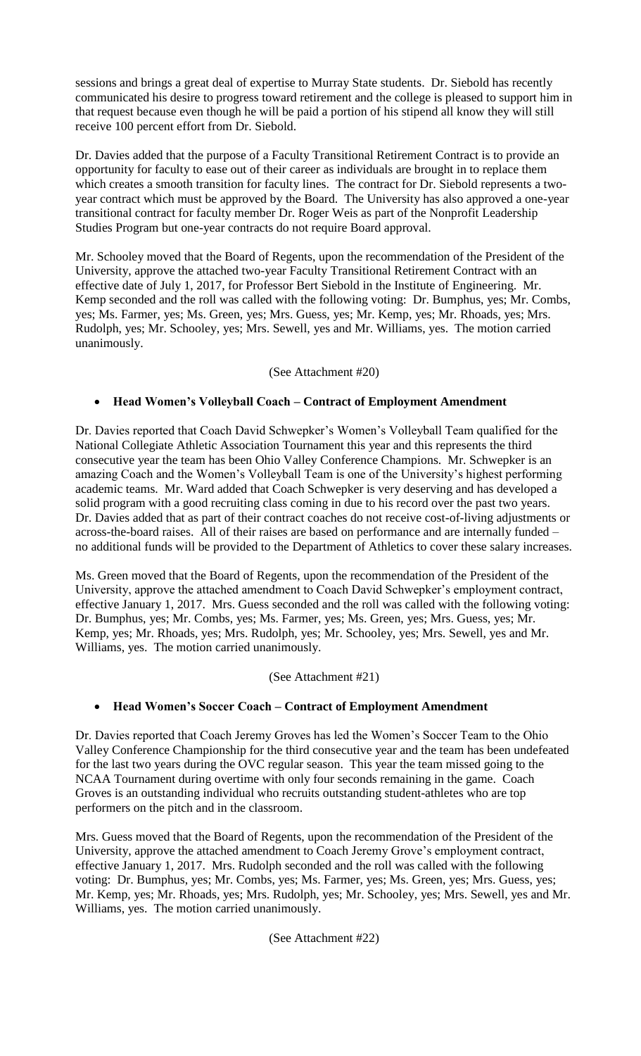sessions and brings a great deal of expertise to Murray State students. Dr. Siebold has recently communicated his desire to progress toward retirement and the college is pleased to support him in that request because even though he will be paid a portion of his stipend all know they will still receive 100 percent effort from Dr. Siebold.

Dr. Davies added that the purpose of a Faculty Transitional Retirement Contract is to provide an opportunity for faculty to ease out of their career as individuals are brought in to replace them which creates a smooth transition for faculty lines. The contract for Dr. Siebold represents a two-year contract which must be approved by the Board. The University has also approved a one-year transitional contract for faculty member Dr. Roger Weis as part of the Nonprofit Leadership Studies Program but one-year contracts do not require Board approval.

Mr. Schooley moved that the Board of Regents, upon the recommendation of the President of the University, approve the attached two-year Faculty Transitional Retirement Contract with an effective date of July 1, 2017, for Professor Bert Siebold in the Institute of Engineering. Mr. Kemp seconded and the roll was called with the following voting: Dr. Bumphus, yes; Mr. Combs, yes; Ms. Farmer, yes; Ms. Green, yes; Mrs. Guess, yes; Mr. Kemp, yes; Mr. Rhoads, yes; Mrs. Rudolph, yes; Mr. Schooley, yes; Mrs. Sewell, yes and Mr. Williams, yes. The motion carried unanimously.

(See Attachment #20)

- **Head Women's Volleyball Coach – Contract of Employment Amendment**

Dr. Davies reported that Coach David Schwepker's Women's Volleyball Team qualified for the National Collegiate Athletic Association Tournament this year and this represents the third consecutive year the team has been Ohio Valley Conference Champions. Mr. Schwepker is an amazing Coach and the Women's Volleyball Team is one of the University's highest performing academic teams. Mr. Ward added that Coach Schwepker is very deserving and has developed a solid program with a good recruiting class coming in due to his record over the past two years. Dr. Davies added that as part of their contract coaches do not receive cost-of-living adjustments or across-the-board raises. All of their raises are based on performance and are internally funded – no additional funds will be provided to the Department of Athletics to cover these salary increases.

Ms. Green moved that the Board of Regents, upon the recommendation of the President of the University, approve the attached amendment to Coach David Schwepker's employment contract, effective January 1, 2017. Mrs. Guess seconded and the roll was called with the following voting: Dr. Bumphus, yes; Mr. Combs, yes; Ms. Farmer, yes; Ms. Green, yes; Mrs. Guess, yes; Mr. Kemp, yes; Mr. Rhoads, yes; Mrs. Rudolph, yes; Mr. Schooley, yes; Mrs. Sewell, yes and Mr. Williams, yes. The motion carried unanimously.

(See Attachment #21)

- **Head Women's Soccer Coach – Contract of Employment Amendment**

Dr. Davies reported that Coach Jeremy Groves has led the Women's Soccer Team to the Ohio Valley Conference Championship for the third consecutive year and the team has been undefeated for the last two years during the OVC regular season. This year the team missed going to the NCAA Tournament during overtime with only four seconds remaining in the game. Coach Groves is an outstanding individual who recruits outstanding student-athletes who are top performers on the pitch and in the classroom.

Mrs. Guess moved that the Board of Regents, upon the recommendation of the President of the University, approve the attached amendment to Coach Jeremy Grove's employment contract, effective January 1, 2017. Mrs. Rudolph seconded and the roll was called with the following voting: Dr. Bumphus, yes; Mr. Combs, yes; Ms. Farmer, yes; Ms. Green, yes; Mrs. Guess, yes; Mr. Kemp, yes; Mr. Rhoads, yes; Mrs. Rudolph, yes; Mr. Schooley, yes; Mrs. Sewell, yes and Mr. Williams, yes. The motion carried unanimously.

(See Attachment #22)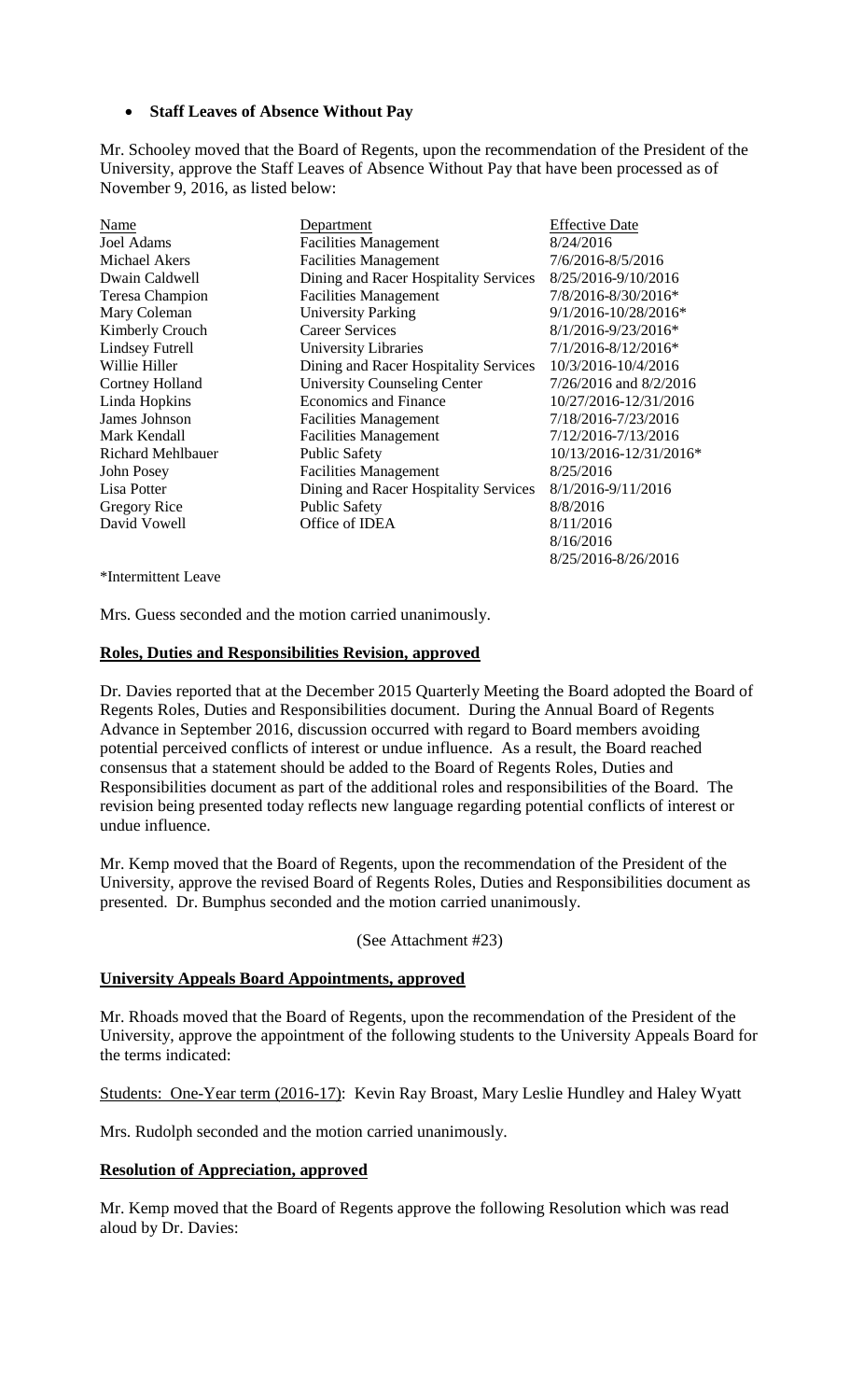- **Staff Leaves of Absence Without Pay**

Mr. Schooley moved that the Board of Regents, upon the recommendation of the President of the University, approve the Staff Leaves of Absence Without Pay that have been processed as of November 9, 2016, as listed below:

| Name | Department | Effective Date |
|---|---|---|
| Joel Adams | Facilities Management | 8/24/2016 |
| Michael Akers | Facilities Management | 7/6/2016-8/5/2016 |
| Dwain Caldwell | Dining and Racer Hospitality Services | 8/25/2016-9/10/2016 |
| Teresa Champion | Facilities Management | 7/8/2016-8/30/2016* |
| Mary Coleman | University Parking | 9/1/2016-10/28/2016* |
| Kimberly Crouch | Career Services | 8/1/2016-9/23/2016* |
| Lindsey Futrell | University Libraries | 7/1/2016-8/12/2016* |
| Willie Hiller | Dining and Racer Hospitality Services | 10/3/2016-10/4/2016 |
| Cortney Holland | University Counseling Center | 7/26/2016 and 8/2/2016 |
| Linda Hopkins | Economics and Finance | 10/27/2016-12/31/2016 |
| James Johnson | Facilities Management | 7/18/2016-7/23/2016 |
| Mark Kendall | Facilities Management | 7/12/2016-7/13/2016 |
| Richard Mehlbauer | Public Safety | 10/13/2016-12/31/2016* |
| John Posey | Facilities Management | 8/25/2016 |
| Lisa Potter | Dining and Racer Hospitality Services | 8/1/2016-9/11/2016 |
| Gregory Rice | Public Safety | 8/8/2016 |
| David Vowell | Office of IDEA | 8/11/2016<br>8/16/2016<br>8/25/2016-8/26/2016 |

*Intermittent Leave

Mrs. Guess seconded and the motion carried unanimously.

**Roles, Duties and Responsibilities Revision, approved**

Dr. Davies reported that at the December 2015 Quarterly Meeting the Board adopted the Board of Regents Roles, Duties and Responsibilities document. During the Annual Board of Regents Advance in September 2016, discussion occurred with regard to Board members avoiding potential perceived conflicts of interest or undue influence. As a result, the Board reached consensus that a statement should be added to the Board of Regents Roles, Duties and Responsibilities document as part of the additional roles and responsibilities of the Board. The revision being presented today reflects new language regarding potential conflicts of interest or undue influence.

Mr. Kemp moved that the Board of Regents, upon the recommendation of the President of the University, approve the revised Board of Regents Roles, Duties and Responsibilities document as presented. Dr. Bumphus seconded and the motion carried unanimously.

(See Attachment #23)

**University Appeals Board Appointments, approved**

Mr. Rhoads moved that the Board of Regents, upon the recommendation of the President of the University, approve the appointment of the following students to the University Appeals Board for the terms indicated:

Students: One-Year term (2016-17): Kevin Ray Broast, Mary Leslie Hundley and Haley Wyatt

Mrs. Rudolph seconded and the motion carried unanimously.

**Resolution of Appreciation, approved**

Mr. Kemp moved that the Board of Regents approve the following Resolution which was read aloud by Dr. Davies: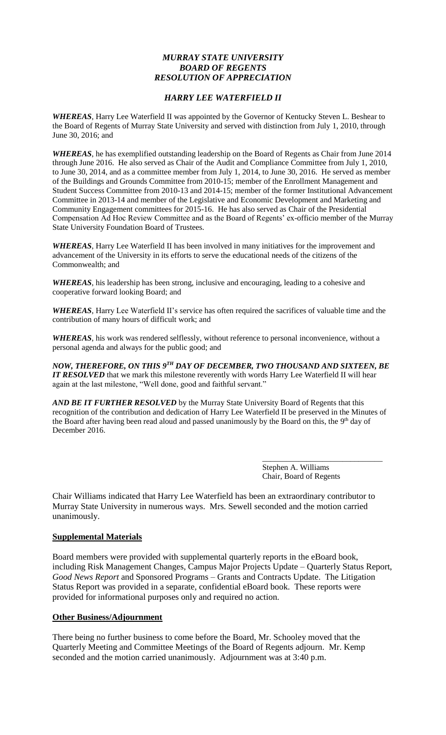***MURRAY STATE UNIVERSITY***
***BOARD OF REGENTS***
***RESOLUTION OF APPRECIATION***

***HARRY LEE WATERFIELD II***

***WHEREAS***, Harry Lee Waterfield II was appointed by the Governor of Kentucky Steven L. Beshear to the Board of Regents of Murray State University and served with distinction from July 1, 2010, through June 30, 2016; and

***WHEREAS***, he has exemplified outstanding leadership on the Board of Regents as Chair from June 2014 through June 2016. He also served as Chair of the Audit and Compliance Committee from July 1, 2010, to June 30, 2014, and as a committee member from July 1, 2014, to June 30, 2016. He served as member of the Buildings and Grounds Committee from 2010-15; member of the Enrollment Management and Student Success Committee from 2010-13 and 2014-15; member of the former Institutional Advancement Committee in 2013-14 and member of the Legislative and Economic Development and Marketing and Community Engagement committees for 2015-16. He has also served as Chair of the Presidential Compensation Ad Hoc Review Committee and as the Board of Regents' ex-officio member of the Murray State University Foundation Board of Trustees.

***WHEREAS***, Harry Lee Waterfield II has been involved in many initiatives for the improvement and advancement of the University in its efforts to serve the educational needs of the citizens of the Commonwealth; and

***WHEREAS***, his leadership has been strong, inclusive and encouraging, leading to a cohesive and cooperative forward looking Board; and

***WHEREAS***, Harry Lee Waterfield II's service has often required the sacrifices of valuable time and the contribution of many hours of difficult work; and

***WHEREAS***, his work was rendered selflessly, without reference to personal inconvenience, without a personal agenda and always for the public good; and

***NOW, THEREFORE, ON THIS 9TH DAY OF DECEMBER, TWO THOUSAND AND SIXTEEN, BE IT RESOLVED*** that we mark this milestone reverently with words Harry Lee Waterfield II will hear again at the last milestone, "Well done, good and faithful servant."

***AND BE IT FURTHER RESOLVED*** by the Murray State University Board of Regents that this recognition of the contribution and dedication of Harry Lee Waterfield II be preserved in the Minutes of the Board after having been read aloud and passed unanimously by the Board on this, the 9th day of December 2016.

\_\_\_\_\_\_\_\_\_\_\_\_\_\_\_\_\_\_\_\_\_\_\_\_\_\_\_\_\_\_
Stephen A. Williams
Chair, Board of Regents

Chair Williams indicated that Harry Lee Waterfield has been an extraordinary contributor to Murray State University in numerous ways. Mrs. Sewell seconded and the motion carried unanimously.

**Supplemental Materials**

Board members were provided with supplemental quarterly reports in the eBoard book, including Risk Management Changes, Campus Major Projects Update – Quarterly Status Report, *Good News Report* and Sponsored Programs – Grants and Contracts Update. The Litigation Status Report was provided in a separate, confidential eBoard book. These reports were provided for informational purposes only and required no action.

**Other Business/Adjournment**

There being no further business to come before the Board, Mr. Schooley moved that the Quarterly Meeting and Committee Meetings of the Board of Regents adjourn. Mr. Kemp seconded and the motion carried unanimously. Adjournment was at 3:40 p.m.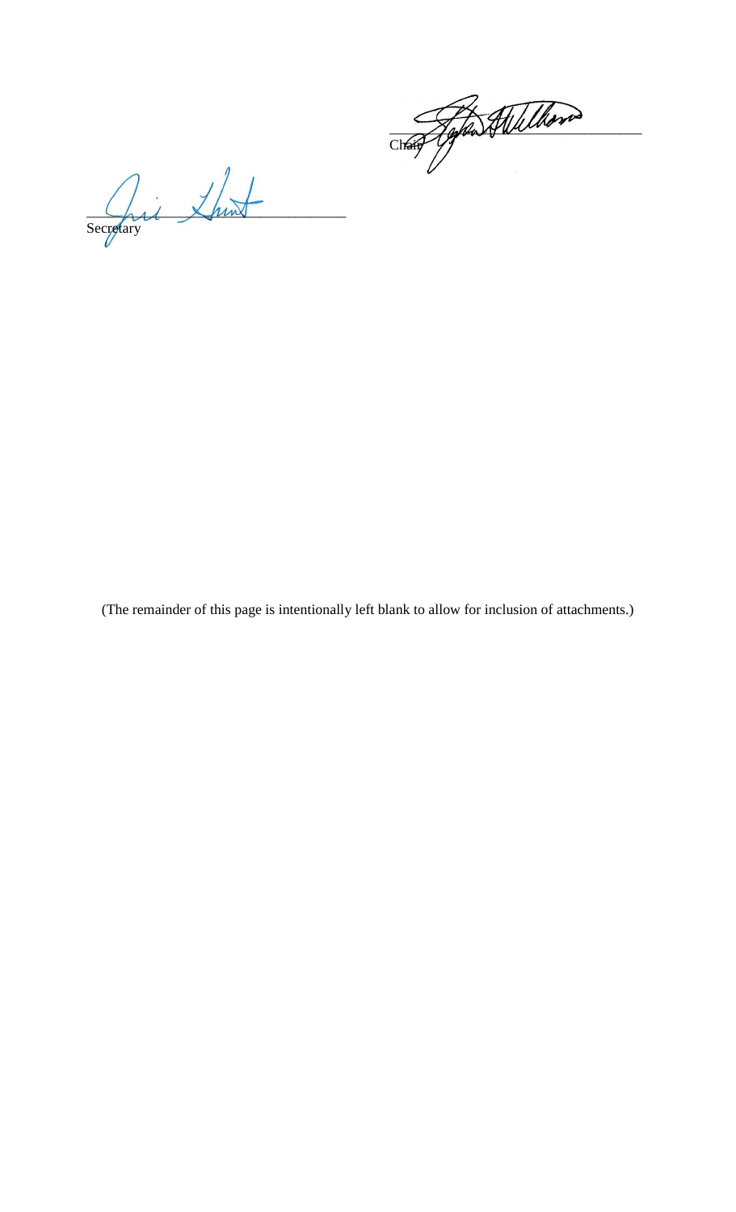\_\_\_\_\_\_\_\_\_\_\_\_\_\_\_\_\_\_\_\_\_\_\_\_\_\_\_\_\_\_
Chair

\_\_\_\_\_\_\_\_\_\_\_\_\_\_\_\_\_\_\_\_\_\_\_\_\_\_\_\_\_\_
Secretary

(The remainder of this page is intentionally left blank to allow for inclusion of attachments.)